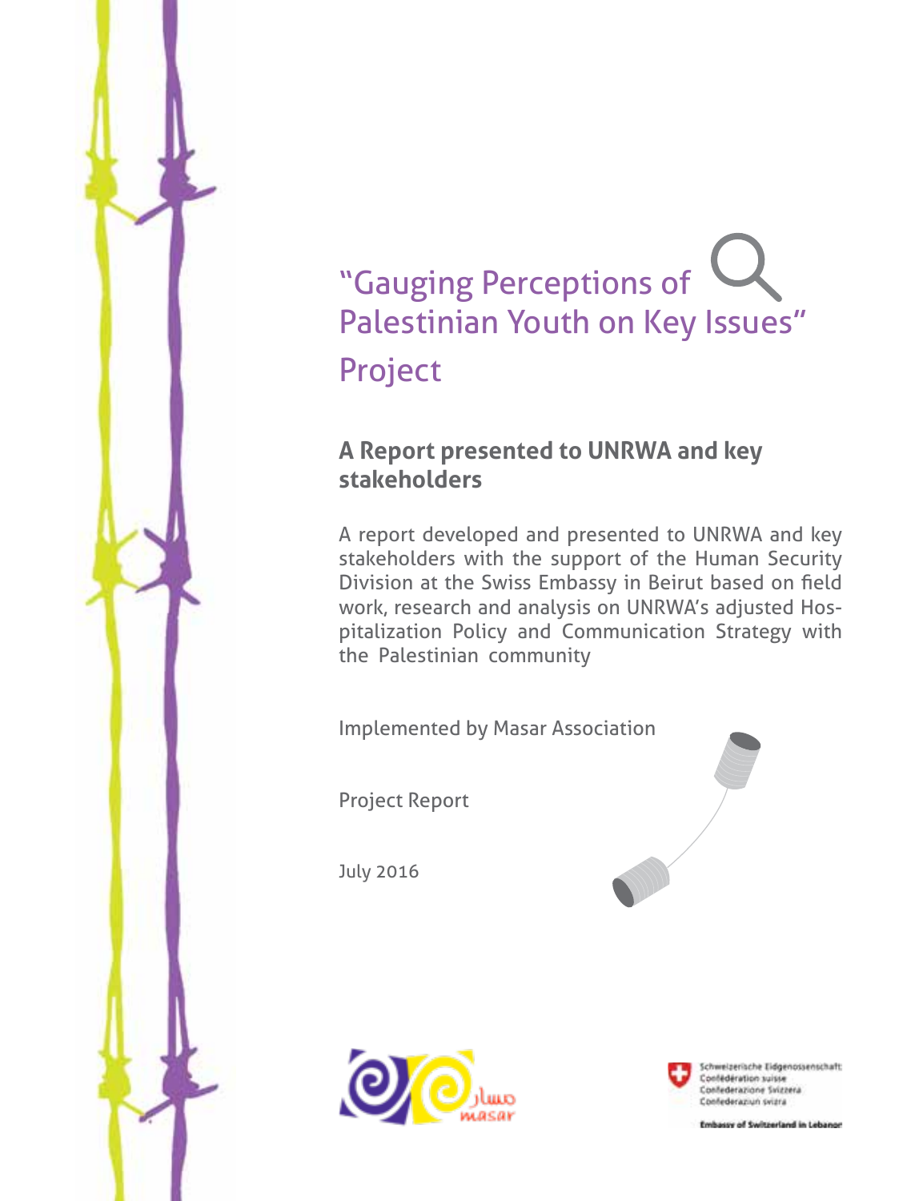# "Gauging Perceptions of Palestinian Youth on Key Issues" Project

## A Report presented to UNRWA and key stakeholders

A report developed and presented to UNRWA and key stakeholders with the support of the Human Security Division at the Swiss Embassy in Beirut based on field work, research and analysis on UNRWA's adjusted Hospitalization Policy and Communication Strategy with the Palestinian community

Implemented by Masar Association

Project Report

July 2016

مسار masar

Schweizerische Eidgenossenschaft
Confédération suisse
Confederazione Svizzera
Confederaziun svizra

Embassy of Switzerland in Lebanon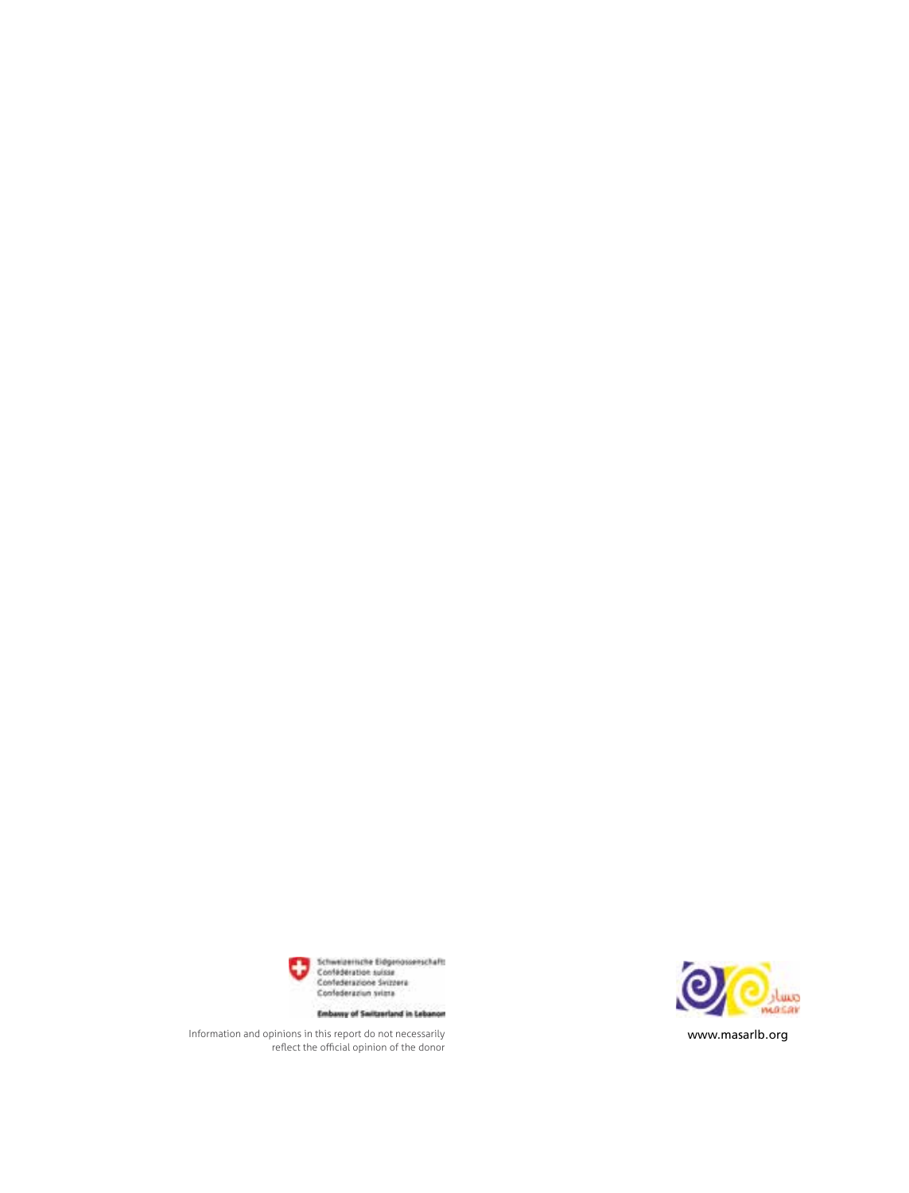Schweizerische Eidgenossenschaft
Confédération suisse
Confederazione Svizzera
Confederaziun svizra

Embassy of Switzerland in Lebanon

Information and opinions in this report do not necessarily reflect the official opinion of the donor

مسار
masar

www.masarlb.org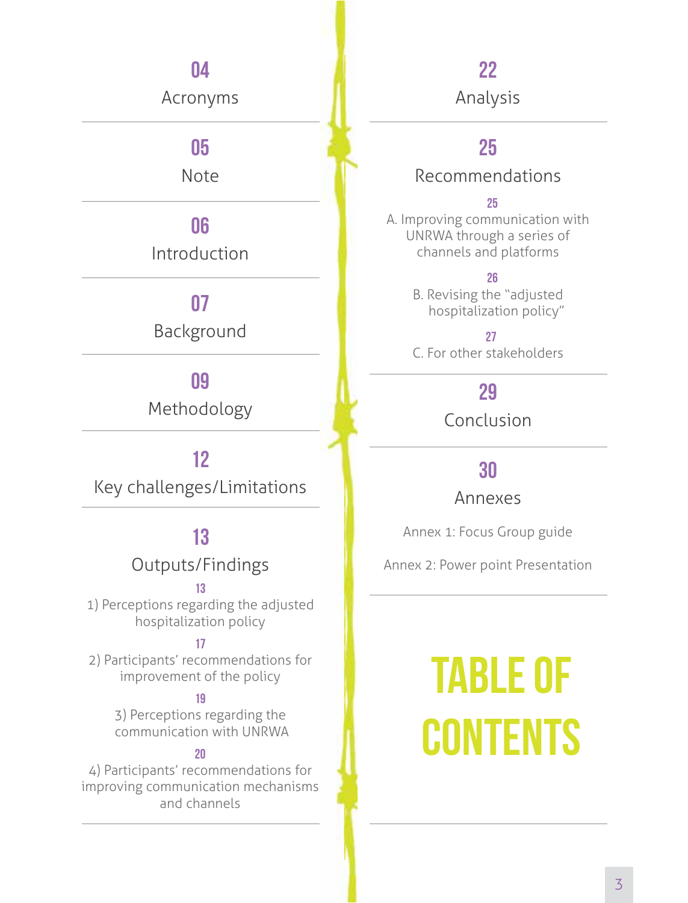# TABLE OF CONTENTS

04 Acronyms

05 Note

06 Introduction

07 Background

09 Methodology

12 Key challenges/Limitations

13 Outputs/Findings

- 13 1) Perceptions regarding the adjusted hospitalization policy
- 17 2) Participants' recommendations for improvement of the policy
- 19 3) Perceptions regarding the communication with UNRWA
- 20 4) Participants' recommendations for improving communication mechanisms and channels

22 Analysis

25 Recommendations

- 25 A. Improving communication with UNRWA through a series of channels and platforms
- 26 B. Revising the "adjusted hospitalization policy"
- 27 C. For other stakeholders

29 Conclusion

30 Annexes

- Annex 1: Focus Group guide
- Annex 2: Power point Presentation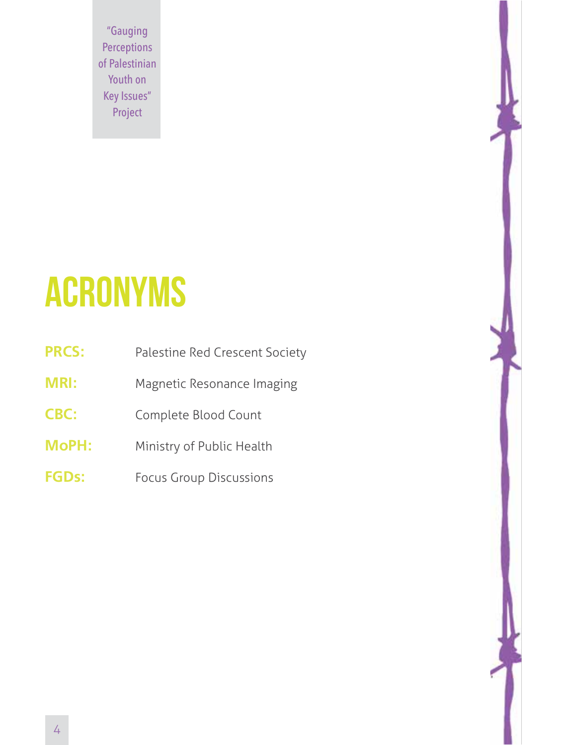# ACRONYMS

**PRCS:** Palestine Red Crescent Society

**MRI:** Magnetic Resonance Imaging

**CBC:** Complete Blood Count

**MoPH:** Ministry of Public Health

**FGDs:** Focus Group Discussions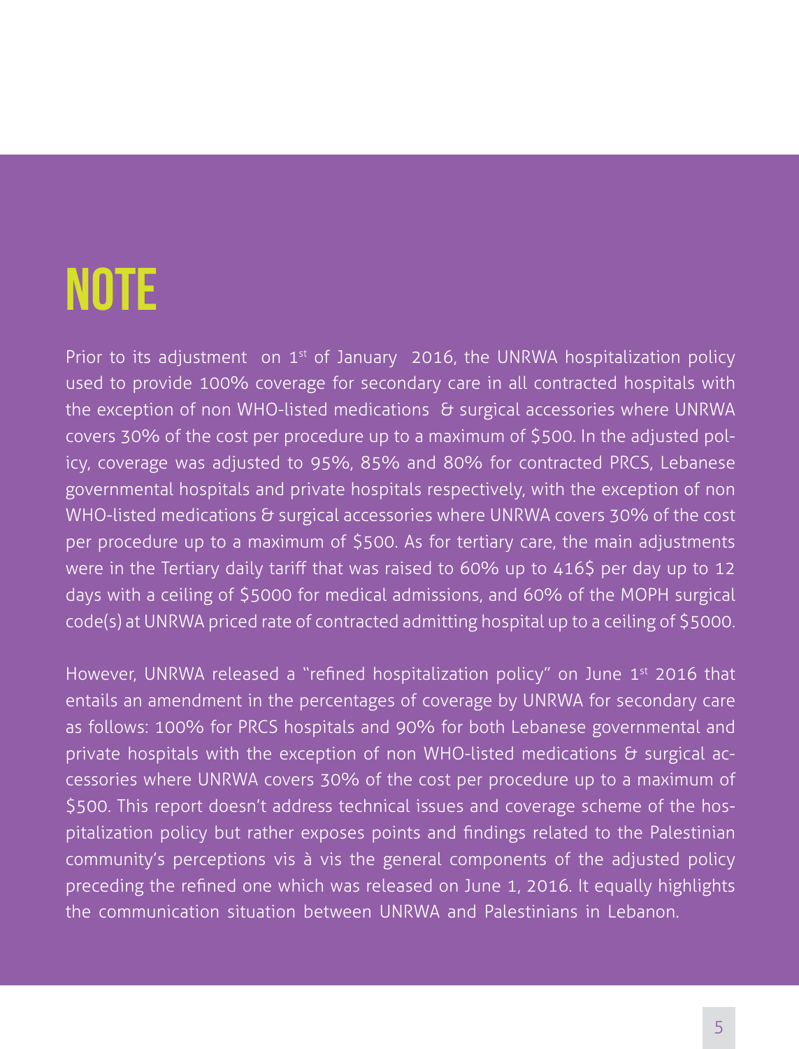# NOTE

Prior to its adjustment on 1st of January 2016, the UNRWA hospitalization policy used to provide 100% coverage for secondary care in all contracted hospitals with the exception of non WHO-listed medications & surgical accessories where UNRWA covers 30% of the cost per procedure up to a maximum of $500. In the adjusted policy, coverage was adjusted to 95%, 85% and 80% for contracted PRCS, Lebanese governmental hospitals and private hospitals respectively, with the exception of non WHO-listed medications & surgical accessories where UNRWA covers 30% of the cost per procedure up to a maximum of $500. As for tertiary care, the main adjustments were in the Tertiary daily tariff that was raised to 60% up to 416$ per day up to 12 days with a ceiling of $5000 for medical admissions, and 60% of the MOPH surgical code(s) at UNRWA priced rate of contracted admitting hospital up to a ceiling of $5000.

However, UNRWA released a "refined hospitalization policy" on June 1st 2016 that entails an amendment in the percentages of coverage by UNRWA for secondary care as follows: 100% for PRCS hospitals and 90% for both Lebanese governmental and private hospitals with the exception of non WHO-listed medications & surgical accessories where UNRWA covers 30% of the cost per procedure up to a maximum of $500. This report doesn't address technical issues and coverage scheme of the hospitalization policy but rather exposes points and findings related to the Palestinian community's perceptions vis à vis the general components of the adjusted policy preceding the refined one which was released on June 1, 2016. It equally highlights the communication situation between UNRWA and Palestinians in Lebanon.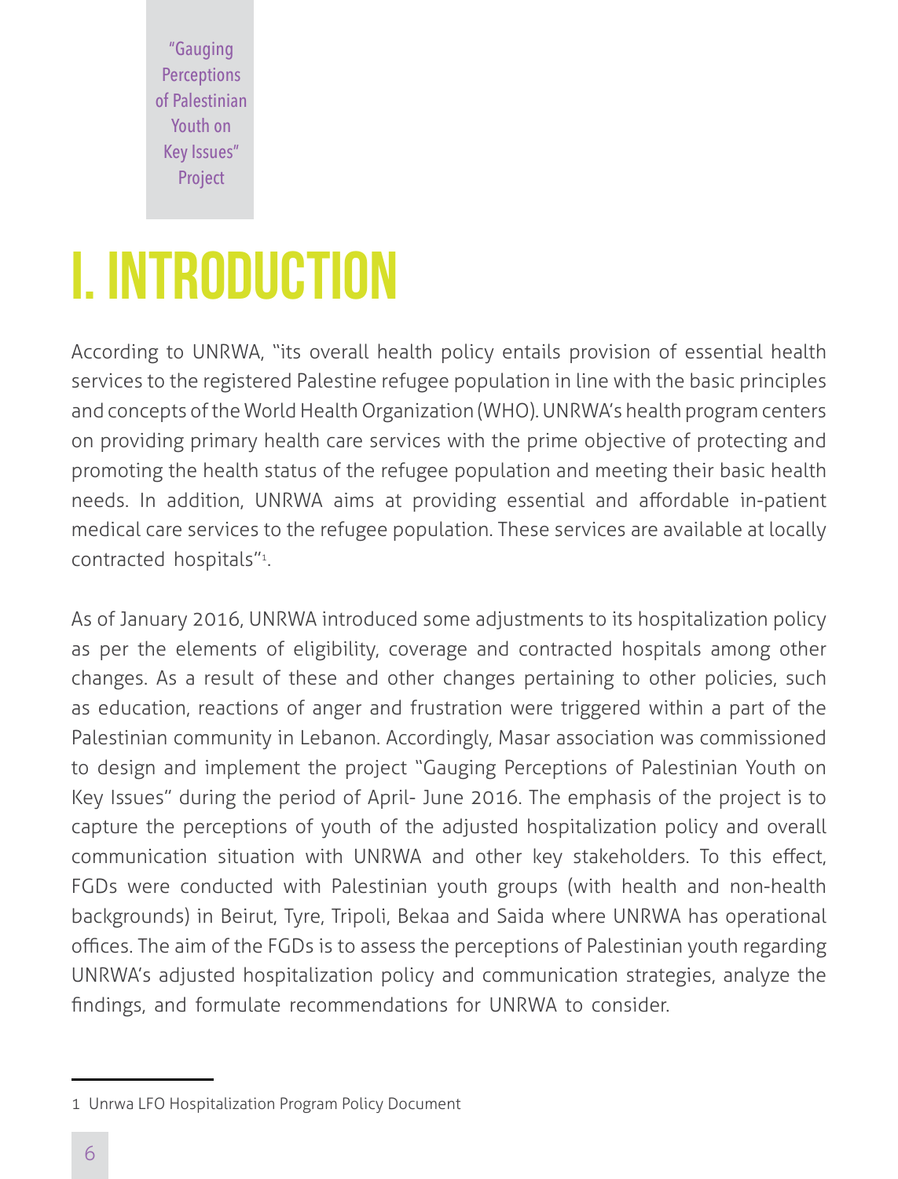# I. INTRODUCTION

According to UNRWA, "its overall health policy entails provision of essential health services to the registered Palestine refugee population in line with the basic principles and concepts of the World Health Organization (WHO). UNRWA's health program centers on providing primary health care services with the prime objective of protecting and promoting the health status of the refugee population and meeting their basic health needs. In addition, UNRWA aims at providing essential and affordable in-patient medical care services to the refugee population. These services are available at locally contracted hospitals"[1].

As of January 2016, UNRWA introduced some adjustments to its hospitalization policy as per the elements of eligibility, coverage and contracted hospitals among other changes. As a result of these and other changes pertaining to other policies, such as education, reactions of anger and frustration were triggered within a part of the Palestinian community in Lebanon. Accordingly, Masar association was commissioned to design and implement the project "Gauging Perceptions of Palestinian Youth on Key Issues" during the period of April- June 2016. The emphasis of the project is to capture the perceptions of youth of the adjusted hospitalization policy and overall communication situation with UNRWA and other key stakeholders. To this effect, FGDs were conducted with Palestinian youth groups (with health and non-health backgrounds) in Beirut, Tyre, Tripoli, Bekaa and Saida where UNRWA has operational offices. The aim of the FGDs is to assess the perceptions of Palestinian youth regarding UNRWA's adjusted hospitalization policy and communication strategies, analyze the findings, and formulate recommendations for UNRWA to consider.

1 Unrwa LFO Hospitalization Program Policy Document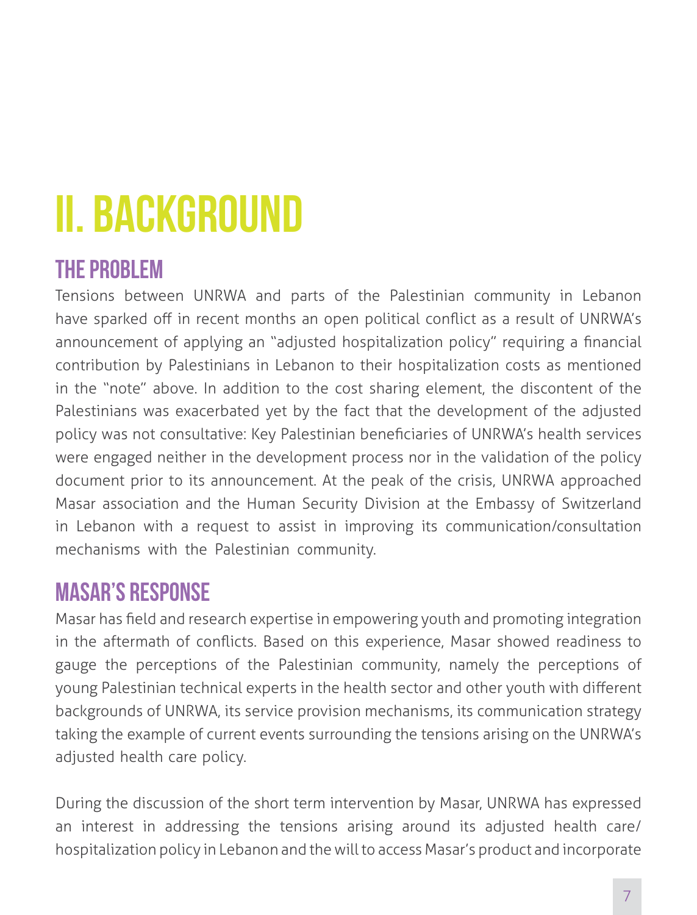# II. BACKGROUND

## THE PROBLEM

Tensions between UNRWA and parts of the Palestinian community in Lebanon have sparked off in recent months an open political conflict as a result of UNRWA's announcement of applying an "adjusted hospitalization policy" requiring a financial contribution by Palestinians in Lebanon to their hospitalization costs as mentioned in the "note" above. In addition to the cost sharing element, the discontent of the Palestinians was exacerbated yet by the fact that the development of the adjusted policy was not consultative: Key Palestinian beneficiaries of UNRWA's health services were engaged neither in the development process nor in the validation of the policy document prior to its announcement. At the peak of the crisis, UNRWA approached Masar association and the Human Security Division at the Embassy of Switzerland in Lebanon with a request to assist in improving its communication/consultation mechanisms with the Palestinian community.

## MASAR'S RESPONSE

Masar has field and research expertise in empowering youth and promoting integration in the aftermath of conflicts. Based on this experience, Masar showed readiness to gauge the perceptions of the Palestinian community, namely the perceptions of young Palestinian technical experts in the health sector and other youth with different backgrounds of UNRWA, its service provision mechanisms, its communication strategy taking the example of current events surrounding the tensions arising on the UNRWA's adjusted health care policy.

During the discussion of the short term intervention by Masar, UNRWA has expressed an interest in addressing the tensions arising around its adjusted health care/ hospitalization policy in Lebanon and the will to access Masar's product and incorporate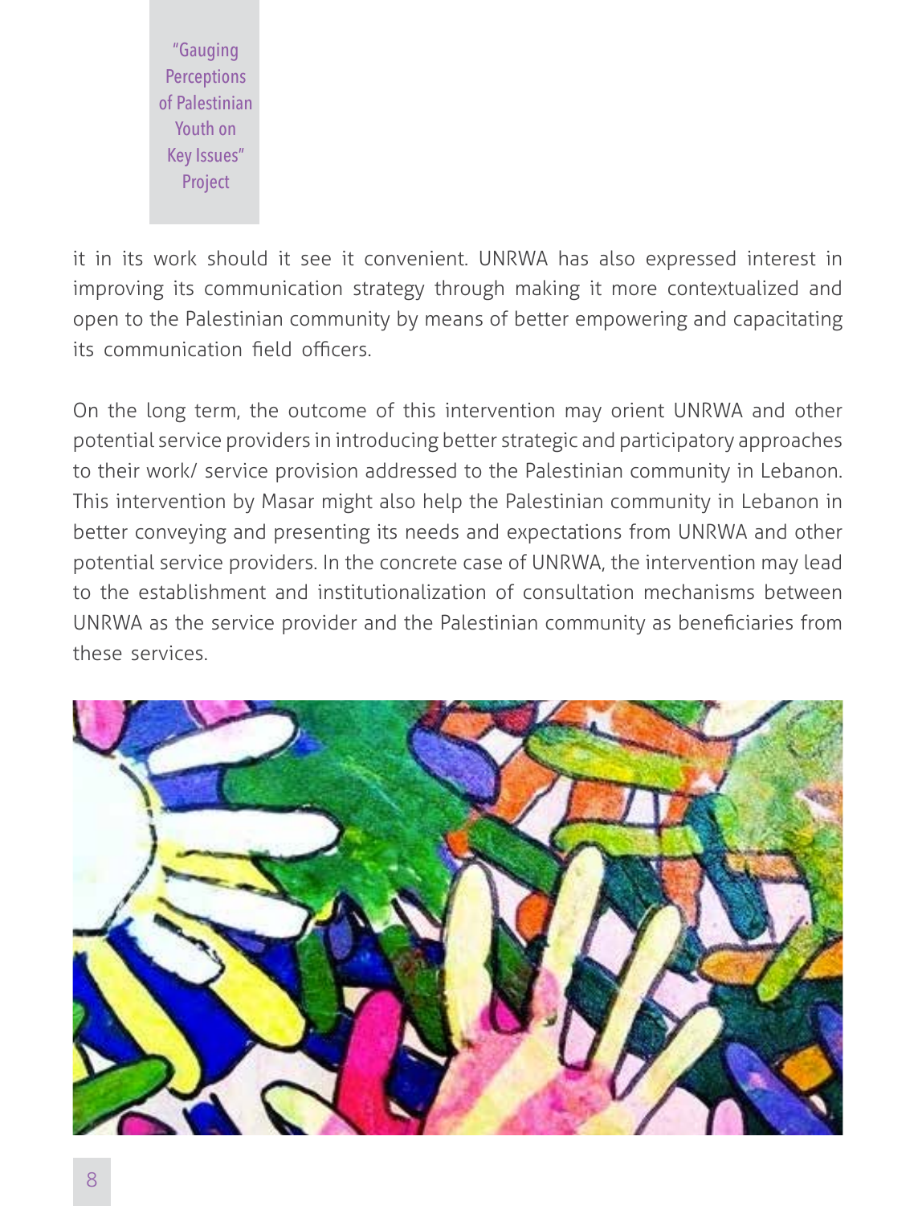it in its work should it see it convenient. UNRWA has also expressed interest in improving its communication strategy through making it more contextualized and open to the Palestinian community by means of better empowering and capacitating its communication field officers.

On the long term, the outcome of this intervention may orient UNRWA and other potential service providers in introducing better strategic and participatory approaches to their work/ service provision addressed to the Palestinian community in Lebanon. This intervention by Masar might also help the Palestinian community in Lebanon in better conveying and presenting its needs and expectations from UNRWA and other potential service providers. In the concrete case of UNRWA, the intervention may lead to the establishment and institutionalization of consultation mechanisms between UNRWA as the service provider and the Palestinian community as beneficiaries from these services.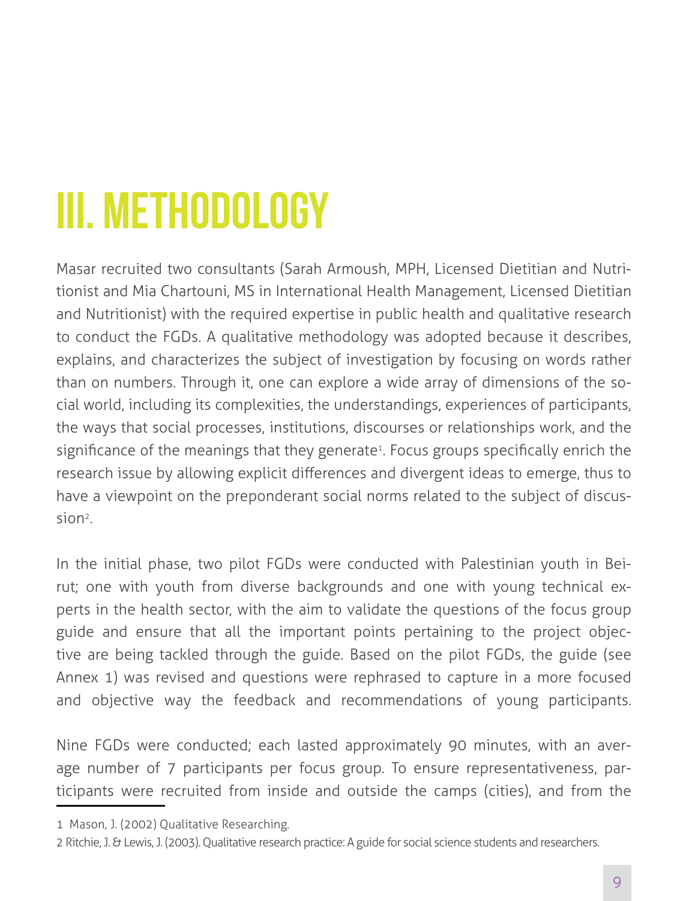# III. METHODOLOGY

Masar recruited two consultants (Sarah Armoush, MPH, Licensed Dietitian and Nutritionist and Mia Chartouni, MS in International Health Management, Licensed Dietitian and Nutritionist) with the required expertise in public health and qualitative research to conduct the FGDs. A qualitative methodology was adopted because it describes, explains, and characterizes the subject of investigation by focusing on words rather than on numbers. Through it, one can explore a wide array of dimensions of the social world, including its complexities, the understandings, experiences of participants, the ways that social processes, institutions, discourses or relationships work, and the significance of the meanings that they generate[1]. Focus groups specifically enrich the research issue by allowing explicit differences and divergent ideas to emerge, thus to have a viewpoint on the preponderant social norms related to the subject of discussion[2].

In the initial phase, two pilot FGDs were conducted with Palestinian youth in Beirut; one with youth from diverse backgrounds and one with young technical experts in the health sector, with the aim to validate the questions of the focus group guide and ensure that all the important points pertaining to the project objective are being tackled through the guide. Based on the pilot FGDs, the guide (see Annex 1) was revised and questions were rephrased to capture in a more focused and objective way the feedback and recommendations of young participants.

Nine FGDs were conducted; each lasted approximately 90 minutes, with an average number of 7 participants per focus group. To ensure representativeness, participants were recruited from inside and outside the camps (cities), and from the

1 Mason, J. (2002) Qualitative Researching.

2 Ritchie, J. & Lewis, J. (2003). Qualitative research practice: A guide for social science students and researchers.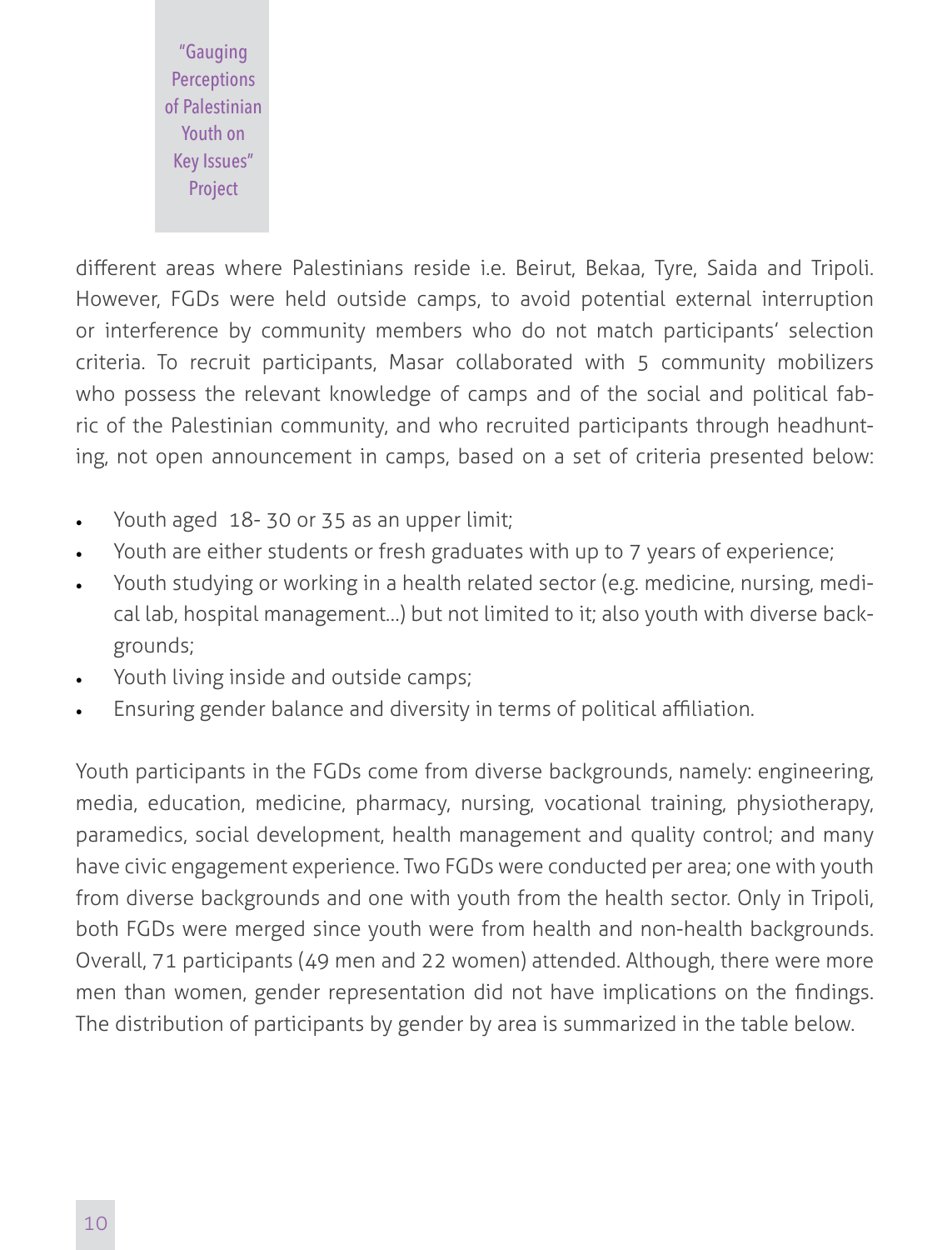different areas where Palestinians reside i.e. Beirut, Bekaa, Tyre, Saida and Tripoli. However, FGDs were held outside camps, to avoid potential external interruption or interference by community members who do not match participants' selection criteria. To recruit participants, Masar collaborated with 5 community mobilizers who possess the relevant knowledge of camps and of the social and political fabric of the Palestinian community, and who recruited participants through headhunting, not open announcement in camps, based on a set of criteria presented below:

- Youth aged 18- 30 or 35 as an upper limit;
- Youth are either students or fresh graduates with up to 7 years of experience;
- Youth studying or working in a health related sector (e.g. medicine, nursing, medical lab, hospital management…) but not limited to it; also youth with diverse backgrounds;
- Youth living inside and outside camps;
- Ensuring gender balance and diversity in terms of political affiliation.

Youth participants in the FGDs come from diverse backgrounds, namely: engineering, media, education, medicine, pharmacy, nursing, vocational training, physiotherapy, paramedics, social development, health management and quality control; and many have civic engagement experience. Two FGDs were conducted per area; one with youth from diverse backgrounds and one with youth from the health sector. Only in Tripoli, both FGDs were merged since youth were from health and non-health backgrounds. Overall, 71 participants (49 men and 22 women) attended. Although, there were more men than women, gender representation did not have implications on the findings. The distribution of participants by gender by area is summarized in the table below.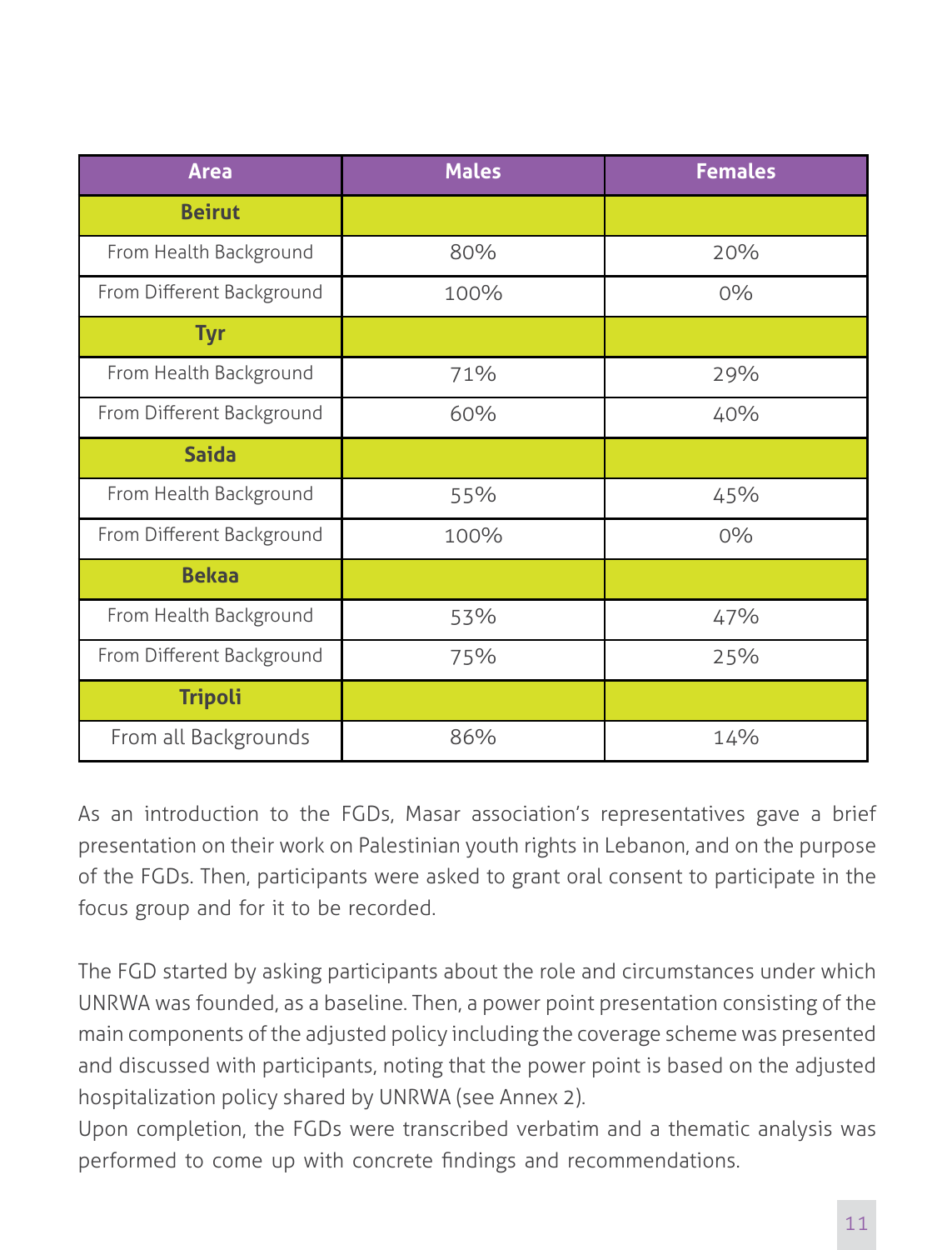| Area | Males | Females |
|---|---|---|
| **Beirut** | | |
| From Health Background | 80% | 20% |
| From Different Background | 100% | 0% |
| **Tyr** | | |
| From Health Background | 71% | 29% |
| From Different Background | 60% | 40% |
| **Saida** | | |
| From Health Background | 55% | 45% |
| From Different Background | 100% | 0% |
| **Bekaa** | | |
| From Health Background | 53% | 47% |
| From Different Background | 75% | 25% |
| **Tripoli** | | |
| From all Backgrounds | 86% | 14% |

As an introduction to the FGDs, Masar association's representatives gave a brief presentation on their work on Palestinian youth rights in Lebanon, and on the purpose of the FGDs. Then, participants were asked to grant oral consent to participate in the focus group and for it to be recorded.

The FGD started by asking participants about the role and circumstances under which UNRWA was founded, as a baseline. Then, a power point presentation consisting of the main components of the adjusted policy including the coverage scheme was presented and discussed with participants, noting that the power point is based on the adjusted hospitalization policy shared by UNRWA (see Annex 2).
Upon completion, the FGDs were transcribed verbatim and a thematic analysis was performed to come up with concrete findings and recommendations.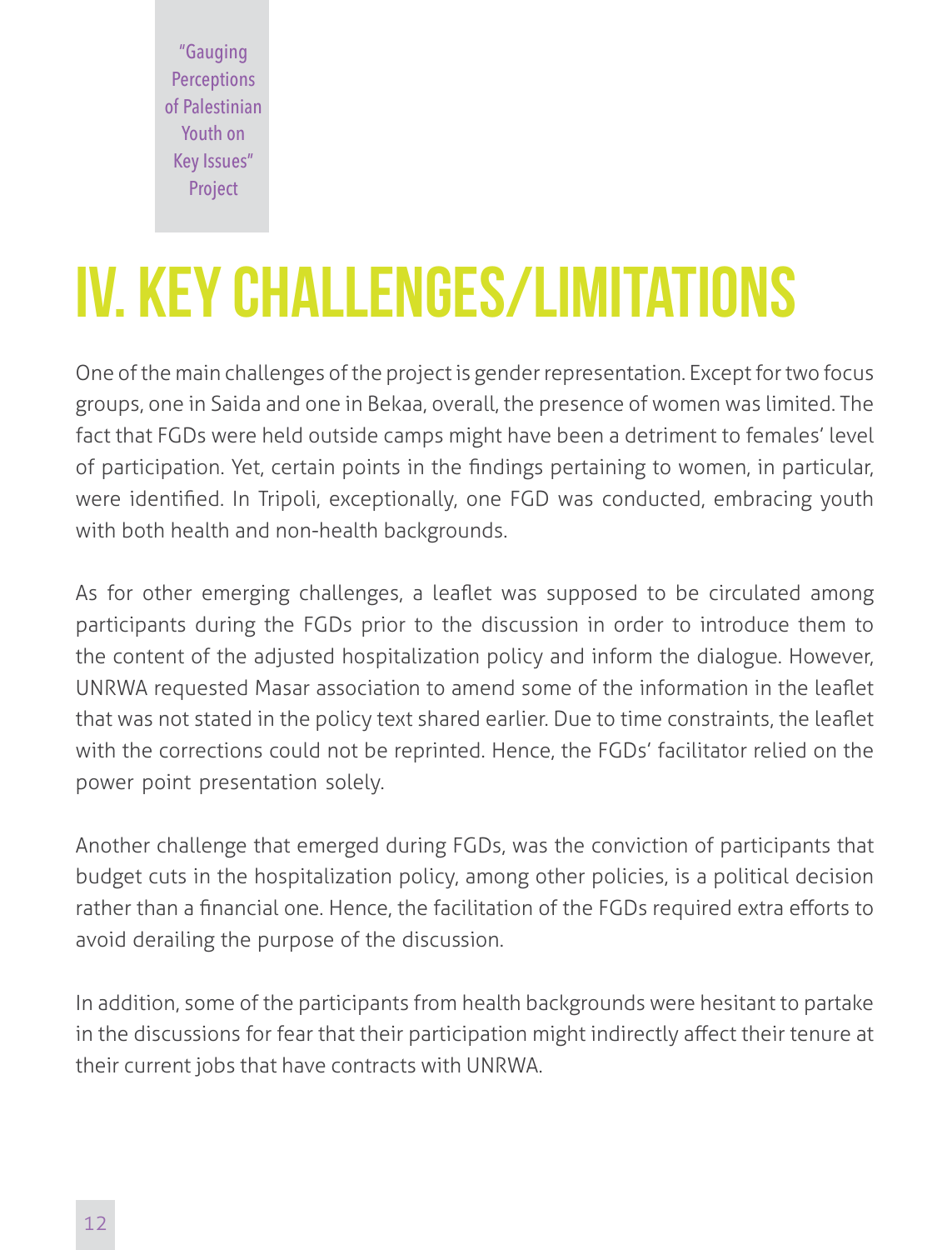# IV. KEY CHALLENGES/LIMITATIONS

One of the main challenges of the project is gender representation. Except for two focus groups, one in Saida and one in Bekaa, overall, the presence of women was limited. The fact that FGDs were held outside camps might have been a detriment to females' level of participation. Yet, certain points in the findings pertaining to women, in particular, were identified. In Tripoli, exceptionally, one FGD was conducted, embracing youth with both health and non-health backgrounds.

As for other emerging challenges, a leaflet was supposed to be circulated among participants during the FGDs prior to the discussion in order to introduce them to the content of the adjusted hospitalization policy and inform the dialogue. However, UNRWA requested Masar association to amend some of the information in the leaflet that was not stated in the policy text shared earlier. Due to time constraints, the leaflet with the corrections could not be reprinted. Hence, the FGDs' facilitator relied on the power point presentation solely.

Another challenge that emerged during FGDs, was the conviction of participants that budget cuts in the hospitalization policy, among other policies, is a political decision rather than a financial one. Hence, the facilitation of the FGDs required extra efforts to avoid derailing the purpose of the discussion.

In addition, some of the participants from health backgrounds were hesitant to partake in the discussions for fear that their participation might indirectly affect their tenure at their current jobs that have contracts with UNRWA.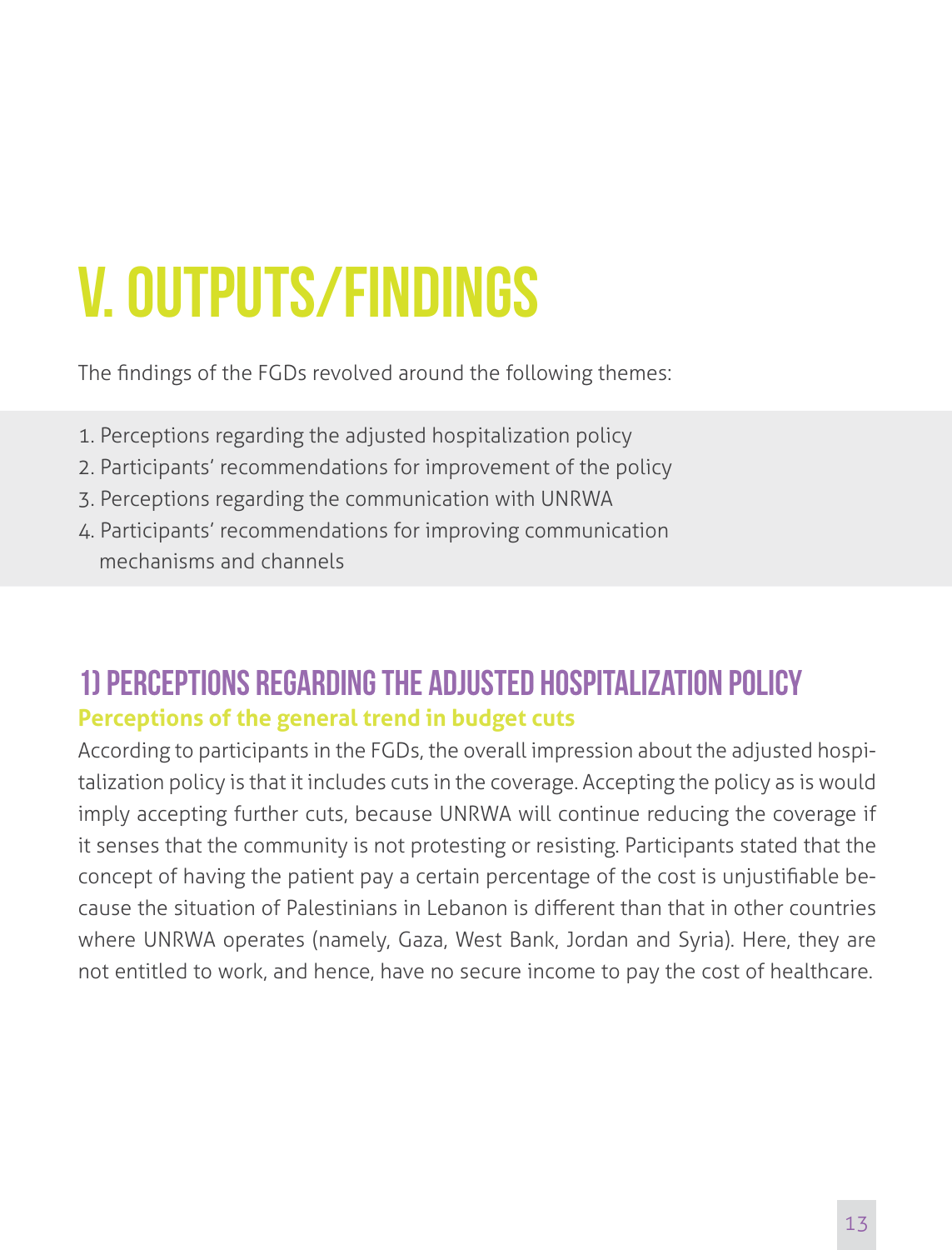# V. OUTPUTS/FINDINGS

The findings of the FGDs revolved around the following themes:

1. Perceptions regarding the adjusted hospitalization policy
2. Participants' recommendations for improvement of the policy
3. Perceptions regarding the communication with UNRWA
4. Participants' recommendations for improving communication mechanisms and channels

## 1) PERCEPTIONS REGARDING THE ADJUSTED HOSPITALIZATION POLICY

### Perceptions of the general trend in budget cuts

According to participants in the FGDs, the overall impression about the adjusted hospitalization policy is that it includes cuts in the coverage. Accepting the policy as is would imply accepting further cuts, because UNRWA will continue reducing the coverage if it senses that the community is not protesting or resisting. Participants stated that the concept of having the patient pay a certain percentage of the cost is unjustifiable because the situation of Palestinians in Lebanon is different than that in other countries where UNRWA operates (namely, Gaza, West Bank, Jordan and Syria). Here, they are not entitled to work, and hence, have no secure income to pay the cost of healthcare.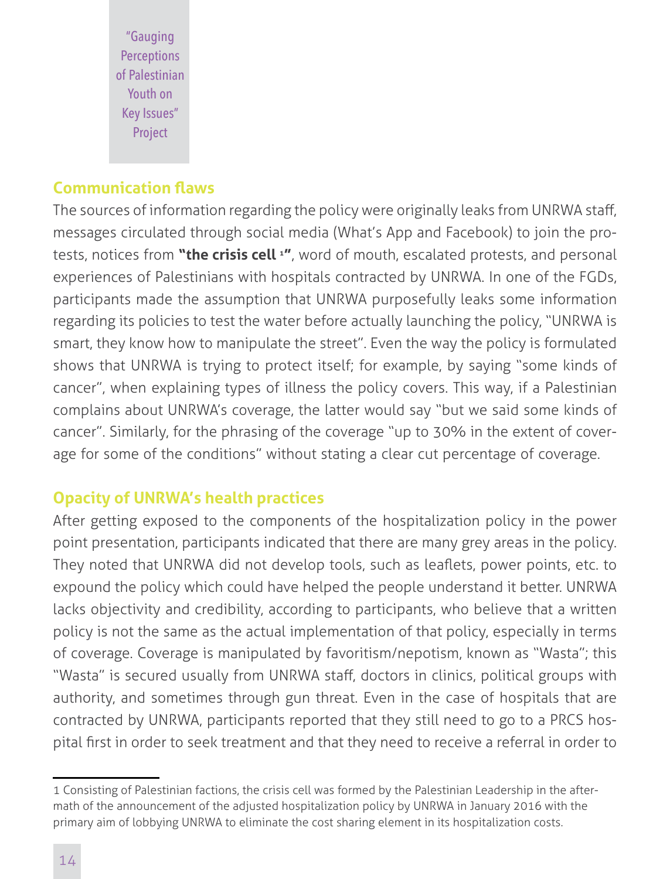## Communication flaws

The sources of information regarding the policy were originally leaks from UNRWA staff, messages circulated through social media (What's App and Facebook) to join the protests, notices from **"the crisis cell [1]"**, word of mouth, escalated protests, and personal experiences of Palestinians with hospitals contracted by UNRWA. In one of the FGDs, participants made the assumption that UNRWA purposefully leaks some information regarding its policies to test the water before actually launching the policy, "UNRWA is smart, they know how to manipulate the street". Even the way the policy is formulated shows that UNRWA is trying to protect itself; for example, by saying "some kinds of cancer", when explaining types of illness the policy covers. This way, if a Palestinian complains about UNRWA's coverage, the latter would say "but we said some kinds of cancer". Similarly, for the phrasing of the coverage "up to 30% in the extent of coverage for some of the conditions" without stating a clear cut percentage of coverage.

## Opacity of UNRWA's health practices

After getting exposed to the components of the hospitalization policy in the power point presentation, participants indicated that there are many grey areas in the policy. They noted that UNRWA did not develop tools, such as leaflets, power points, etc. to expound the policy which could have helped the people understand it better. UNRWA lacks objectivity and credibility, according to participants, who believe that a written policy is not the same as the actual implementation of that policy, especially in terms of coverage. Coverage is manipulated by favoritism/nepotism, known as "Wasta"; this "Wasta" is secured usually from UNRWA staff, doctors in clinics, political groups with authority, and sometimes through gun threat. Even in the case of hospitals that are contracted by UNRWA, participants reported that they still need to go to a PRCS hospital first in order to seek treatment and that they need to receive a referral in order to

---

1 Consisting of Palestinian factions, the crisis cell was formed by the Palestinian Leadership in the aftermath of the announcement of the adjusted hospitalization policy by UNRWA in January 2016 with the primary aim of lobbying UNRWA to eliminate the cost sharing element in its hospitalization costs.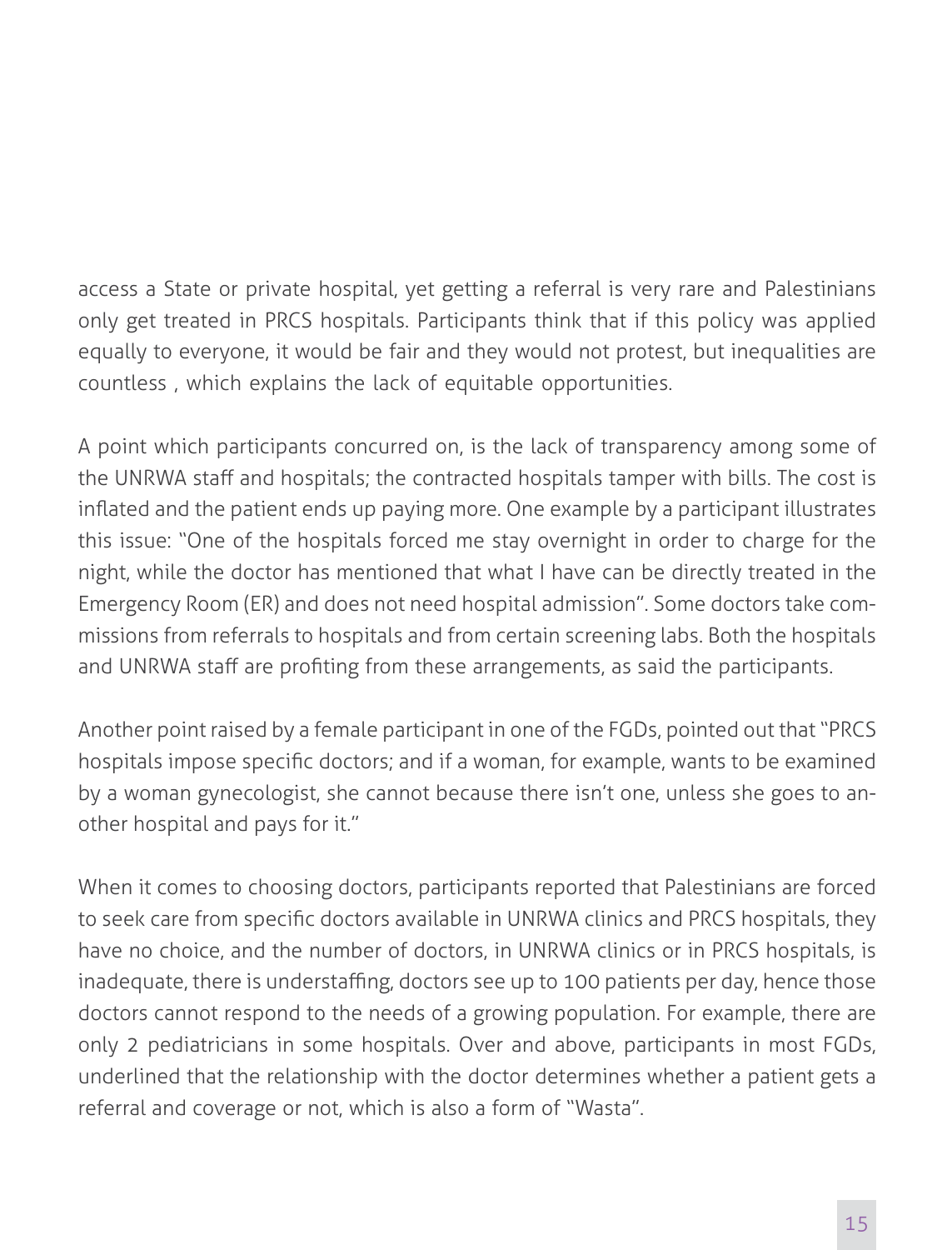access a State or private hospital, yet getting a referral is very rare and Palestinians only get treated in PRCS hospitals. Participants think that if this policy was applied equally to everyone, it would be fair and they would not protest, but inequalities are countless , which explains the lack of equitable opportunities.

A point which participants concurred on, is the lack of transparency among some of the UNRWA staff and hospitals; the contracted hospitals tamper with bills. The cost is inflated and the patient ends up paying more. One example by a participant illustrates this issue: "One of the hospitals forced me stay overnight in order to charge for the night, while the doctor has mentioned that what I have can be directly treated in the Emergency Room (ER) and does not need hospital admission". Some doctors take commissions from referrals to hospitals and from certain screening labs. Both the hospitals and UNRWA staff are profiting from these arrangements, as said the participants.

Another point raised by a female participant in one of the FGDs, pointed out that "PRCS hospitals impose specific doctors; and if a woman, for example, wants to be examined by a woman gynecologist, she cannot because there isn't one, unless she goes to another hospital and pays for it."

When it comes to choosing doctors, participants reported that Palestinians are forced to seek care from specific doctors available in UNRWA clinics and PRCS hospitals, they have no choice, and the number of doctors, in UNRWA clinics or in PRCS hospitals, is inadequate, there is understaffing, doctors see up to 100 patients per day, hence those doctors cannot respond to the needs of a growing population. For example, there are only 2 pediatricians in some hospitals. Over and above, participants in most FGDs, underlined that the relationship with the doctor determines whether a patient gets a referral and coverage or not, which is also a form of "Wasta".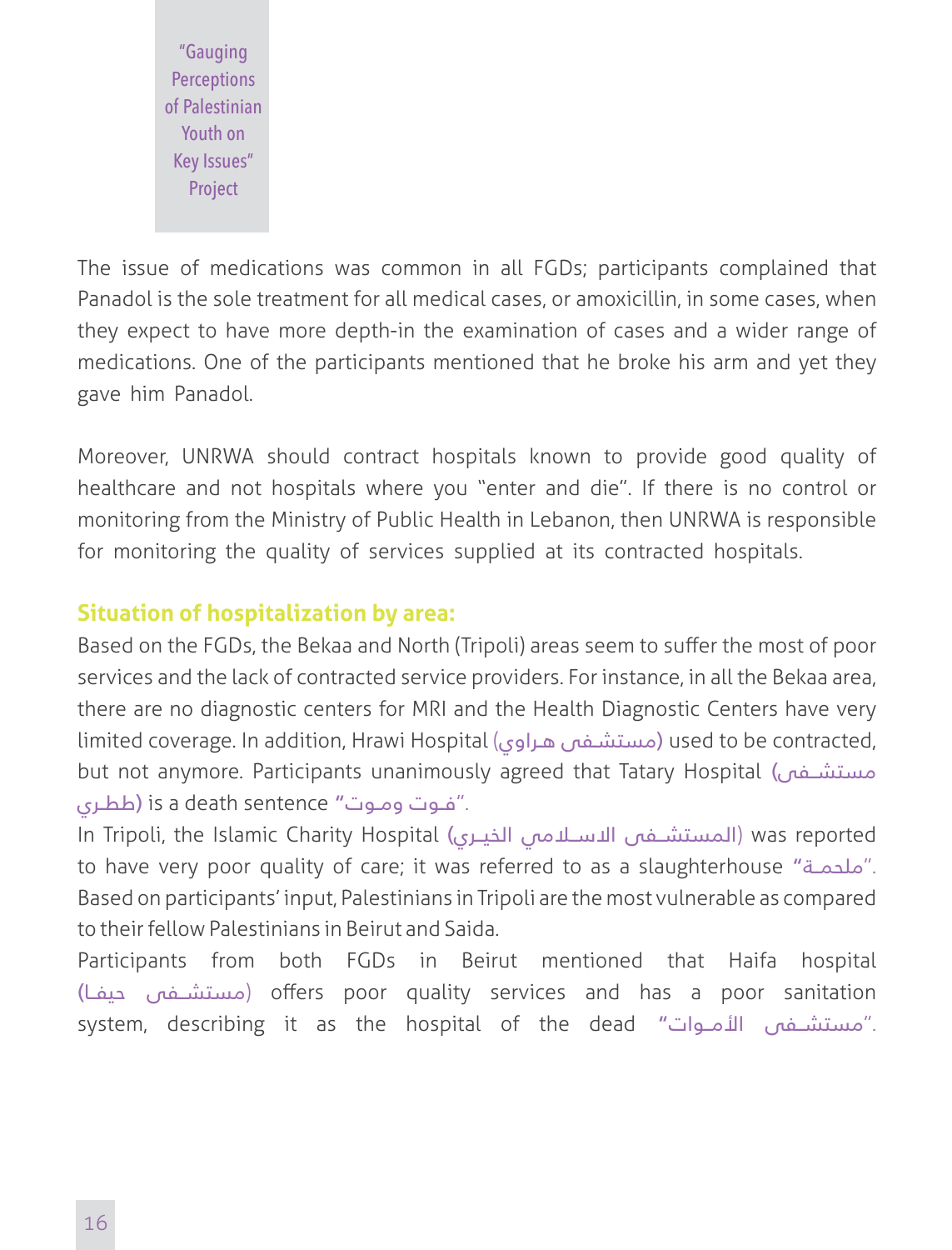The issue of medications was common in all FGDs; participants complained that Panadol is the sole treatment for all medical cases, or amoxicillin, in some cases, when they expect to have more depth-in the examination of cases and a wider range of medications. One of the participants mentioned that he broke his arm and yet they gave him Panadol.

Moreover, UNRWA should contract hospitals known to provide good quality of healthcare and not hospitals where you "enter and die". If there is no control or monitoring from the Ministry of Public Health in Lebanon, then UNRWA is responsible for monitoring the quality of services supplied at its contracted hospitals.

**Situation of hospitalization by area:**

Based on the FGDs, the Bekaa and North (Tripoli) areas seem to suffer the most of poor services and the lack of contracted service providers. For instance, in all the Bekaa area, there are no diagnostic centers for MRI and the Health Diagnostic Centers have very limited coverage. In addition, Hrawi Hospital (مستشفى هراوي) used to be contracted, but not anymore. Participants unanimously agreed that Tatary Hospital (مستشفى ططري) is a death sentence "فوت وموت".

In Tripoli, the Islamic Charity Hospital (المستشفى الاسلامي الخيري) was reported to have very poor quality of care; it was referred to as a slaughterhouse "ملحمة". Based on participants' input, Palestinians in Tripoli are the most vulnerable as compared to their fellow Palestinians in Beirut and Saida.

Participants from both FGDs in Beirut mentioned that Haifa hospital (مستشفى حيفا) offers poor quality services and has a poor sanitation system, describing it as the hospital of the dead "مستشفى الأموات".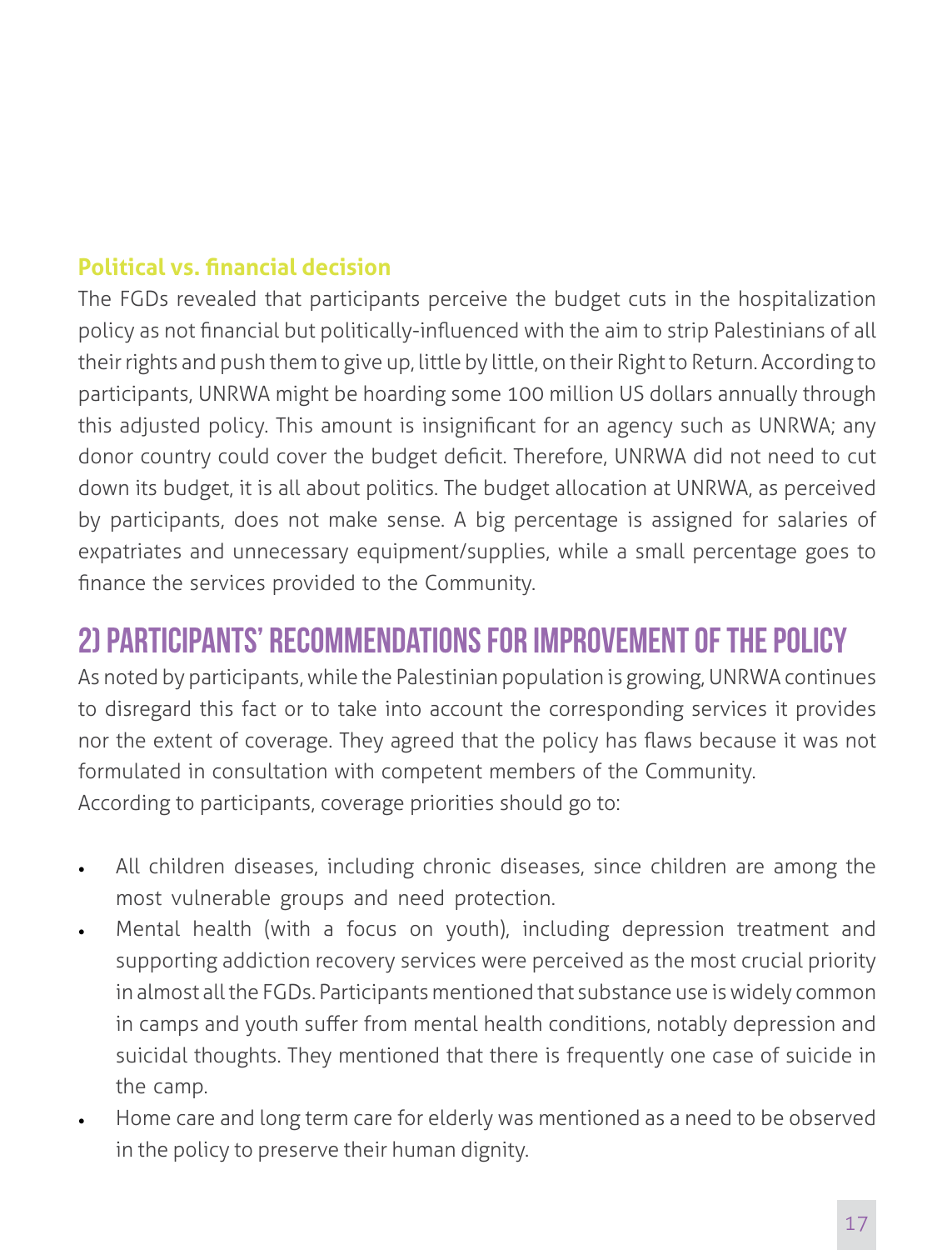### Political vs. financial decision

The FGDs revealed that participants perceive the budget cuts in the hospitalization policy as not financial but politically-influenced with the aim to strip Palestinians of all their rights and push them to give up, little by little, on their Right to Return. According to participants, UNRWA might be hoarding some 100 million US dollars annually through this adjusted policy. This amount is insignificant for an agency such as UNRWA; any donor country could cover the budget deficit. Therefore, UNRWA did not need to cut down its budget, it is all about politics. The budget allocation at UNRWA, as perceived by participants, does not make sense. A big percentage is assigned for salaries of expatriates and unnecessary equipment/supplies, while a small percentage goes to finance the services provided to the Community.

## 2) PARTICIPANTS' RECOMMENDATIONS FOR IMPROVEMENT OF THE POLICY

As noted by participants, while the Palestinian population is growing, UNRWA continues to disregard this fact or to take into account the corresponding services it provides nor the extent of coverage. They agreed that the policy has flaws because it was not formulated in consultation with competent members of the Community.
According to participants, coverage priorities should go to:

- All children diseases, including chronic diseases, since children are among the most vulnerable groups and need protection.
- Mental health (with a focus on youth), including depression treatment and supporting addiction recovery services were perceived as the most crucial priority in almost all the FGDs. Participants mentioned that substance use is widely common in camps and youth suffer from mental health conditions, notably depression and suicidal thoughts. They mentioned that there is frequently one case of suicide in the camp.
- Home care and long term care for elderly was mentioned as a need to be observed in the policy to preserve their human dignity.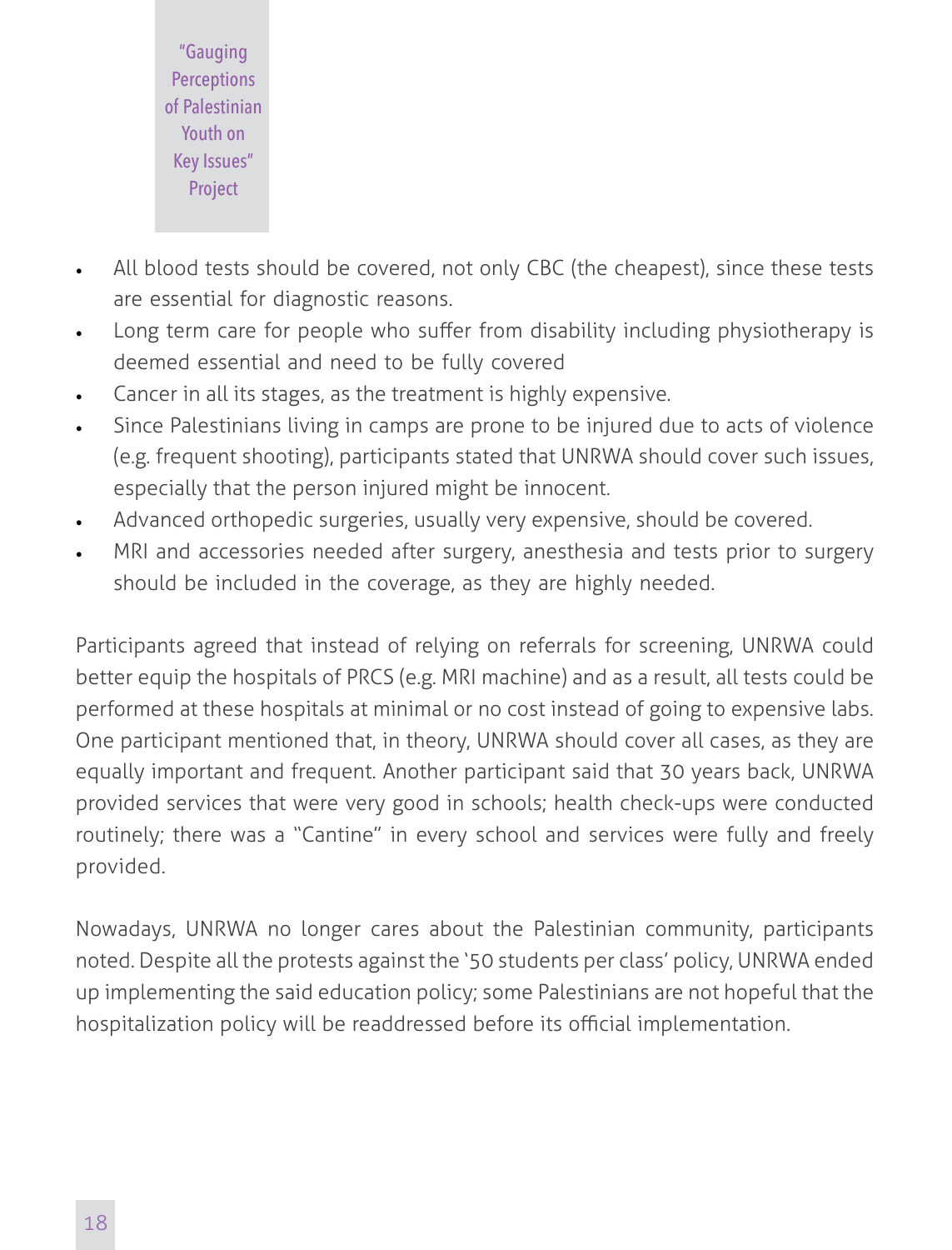- All blood tests should be covered, not only CBC (the cheapest), since these tests are essential for diagnostic reasons.
- Long term care for people who suffer from disability including physiotherapy is deemed essential and need to be fully covered
- Cancer in all its stages, as the treatment is highly expensive.
- Since Palestinians living in camps are prone to be injured due to acts of violence (e.g. frequent shooting), participants stated that UNRWA should cover such issues, especially that the person injured might be innocent.
- Advanced orthopedic surgeries, usually very expensive, should be covered.
- MRI and accessories needed after surgery, anesthesia and tests prior to surgery should be included in the coverage, as they are highly needed.

Participants agreed that instead of relying on referrals for screening, UNRWA could better equip the hospitals of PRCS (e.g. MRI machine) and as a result, all tests could be performed at these hospitals at minimal or no cost instead of going to expensive labs. One participant mentioned that, in theory, UNRWA should cover all cases, as they are equally important and frequent. Another participant said that 30 years back, UNRWA provided services that were very good in schools; health check-ups were conducted routinely; there was a "Cantine" in every school and services were fully and freely provided.

Nowadays, UNRWA no longer cares about the Palestinian community, participants noted. Despite all the protests against the '50 students per class' policy, UNRWA ended up implementing the said education policy; some Palestinians are not hopeful that the hospitalization policy will be readdressed before its official implementation.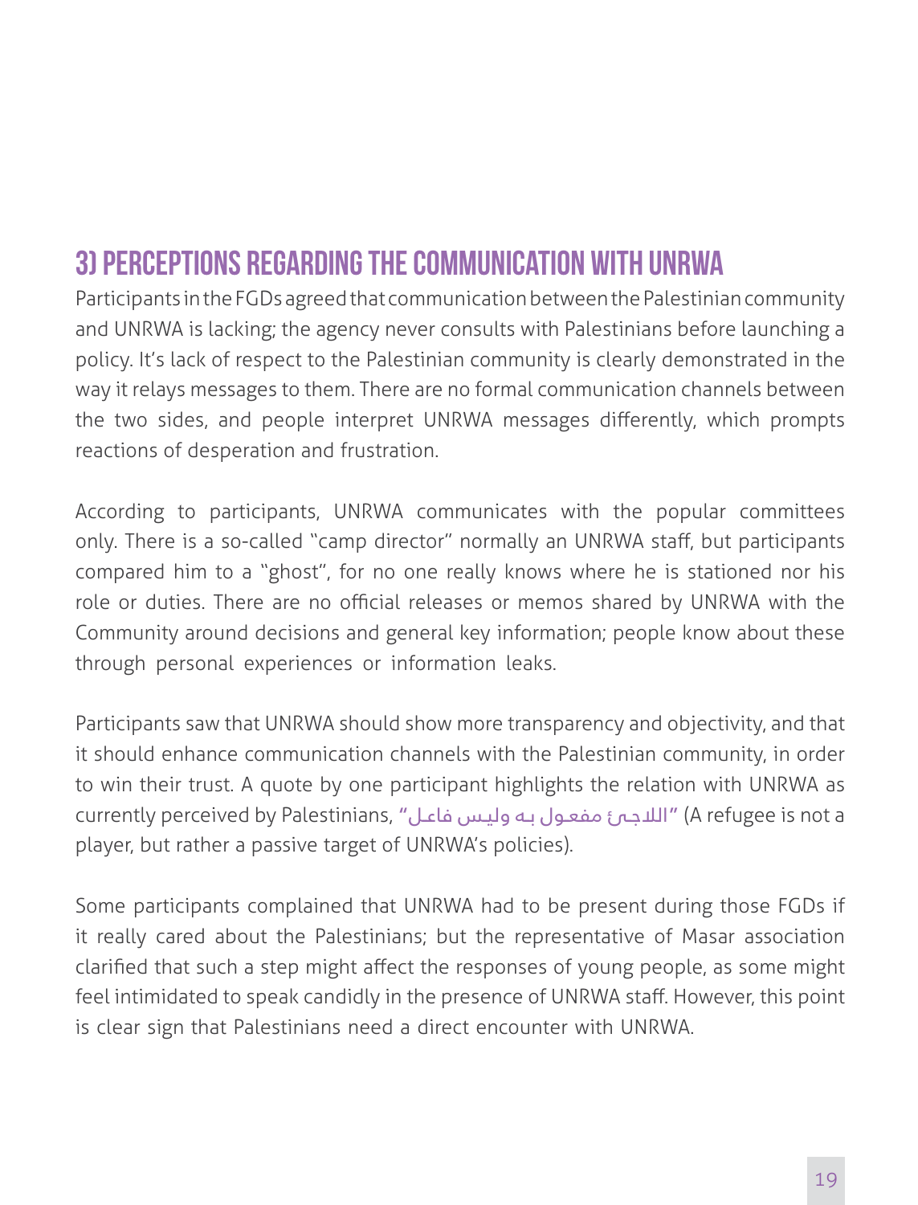## 3) PERCEPTIONS REGARDING THE COMMUNICATION WITH UNRWA

Participants in the FGDs agreed that communication between the Palestinian community and UNRWA is lacking; the agency never consults with Palestinians before launching a policy. It's lack of respect to the Palestinian community is clearly demonstrated in the way it relays messages to them. There are no formal communication channels between the two sides, and people interpret UNRWA messages differently, which prompts reactions of desperation and frustration.

According to participants, UNRWA communicates with the popular committees only. There is a so-called "camp director" normally an UNRWA staff, but participants compared him to a "ghost", for no one really knows where he is stationed nor his role or duties. There are no official releases or memos shared by UNRWA with the Community around decisions and general key information; people know about these through personal experiences or information leaks.

Participants saw that UNRWA should show more transparency and objectivity, and that it should enhance communication channels with the Palestinian community, in order to win their trust. A quote by one participant highlights the relation with UNRWA as currently perceived by Palestinians, "اللاجئ مفعول به وليس فاعل" (A refugee is not a player, but rather a passive target of UNRWA's policies).

Some participants complained that UNRWA had to be present during those FGDs if it really cared about the Palestinians; but the representative of Masar association clarified that such a step might affect the responses of young people, as some might feel intimidated to speak candidly in the presence of UNRWA staff. However, this point is clear sign that Palestinians need a direct encounter with UNRWA.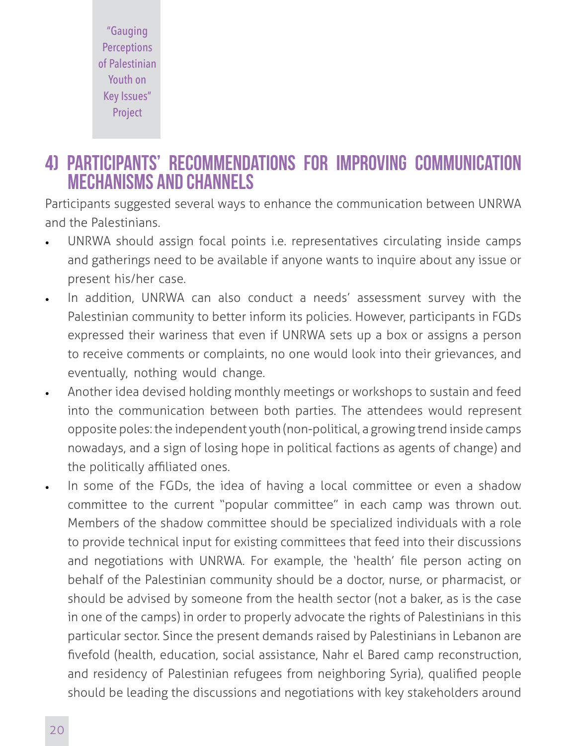## 4) Participants' Recommendations for Improving Communication Mechanisms and Channels

Participants suggested several ways to enhance the communication between UNRWA and the Palestinians.

- UNRWA should assign focal points i.e. representatives circulating inside camps and gatherings need to be available if anyone wants to inquire about any issue or present his/her case.
- In addition, UNRWA can also conduct a needs' assessment survey with the Palestinian community to better inform its policies. However, participants in FGDs expressed their wariness that even if UNRWA sets up a box or assigns a person to receive comments or complaints, no one would look into their grievances, and eventually, nothing would change.
- Another idea devised holding monthly meetings or workshops to sustain and feed into the communication between both parties. The attendees would represent opposite poles: the independent youth (non-political, a growing trend inside camps nowadays, and a sign of losing hope in political factions as agents of change) and the politically affiliated ones.
- In some of the FGDs, the idea of having a local committee or even a shadow committee to the current "popular committee" in each camp was thrown out. Members of the shadow committee should be specialized individuals with a role to provide technical input for existing committees that feed into their discussions and negotiations with UNRWA. For example, the 'health' file person acting on behalf of the Palestinian community should be a doctor, nurse, or pharmacist, or should be advised by someone from the health sector (not a baker, as is the case in one of the camps) in order to properly advocate the rights of Palestinians in this particular sector. Since the present demands raised by Palestinians in Lebanon are fivefold (health, education, social assistance, Nahr el Bared camp reconstruction, and residency of Palestinian refugees from neighboring Syria), qualified people should be leading the discussions and negotiations with key stakeholders around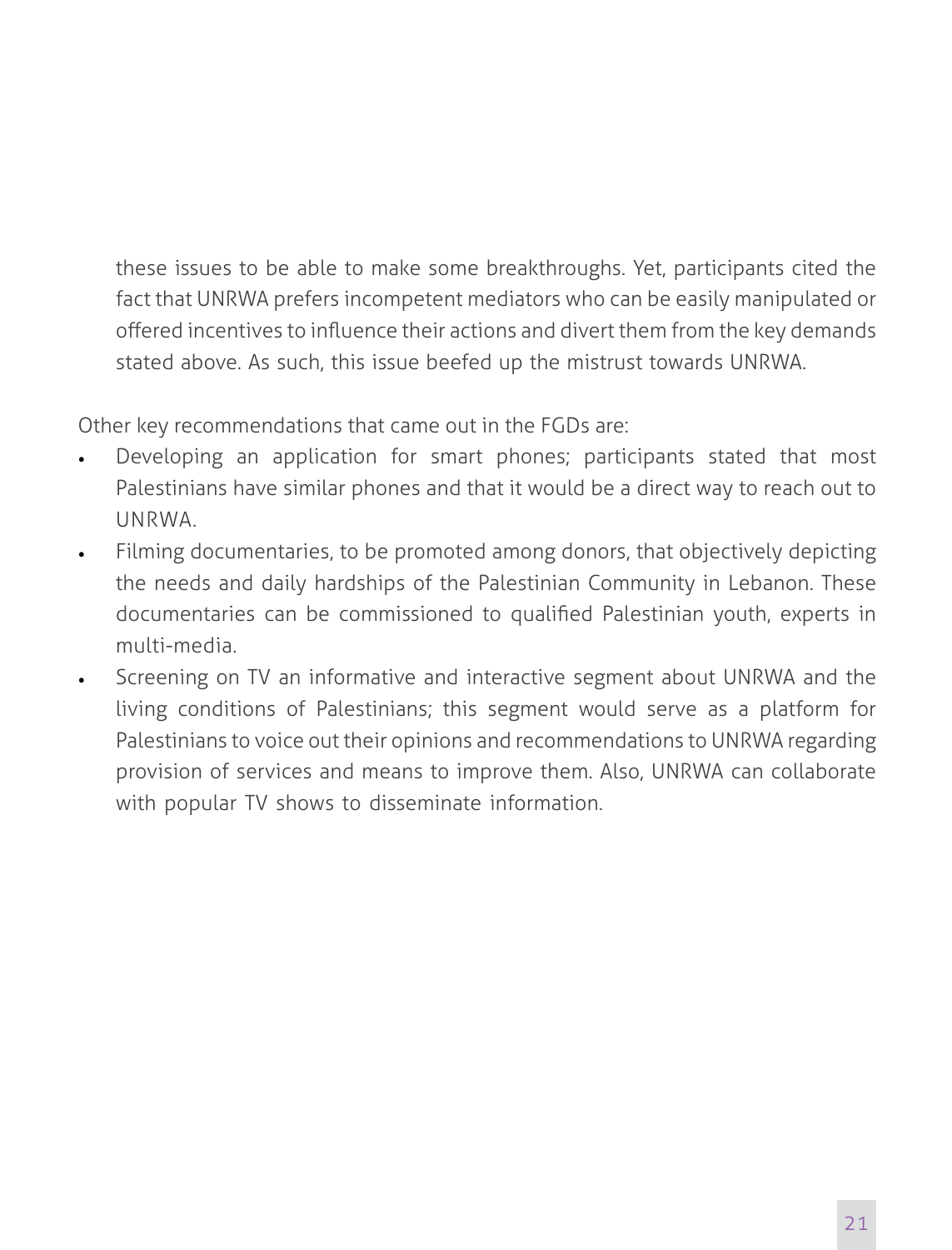these issues to be able to make some breakthroughs. Yet, participants cited the fact that UNRWA prefers incompetent mediators who can be easily manipulated or offered incentives to influence their actions and divert them from the key demands stated above. As such, this issue beefed up the mistrust towards UNRWA.

Other key recommendations that came out in the FGDs are:

- Developing an application for smart phones; participants stated that most Palestinians have similar phones and that it would be a direct way to reach out to UNRWA.
- Filming documentaries, to be promoted among donors, that objectively depicting the needs and daily hardships of the Palestinian Community in Lebanon. These documentaries can be commissioned to qualified Palestinian youth, experts in multi-media.
- Screening on TV an informative and interactive segment about UNRWA and the living conditions of Palestinians; this segment would serve as a platform for Palestinians to voice out their opinions and recommendations to UNRWA regarding provision of services and means to improve them. Also, UNRWA can collaborate with popular TV shows to disseminate information.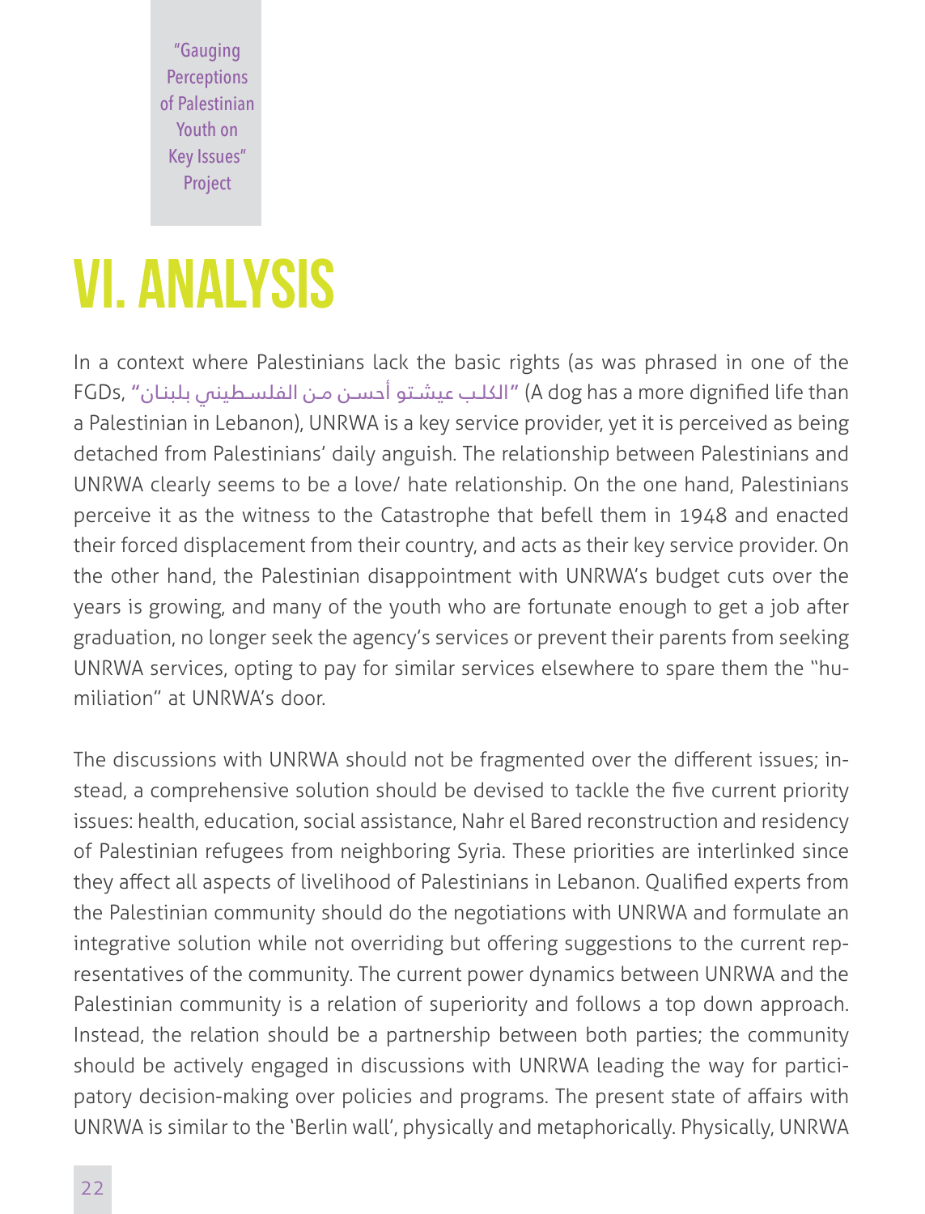# VI. ANALYSIS

In a context where Palestinians lack the basic rights (as was phrased in one of the FGDs, "الكلب عيشتو أحسن من الفلسطيني بلبنان" (A dog has a more dignified life than a Palestinian in Lebanon), UNRWA is a key service provider, yet it is perceived as being detached from Palestinians' daily anguish. The relationship between Palestinians and UNRWA clearly seems to be a love/ hate relationship. On the one hand, Palestinians perceive it as the witness to the Catastrophe that befell them in 1948 and enacted their forced displacement from their country, and acts as their key service provider. On the other hand, the Palestinian disappointment with UNRWA's budget cuts over the years is growing, and many of the youth who are fortunate enough to get a job after graduation, no longer seek the agency's services or prevent their parents from seeking UNRWA services, opting to pay for similar services elsewhere to spare them the "humiliation" at UNRWA's door.

The discussions with UNRWA should not be fragmented over the different issues; instead, a comprehensive solution should be devised to tackle the five current priority issues: health, education, social assistance, Nahr el Bared reconstruction and residency of Palestinian refugees from neighboring Syria. These priorities are interlinked since they affect all aspects of livelihood of Palestinians in Lebanon. Qualified experts from the Palestinian community should do the negotiations with UNRWA and formulate an integrative solution while not overriding but offering suggestions to the current representatives of the community. The current power dynamics between UNRWA and the Palestinian community is a relation of superiority and follows a top down approach. Instead, the relation should be a partnership between both parties; the community should be actively engaged in discussions with UNRWA leading the way for participatory decision-making over policies and programs. The present state of affairs with UNRWA is similar to the 'Berlin wall', physically and metaphorically. Physically, UNRWA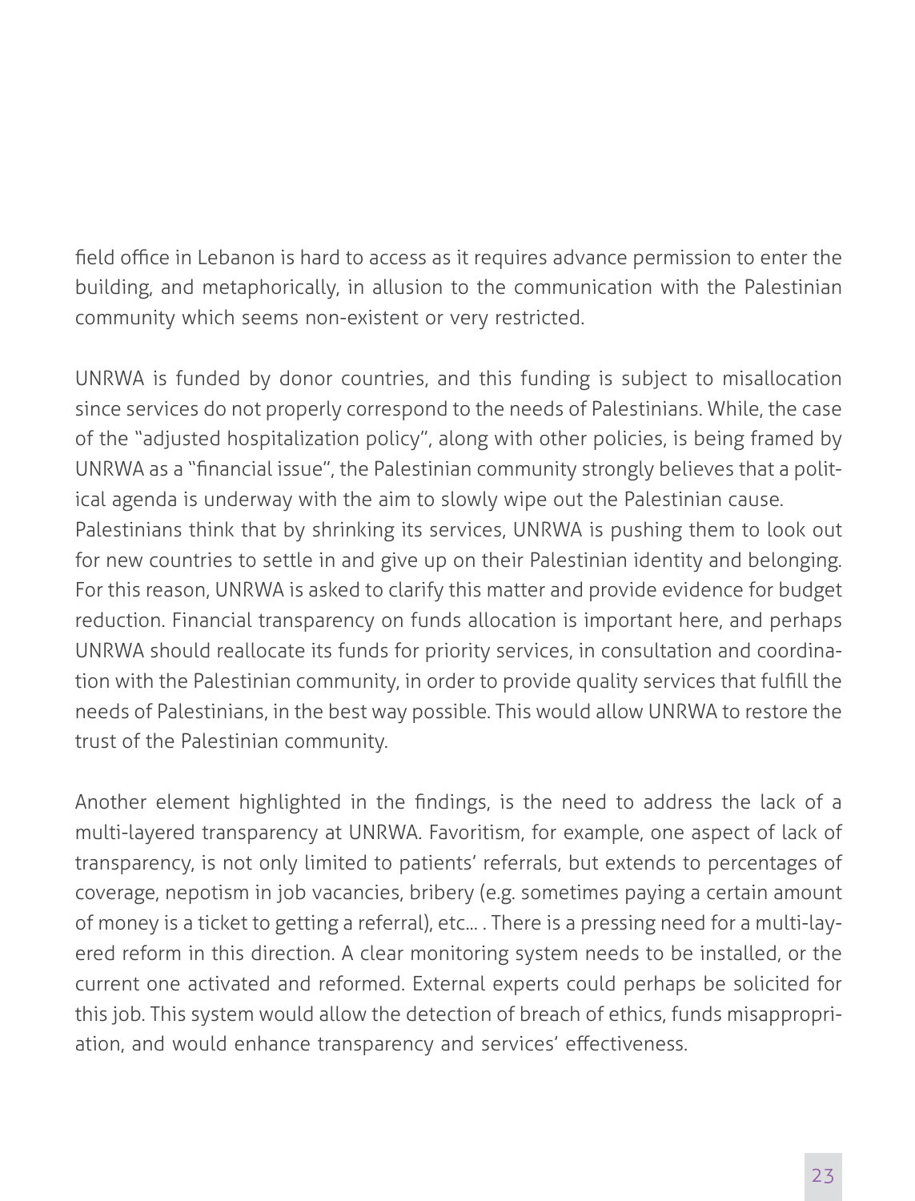field office in Lebanon is hard to access as it requires advance permission to enter the building, and metaphorically, in allusion to the communication with the Palestinian community which seems non-existent or very restricted.

UNRWA is funded by donor countries, and this funding is subject to misallocation since services do not properly correspond to the needs of Palestinians. While, the case of the "adjusted hospitalization policy", along with other policies, is being framed by UNRWA as a "financial issue", the Palestinian community strongly believes that a political agenda is underway with the aim to slowly wipe out the Palestinian cause. Palestinians think that by shrinking its services, UNRWA is pushing them to look out for new countries to settle in and give up on their Palestinian identity and belonging. For this reason, UNRWA is asked to clarify this matter and provide evidence for budget reduction. Financial transparency on funds allocation is important here, and perhaps UNRWA should reallocate its funds for priority services, in consultation and coordination with the Palestinian community, in order to provide quality services that fulfill the needs of Palestinians, in the best way possible. This would allow UNRWA to restore the trust of the Palestinian community.

Another element highlighted in the findings, is the need to address the lack of a multi-layered transparency at UNRWA. Favoritism, for example, one aspect of lack of transparency, is not only limited to patients' referrals, but extends to percentages of coverage, nepotism in job vacancies, bribery (e.g. sometimes paying a certain amount of money is a ticket to getting a referral), etc... . There is a pressing need for a multi-layered reform in this direction. A clear monitoring system needs to be installed, or the current one activated and reformed. External experts could perhaps be solicited for this job. This system would allow the detection of breach of ethics, funds misappropriation, and would enhance transparency and services' effectiveness.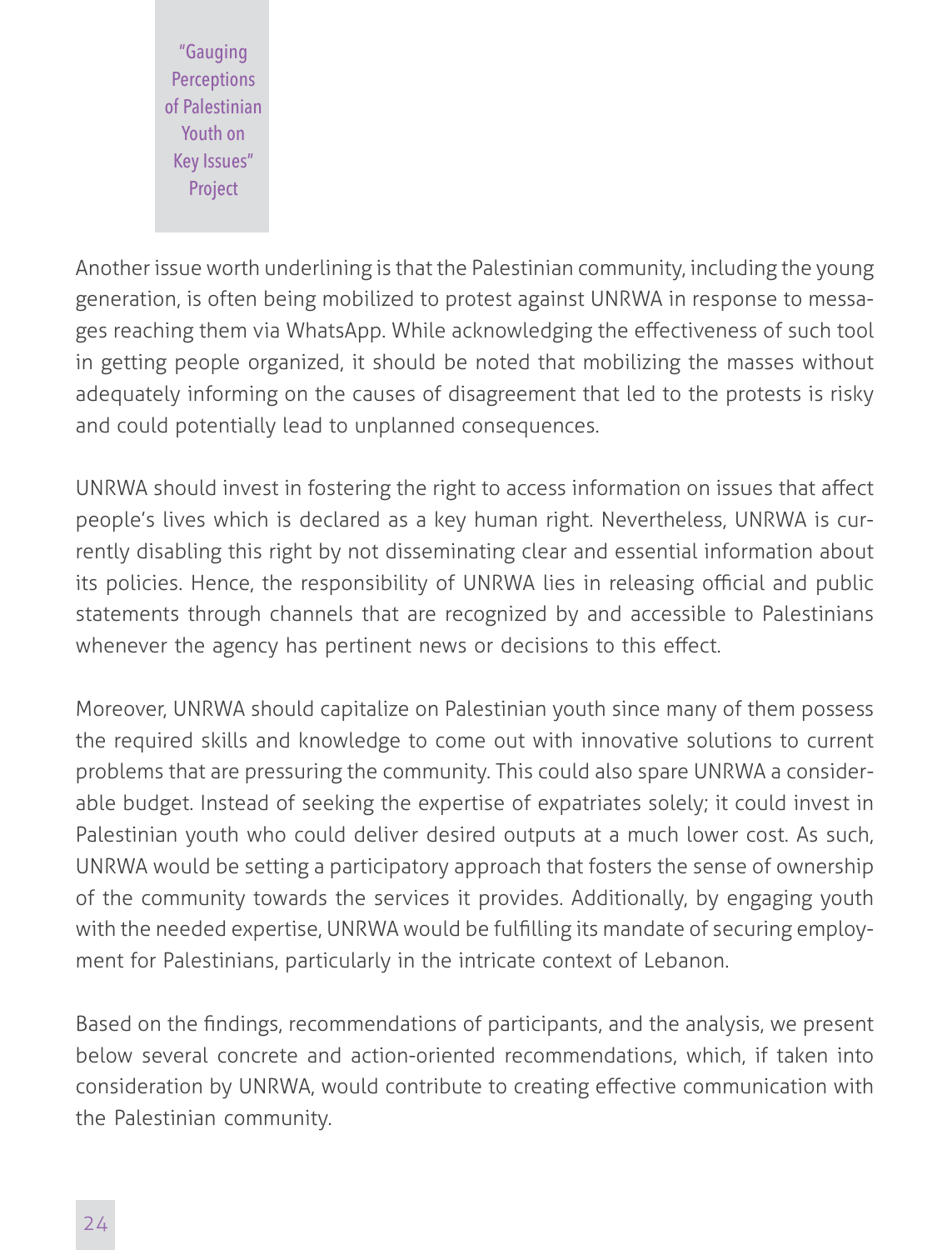Another issue worth underlining is that the Palestinian community, including the young generation, is often being mobilized to protest against UNRWA in response to messages reaching them via WhatsApp. While acknowledging the effectiveness of such tool in getting people organized, it should be noted that mobilizing the masses without adequately informing on the causes of disagreement that led to the protests is risky and could potentially lead to unplanned consequences.

UNRWA should invest in fostering the right to access information on issues that affect people's lives which is declared as a key human right. Nevertheless, UNRWA is currently disabling this right by not disseminating clear and essential information about its policies. Hence, the responsibility of UNRWA lies in releasing official and public statements through channels that are recognized by and accessible to Palestinians whenever the agency has pertinent news or decisions to this effect.

Moreover, UNRWA should capitalize on Palestinian youth since many of them possess the required skills and knowledge to come out with innovative solutions to current problems that are pressuring the community. This could also spare UNRWA a considerable budget. Instead of seeking the expertise of expatriates solely; it could invest in Palestinian youth who could deliver desired outputs at a much lower cost. As such, UNRWA would be setting a participatory approach that fosters the sense of ownership of the community towards the services it provides. Additionally, by engaging youth with the needed expertise, UNRWA would be fulfilling its mandate of securing employment for Palestinians, particularly in the intricate context of Lebanon.

Based on the findings, recommendations of participants, and the analysis, we present below several concrete and action-oriented recommendations, which, if taken into consideration by UNRWA, would contribute to creating effective communication with the Palestinian community.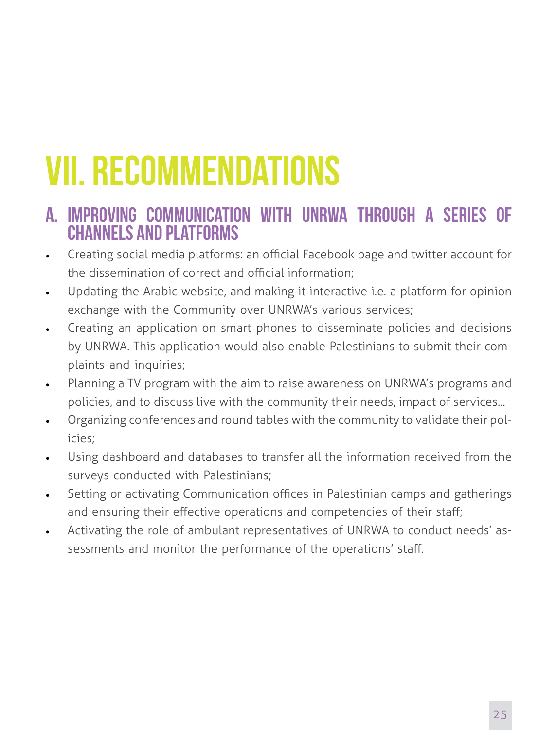# VII. RECOMMENDATIONS

## A. IMPROVING COMMUNICATION WITH UNRWA THROUGH A SERIES OF CHANNELS AND PLATFORMS

- Creating social media platforms: an official Facebook page and twitter account for the dissemination of correct and official information;
- Updating the Arabic website, and making it interactive i.e. a platform for opinion exchange with the Community over UNRWA's various services;
- Creating an application on smart phones to disseminate policies and decisions by UNRWA. This application would also enable Palestinians to submit their complaints and inquiries;
- Planning a TV program with the aim to raise awareness on UNRWA's programs and policies, and to discuss live with the community their needs, impact of services…
- Organizing conferences and round tables with the community to validate their policies;
- Using dashboard and databases to transfer all the information received from the surveys conducted with Palestinians;
- Setting or activating Communication offices in Palestinian camps and gatherings and ensuring their effective operations and competencies of their staff;
- Activating the role of ambulant representatives of UNRWA to conduct needs' assessments and monitor the performance of the operations' staff.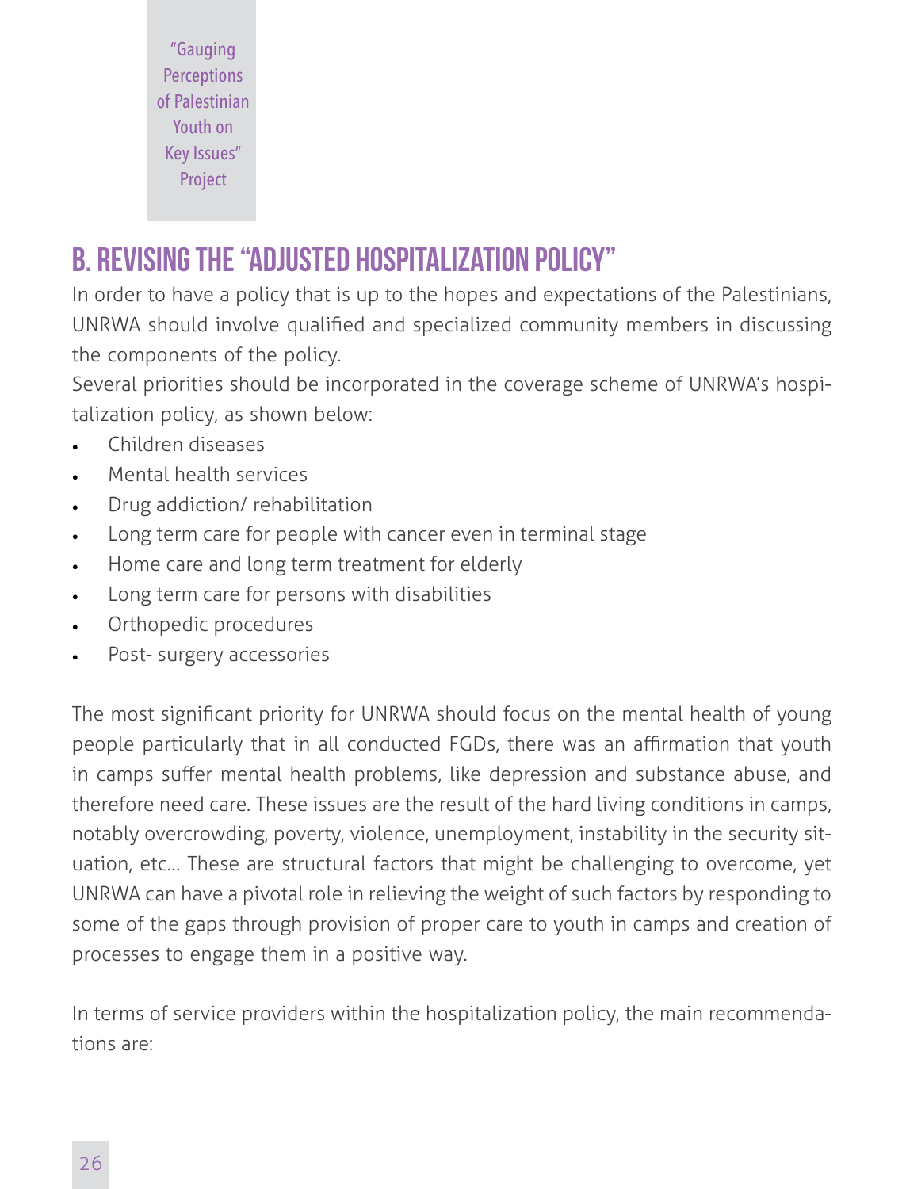## B. Revising the "Adjusted Hospitalization Policy"

In order to have a policy that is up to the hopes and expectations of the Palestinians, UNRWA should involve qualified and specialized community members in discussing the components of the policy.

Several priorities should be incorporated in the coverage scheme of UNRWA's hospitalization policy, as shown below:

- Children diseases
- Mental health services
- Drug addiction/ rehabilitation
- Long term care for people with cancer even in terminal stage
- Home care and long term treatment for elderly
- Long term care for persons with disabilities
- Orthopedic procedures
- Post- surgery accessories

The most significant priority for UNRWA should focus on the mental health of young people particularly that in all conducted FGDs, there was an affirmation that youth in camps suffer mental health problems, like depression and substance abuse, and therefore need care. These issues are the result of the hard living conditions in camps, notably overcrowding, poverty, violence, unemployment, instability in the security situation, etc… These are structural factors that might be challenging to overcome, yet UNRWA can have a pivotal role in relieving the weight of such factors by responding to some of the gaps through provision of proper care to youth in camps and creation of processes to engage them in a positive way.

In terms of service providers within the hospitalization policy, the main recommendations are: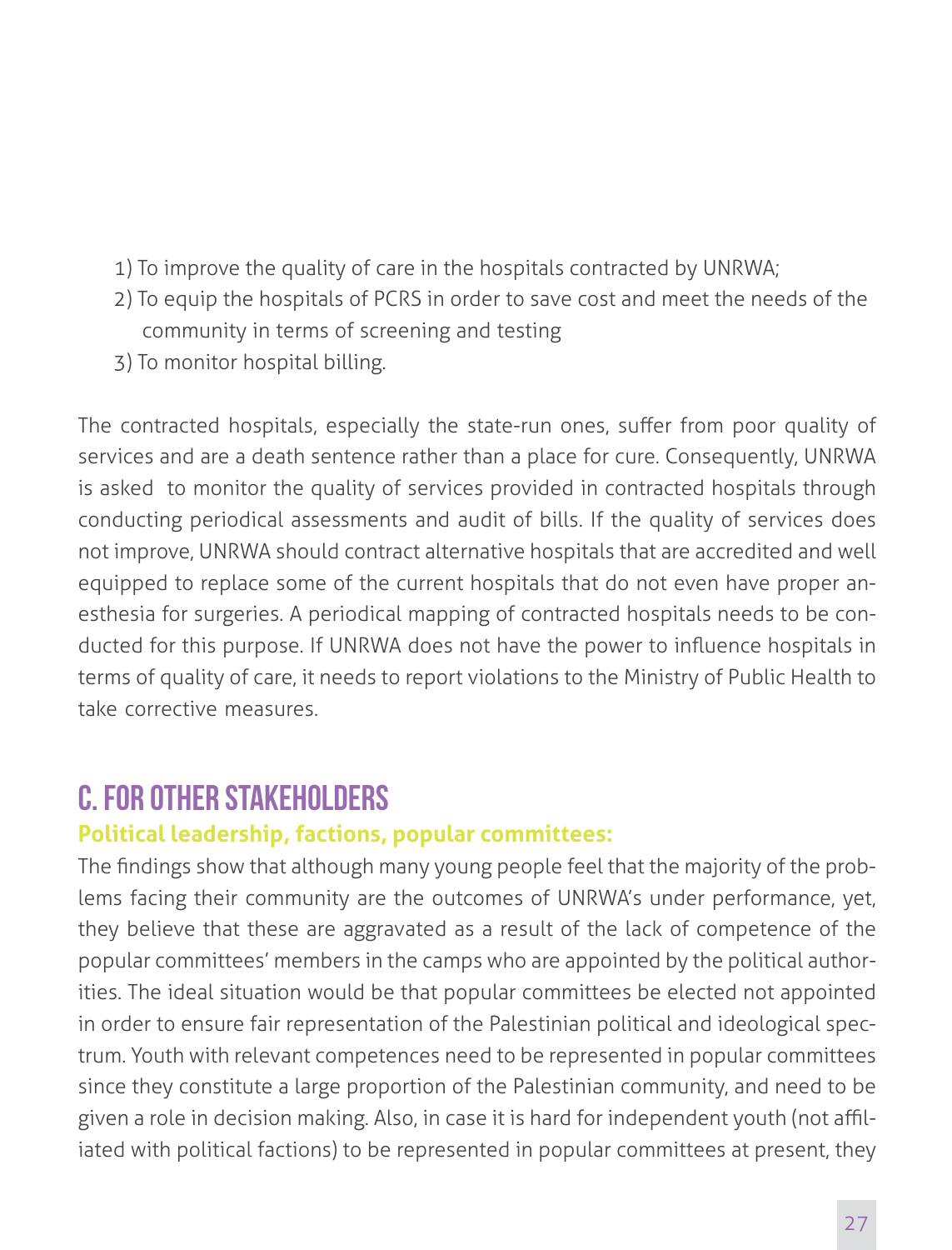1) To improve the quality of care in the hospitals contracted by UNRWA;
2) To equip the hospitals of PCRS in order to save cost and meet the needs of the community in terms of screening and testing
3) To monitor hospital billing.

The contracted hospitals, especially the state-run ones, suffer from poor quality of services and are a death sentence rather than a place for cure. Consequently, UNRWA is asked to monitor the quality of services provided in contracted hospitals through conducting periodical assessments and audit of bills. If the quality of services does not improve, UNRWA should contract alternative hospitals that are accredited and well equipped to replace some of the current hospitals that do not even have proper anesthesia for surgeries. A periodical mapping of contracted hospitals needs to be conducted for this purpose. If UNRWA does not have the power to influence hospitals in terms of quality of care, it needs to report violations to the Ministry of Public Health to take corrective measures.

## C. For other stakeholders

**Political leadership, factions, popular committees:**

The findings show that although many young people feel that the majority of the problems facing their community are the outcomes of UNRWA's under performance, yet, they believe that these are aggravated as a result of the lack of competence of the popular committees' members in the camps who are appointed by the political authorities. The ideal situation would be that popular committees be elected not appointed in order to ensure fair representation of the Palestinian political and ideological spectrum. Youth with relevant competences need to be represented in popular committees since they constitute a large proportion of the Palestinian community, and need to be given a role in decision making. Also, in case it is hard for independent youth (not affiliated with political factions) to be represented in popular committees at present, they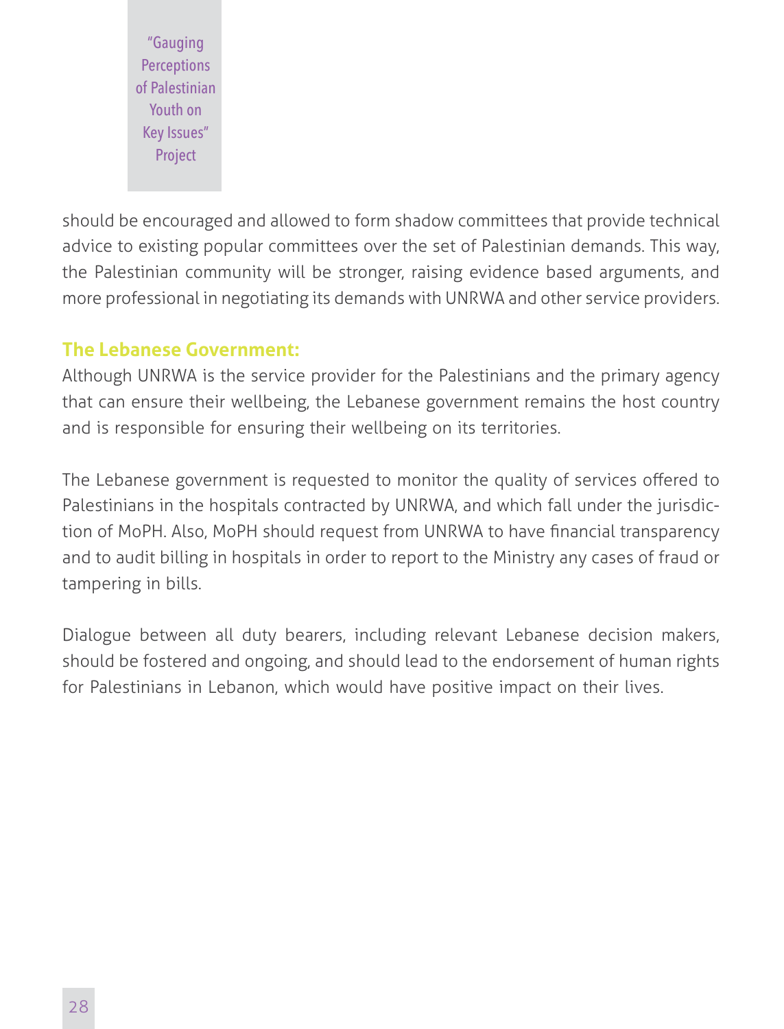should be encouraged and allowed to form shadow committees that provide technical advice to existing popular committees over the set of Palestinian demands. This way, the Palestinian community will be stronger, raising evidence based arguments, and more professional in negotiating its demands with UNRWA and other service providers.

### The Lebanese Government:

Although UNRWA is the service provider for the Palestinians and the primary agency that can ensure their wellbeing, the Lebanese government remains the host country and is responsible for ensuring their wellbeing on its territories.

The Lebanese government is requested to monitor the quality of services offered to Palestinians in the hospitals contracted by UNRWA, and which fall under the jurisdiction of MoPH. Also, MoPH should request from UNRWA to have financial transparency and to audit billing in hospitals in order to report to the Ministry any cases of fraud or tampering in bills.

Dialogue between all duty bearers, including relevant Lebanese decision makers, should be fostered and ongoing, and should lead to the endorsement of human rights for Palestinians in Lebanon, which would have positive impact on their lives.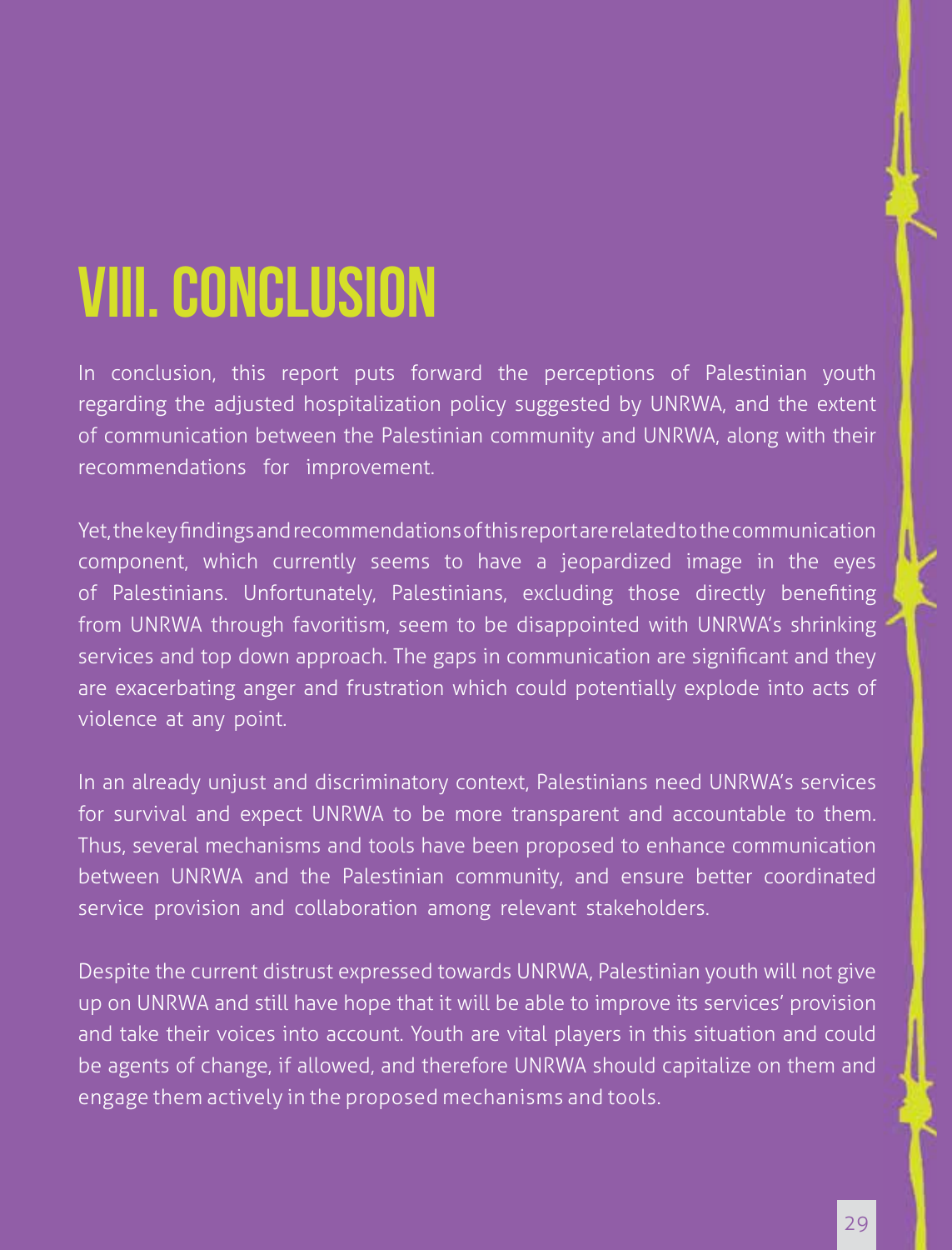# VIII. CONCLUSION

In conclusion, this report puts forward the perceptions of Palestinian youth regarding the adjusted hospitalization policy suggested by UNRWA, and the extent of communication between the Palestinian community and UNRWA, along with their recommendations for improvement.

Yet, the key findings and recommendations of this report are related to the communication component, which currently seems to have a jeopardized image in the eyes of Palestinians. Unfortunately, Palestinians, excluding those directly benefiting from UNRWA through favoritism, seem to be disappointed with UNRWA's shrinking services and top down approach. The gaps in communication are significant and they are exacerbating anger and frustration which could potentially explode into acts of violence at any point.

In an already unjust and discriminatory context, Palestinians need UNRWA's services for survival and expect UNRWA to be more transparent and accountable to them. Thus, several mechanisms and tools have been proposed to enhance communication between UNRWA and the Palestinian community, and ensure better coordinated service provision and collaboration among relevant stakeholders.

Despite the current distrust expressed towards UNRWA, Palestinian youth will not give up on UNRWA and still have hope that it will be able to improve its services' provision and take their voices into account. Youth are vital players in this situation and could be agents of change, if allowed, and therefore UNRWA should capitalize on them and engage them actively in the proposed mechanisms and tools.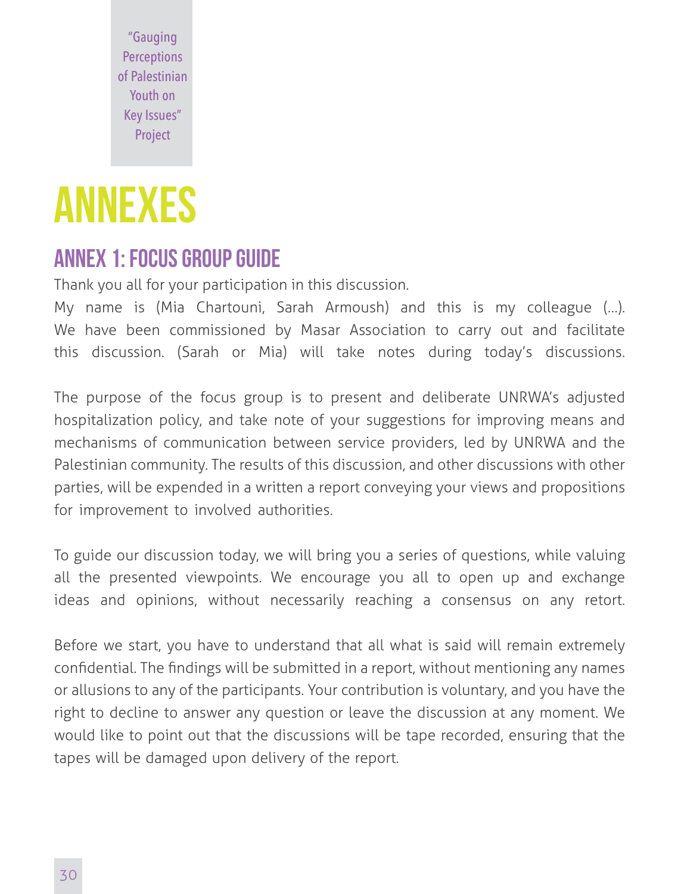# ANNEXES

## ANNEX 1: FOCUS GROUP GUIDE

Thank you all for your participation in this discussion.

My name is (Mia Chartouni, Sarah Armoush) and this is my colleague (…). We have been commissioned by Masar Association to carry out and facilitate this discussion. (Sarah or Mia) will take notes during today's discussions.

The purpose of the focus group is to present and deliberate UNRWA's adjusted hospitalization policy, and take note of your suggestions for improving means and mechanisms of communication between service providers, led by UNRWA and the Palestinian community. The results of this discussion, and other discussions with other parties, will be expended in a written a report conveying your views and propositions for improvement to involved authorities.

To guide our discussion today, we will bring you a series of questions, while valuing all the presented viewpoints. We encourage you all to open up and exchange ideas and opinions, without necessarily reaching a consensus on any retort.

Before we start, you have to understand that all what is said will remain extremely confidential. The findings will be submitted in a report, without mentioning any names or allusions to any of the participants. Your contribution is voluntary, and you have the right to decline to answer any question or leave the discussion at any moment. We would like to point out that the discussions will be tape recorded, ensuring that the tapes will be damaged upon delivery of the report.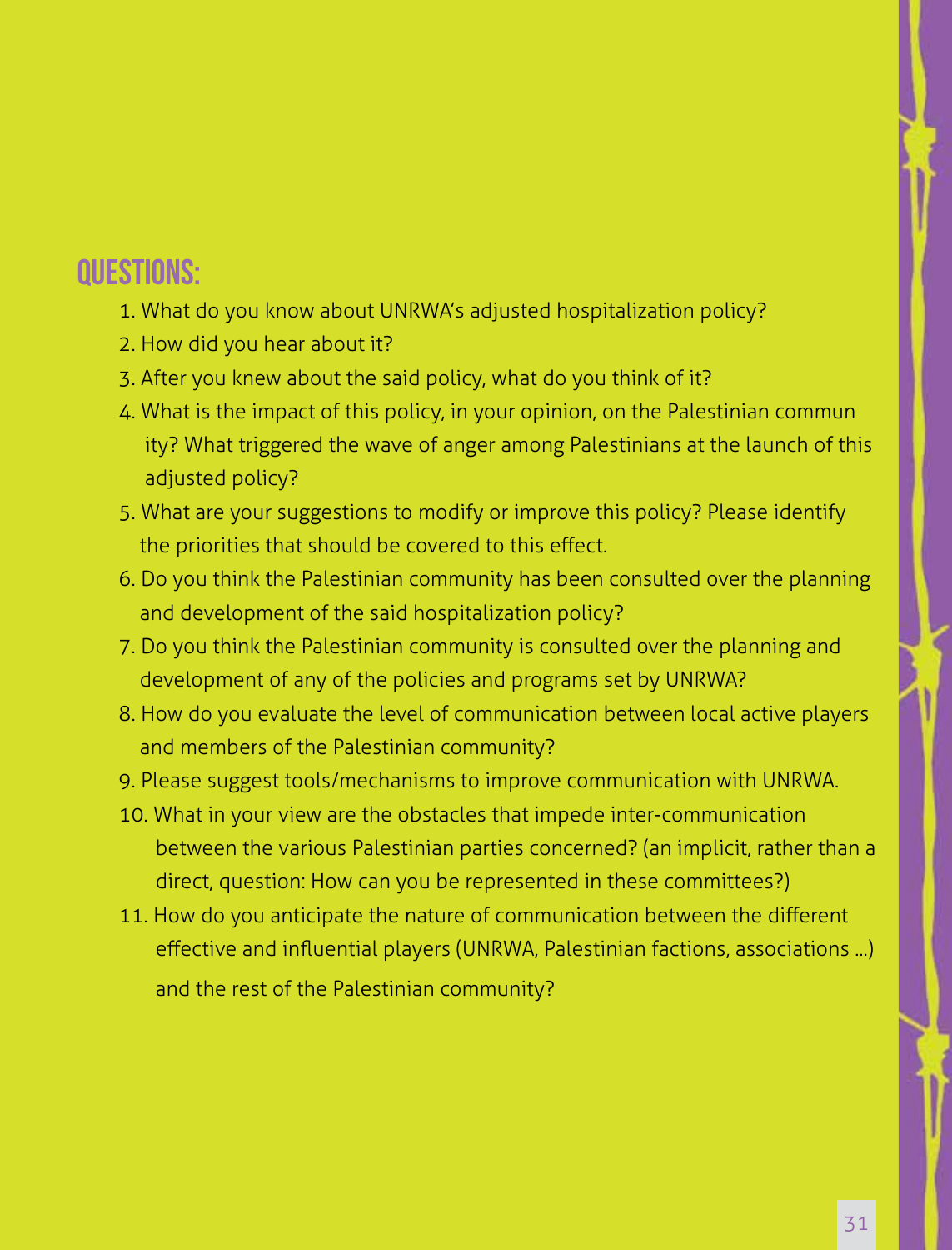# QUESTIONS:

1. What do you know about UNRWA's adjusted hospitalization policy?
2. How did you hear about it?
3. After you knew about the said policy, what do you think of it?
4. What is the impact of this policy, in your opinion, on the Palestinian community? What triggered the wave of anger among Palestinians at the launch of this adjusted policy?
5. What are your suggestions to modify or improve this policy? Please identify the priorities that should be covered to this effect.
6. Do you think the Palestinian community has been consulted over the planning and development of the said hospitalization policy?
7. Do you think the Palestinian community is consulted over the planning and development of any of the policies and programs set by UNRWA?
8. How do you evaluate the level of communication between local active players and members of the Palestinian community?
9. Please suggest tools/mechanisms to improve communication with UNRWA.
10. What in your view are the obstacles that impede inter-communication between the various Palestinian parties concerned? (an implicit, rather than a direct, question: How can you be represented in these committees?)
11. How do you anticipate the nature of communication between the different effective and influential players (UNRWA, Palestinian factions, associations ...) and the rest of the Palestinian community?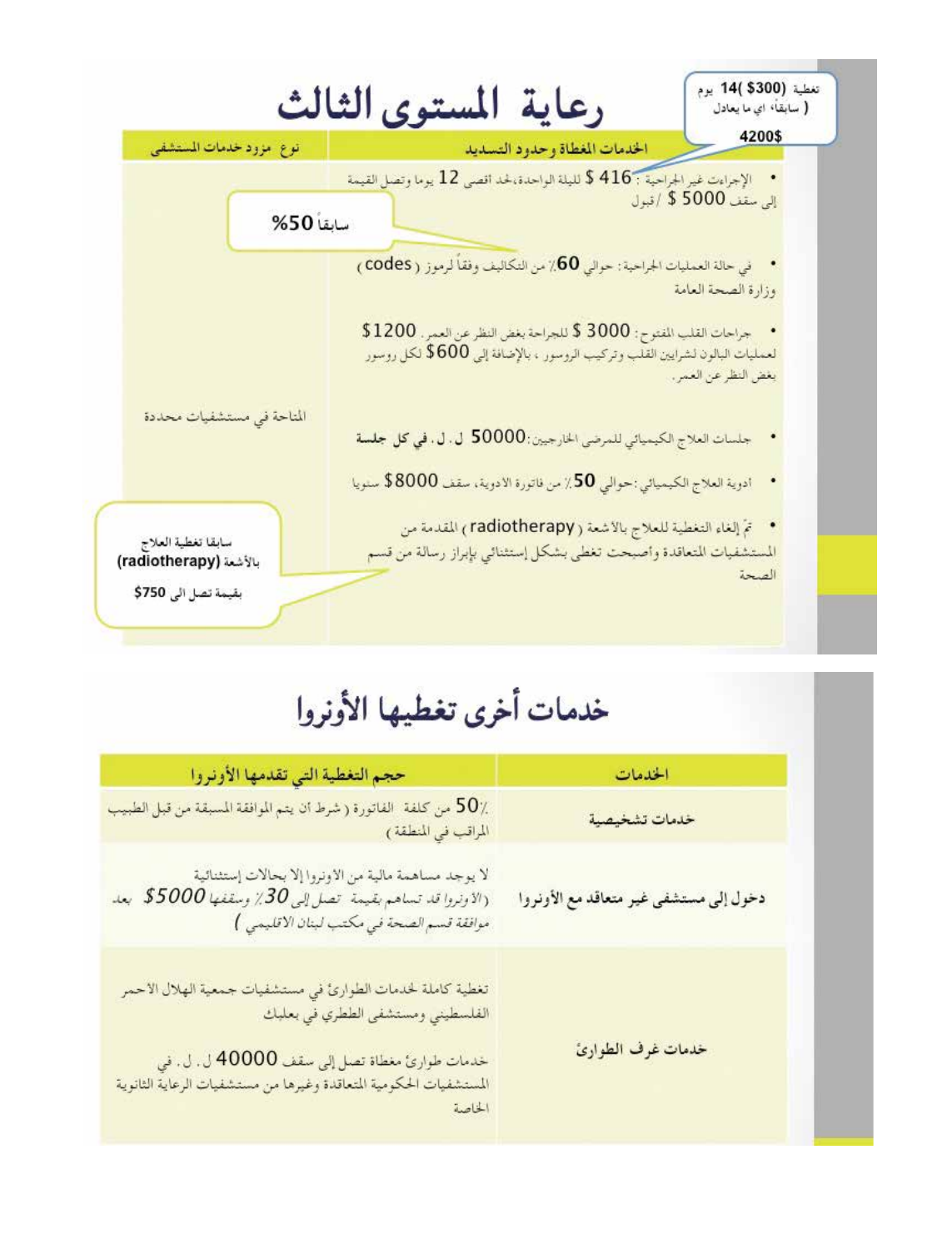# رعاية المستوى الثالث

| نوع مزود خدمات المستشفى | الخدمات المغطاة وحدود التسديد |
| --- | --- |
| المتاحة في مستشفيات محددة | • الإجراءات غير الجراحية: 416 $ لليلة الواحدة،لحد أقصى 12 يوما وتصل القيمة إلى سقف 5000 $ /قبول<br>• في حالة العمليات الجراحية: حوالي 60٪ من التكاليف وفقاً لرموز (codes) وزارة الصحة العامة<br>• جراحات القلب المفتوح: 3000 $ للجراحة بغض النظر عن العمر. 1200$ لعمليات البالون لشرايين القلب وتركيب الروسور ، بالإضافة إلى 600$ لكل روسور بغض النظر عن العمر.<br>• جلسات العلاج الكيميائي للمرضى الخارجيين: 50000 ل. ل. في كل جلسة<br>• أدوية العلاج الكيميائي: حوالي 50٪ من فاتورة الادوية، سقف 8000$ سنويا<br>• تمّ إلغاء التغطية للعلاج بالأشعة (radiotherapy) المقدمة من المستشفيات المتعاقدة وأصبحت تغطى بشكل إستثنائي بإبراز رسالة من قسم الصحة |

تغطية (300$) 14 يوم (سابقا، اي ما يعادل 4200$

سابقاً 50%

سابقا تغطية العلاج بالأشعة (radiotherapy) بقيمة تصل الى 750$

# خدمات أخرى تغطيها الأونروا

| الخدمات | حجم التغطية التي تقدمها الأونروا |
| --- | --- |
| خدمات تشخيصية | 50٪ من كلفة الفاتورة (شرط أن يتم الموافقة المسبقة من قبل الطبيب المراقب في المنطقة) |
| دخول إلى مستشفى غير متعاقد مع الأونروا | لا يوجد مساهمة مالية من الأونروا إلا بحالات إستثنائية<br>*(الأونروا قد تساهم بقيمة تصل إلى 30٪ وسقفها 5000$ بعد موافقة قسم الصحة في مكتب لبنان الاقليمي)* |
| خدمات غرف الطوارئ | تغطية كاملة لخدمات الطوارئ في مستشفيات جمعية الهلال الاحمر الفلسطيني ومستشفى الطوارئ في بعلبك<br>خدمات طوارئ مغطاة تصل إلى سقف 40000 ل. ل. في المستشفيات الحكومية المتعاقدة وغيرها من مستشفيات الرعاية الثانوية الخاصة |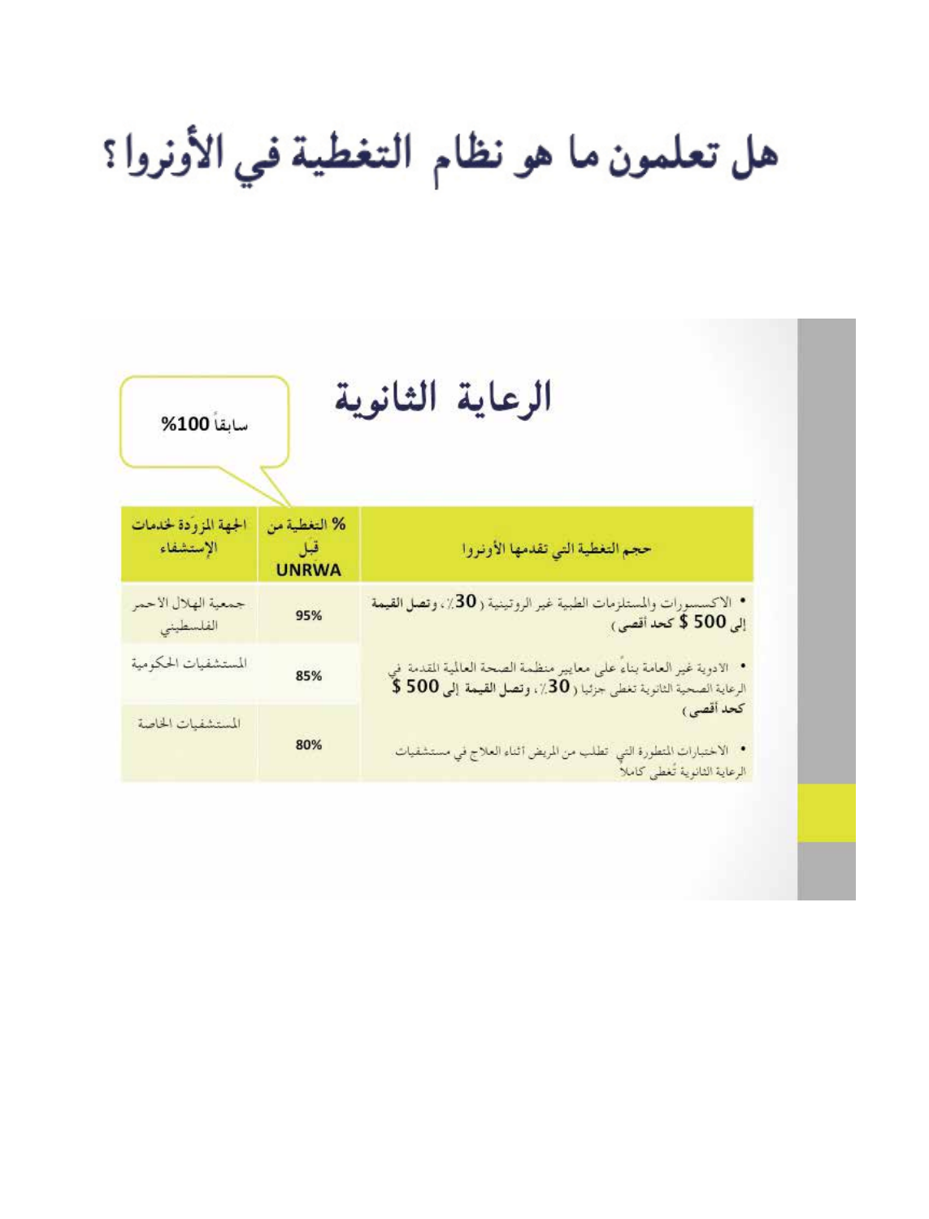# هل تعلمون ما هو نظام التغطية في الأونروا ؟

## الرعاية الثانوية

سابقاً 100%

| حجم التغطية التي تقدمها الأونروا | % التغطية من قبل UNRWA | الجهة المزوّدة لخدمات الإستشفاء |
| --- | --- | --- |
| • الاكسسورات والمستلزمات الطبية غير الروتينية ( 30٪، وتصل القيمة إلى 500 $ كحد أقصى ) | 95% | جمعية الهلال الأحمر الفلسطيني |
| • الادوية غير العامة بناءً على معايير منظمة الصحة العالمية المقدمة في الرعاية الصحية الثانوية تغطى جزئيا ( 30٪، وتصل القيمة إلى 500 $ كحد أقصى ) | 85% | المستشفيات الحكومية |
| • الاختبارات المتطورة التي تطلب من المريض أثناء العلاج في مستشفيات الرعاية الثانوية تُغطى كاملاً | 80% | المستشفيات الخاصة |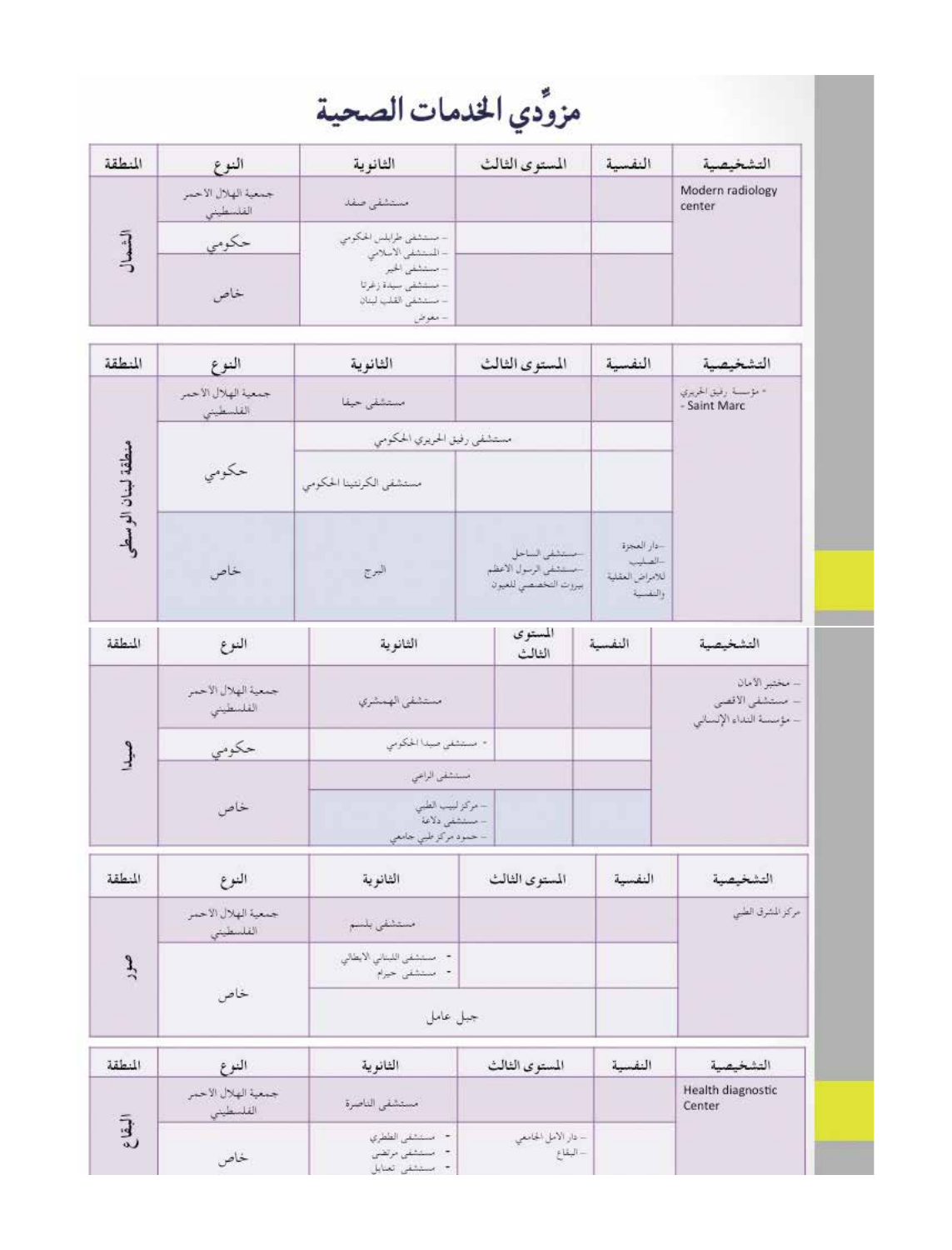# مزوّدي الخدمات الصحية

| المنطقة | النوع | الثانوية | المستوى الثالث | النفسية | التشخيصية |
|---|---|---|---|---|---|
| الشمال | جمعية الهلال الاحمر الفلسطيني | مستشفى صفد | | | Modern radiology center |
| | حكومي | - مستشفى طرابلس الحكومي<br>- المستشفى الاسلامي<br>- مستشفى الخير<br>- مستشفى سيدة زغرتا<br>- مستشفى القلب لبنان<br>- معوض | | | |
| | خاص | | | | |

| المنطقة | النوع | الثانوية | المستوى الثالث | النفسية | التشخيصية |
|---|---|---|---|---|---|
| منطقة لبنان الوسطى | جمعية الهلال الاحمر الفلسطيني | مستشفى حيفا | | | - مؤسسة رفيق الحريري<br>- Saint Marc |
| | حكومي | مستشفى رفيق الحريري الحكومي | مستشفى رفيق الحريري الحكومي | | |
| | | مستشفى الكرنتينا الحكومي | | | |
| | خاص | البرج | -مستشفى الساحل<br>-مستشفى الرسول الاعظم<br>بيروت التخصصي للعيون | -دار العجزة<br>-الصليب للامراض العقلية والنفسية | |

| المنطقة | النوع | الثانوية | المستوى الثالث | النفسية | التشخيصية |
|---|---|---|---|---|---|
| صيدا | جمعية الهلال الاحمر الفلسطيني | مستشفى الهمشري | | | - مختبر الامان<br>- مستشفى الاقصى<br>- مؤسسة النداء الإنساني |
| | حكومي | - مستشفى صيدا الحكومي | | | |
| | خاص | مستشفى الراعي | مستشفى الراعي | | |
| | | - مركز لبيب الطبي<br>- مستشفى دلاعة<br>- حمود مركز طبي جامعي | | | |

| المنطقة | النوع | الثانوية | المستوى الثالث | النفسية | التشخيصية |
|---|---|---|---|---|---|
| صور | جمعية الهلال الاحمر الفلسطيني | مستشفى بلسم | | | مركز المشرق الطبي |
| | خاص | - مستشفى اللبناني الايطالي<br>- مستشفى حيرام | | | |
| | | جبل عامل | جبل عامل | | |

| المنطقة | النوع | الثانوية | المستوى الثالث | النفسية | التشخيصية |
|---|---|---|---|---|---|
| البقاع | جمعية الهلال الاحمر الفلسطيني | مستشفى الناصرة | | | Health diagnostic Center |
| | خاص | - مستشفى الططري<br>- مستشفى مرتضى<br>- مستشفى تعنايل | - دار الامل الجامعي<br>- البقاع | | |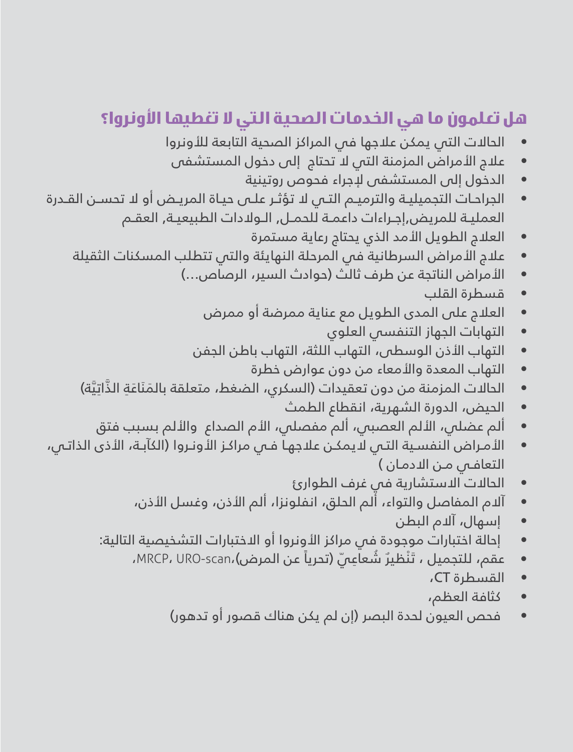## هل تعلمون ما هي الخدمات الصحية التي لا تغطيها الأونروا؟

- الحالات التي يمكن علاجها في المراكز الصحية التابعة للأونروا
- علاج الأمراض المزمنة التي لا تحتاج  إلى دخول المستشفى
- الدخول إلى المستشفى لإجراء فحوص روتينية
- الجراحات التجميلية والترميم التي لا تؤثر على حياة المريض أو لا تحسن القدرة العملية للمريض,إجراءات داعمة للحمل, الولادات الطبيعية, العقم
- العلاج الطويل الأمد الذي يحتاج رعاية مستمرة
- علاج الأمراض السرطانية في المرحلة النهائية والتي تتطلب المسكنات الثقيلة
- الأمراض الناتجة عن طرف ثالث (حوادث السير، الرصاص...)
- قسطرة القلب
- العلاج على المدى الطويل مع عناية ممرضة أو ممرض
- التهابات الجهاز التنفسي العلوي
- التهاب الأذن الوسطى، التهاب اللثة، التهاب باطن الجفن
- التهاب المعدة والأمعاء من دون عوارض خطرة
- الحالات المزمنة من دون تعقيدات (السكري، الضغط، متعلقة بالمَنَاعَةِ الذَّاتِيَّة)
- الحيض، الدورة الشهرية، انقطاع الطمث
- ألم عضلي، الألم العصبي، ألم مفصلي، الأم الصداع  والألم بسبب فتق
- الأمراض النفسية التي لايمكن علاجها في مراكز الأونروا (الكآبة، الأذى الذاتي، التعافي من الادمان )
- الحالات الاستشارية في غرف الطوارئ
- آلام المفاصل والتواء، ألم الحلق، انفلونزا، ألم الأذن، وغسل الأذن،
- إسهال، آلام البطن
- إحالة اختبارات موجودة في مراكز الأونروا أو الاختبارات التشخيصية التالية:
- عقم، للتجميل ، تَنْظيرٌ شُعاعِيّ (تحرياً عن المرض)،URO-scan، MRCP،
- القسطرة CT،
- كثافة العظم،
- فحص العيون لحدة البصر (إن لم يكن هناك قصور أو تدهور)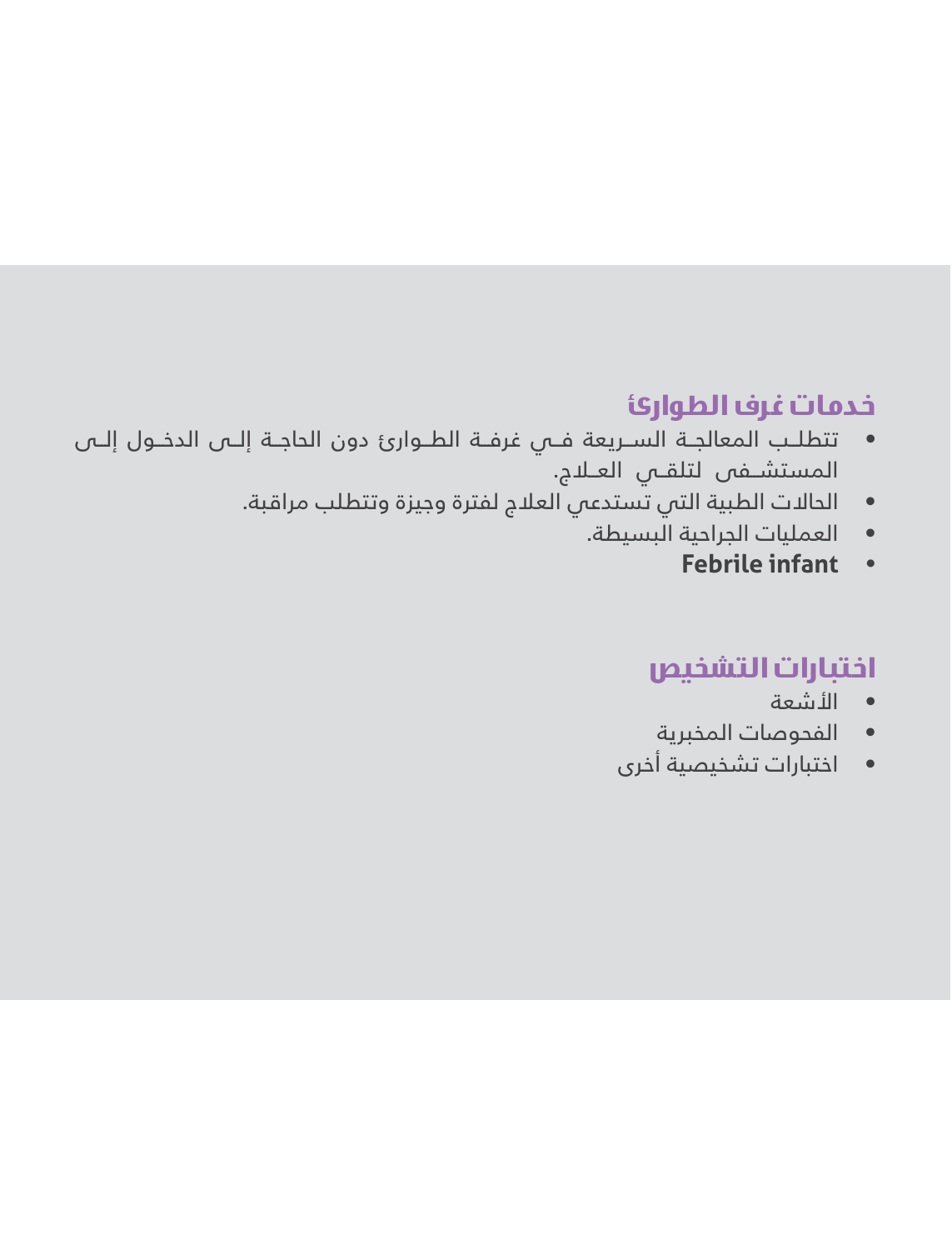## خدمات غرف الطوارئ

- تتطلب المعالجة السريعة في غرفة الطوارئ دون الحاجة إلى الدخول إلى المستشفى لتلقي العلاج.
- الحالات الطبية التي تستدعي العلاج لفترة وجيزة وتتطلب مراقبة.
- العمليات الجراحية البسيطة.
- **Febrile infant**

## اختبارات التشخيص

- الأشعة
- الفحوصات المخبرية
- اختبارات تشخيصية أخرى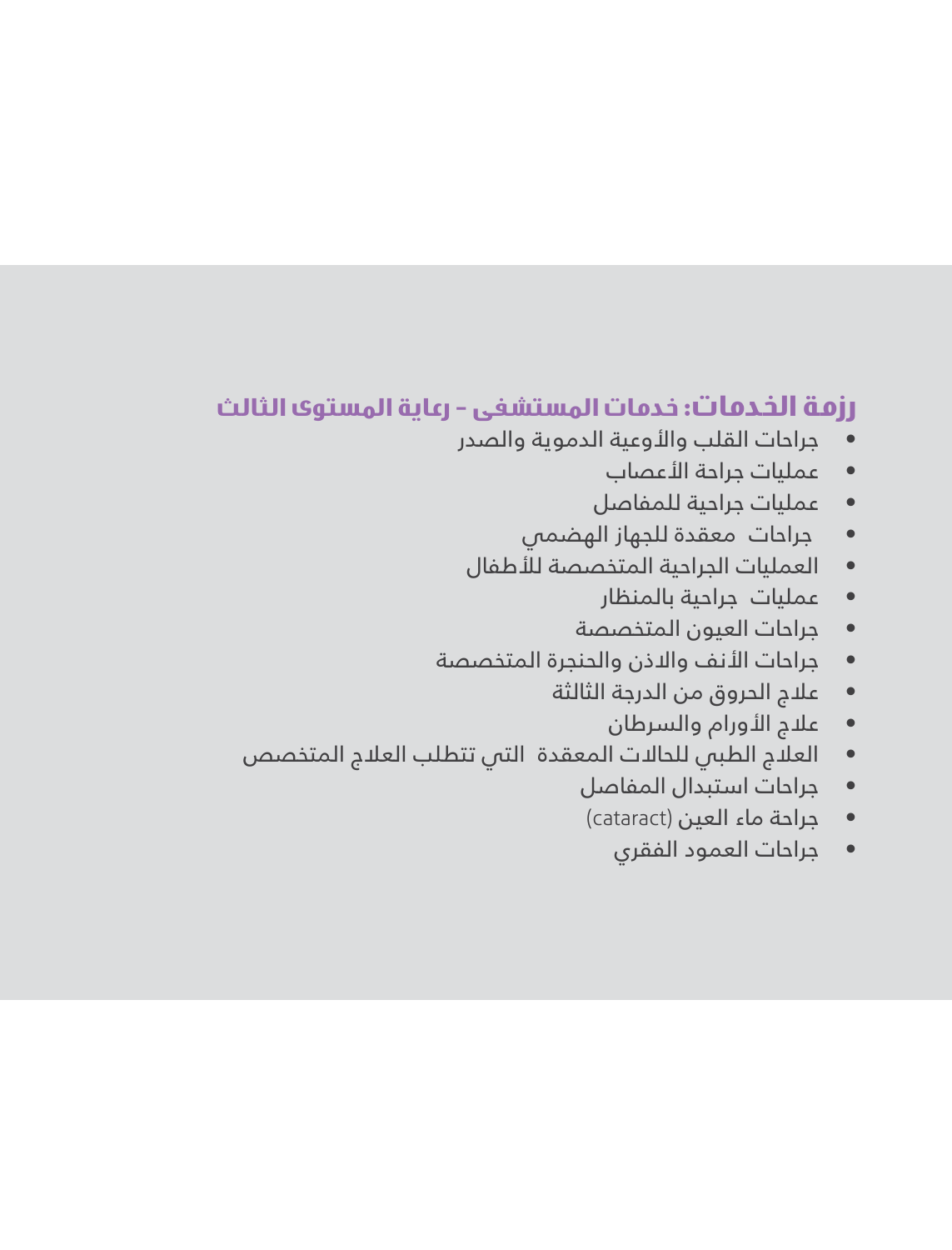## رزمة الخدمات: خدمات المستشفى - رعاية المستوى الثالث

- جراحات القلب والأوعية الدموية والصدر
- عمليات جراحة الأعصاب
- عمليات جراحية للمفاصل
- جراحات معقدة للجهاز الهضمي
- العمليات الجراحية المتخصصة للأطفال
- عمليات جراحية بالمنظار
- جراحات العيون المتخصصة
- جراحات الأنف والاذن والحنجرة المتخصصة
- علاج الحروق من الدرجة الثالثة
- علاج الأورام والسرطان
- العلاج الطبي للحالات المعقدة التي تتطلب العلاج المتخصص
- جراحات استبدال المفاصل
- جراحة ماء العين (cataract)
- جراحات العمود الفقري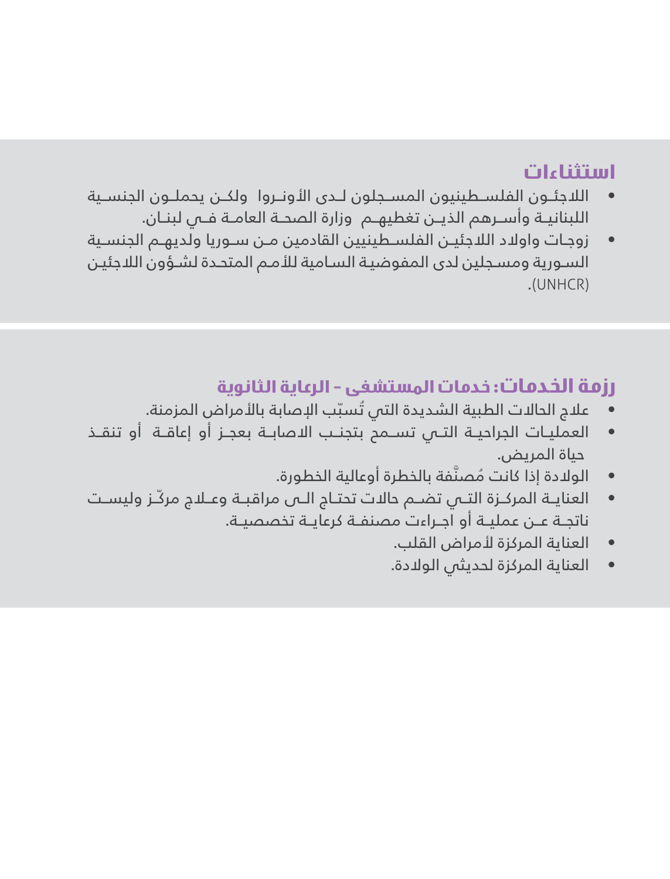## استثناءات

- اللاجئون الفلسطينيون المسجلون لدى الأونروا ولكن يحملون الجنسية اللبنانية وأسرهم الذين تغطيهم وزارة الصحة العامة في لبنان.
- زوجات واولاد اللاجئين الفلسطينيين القادمين من سوريا ولديهم الجنسية السورية ومسجلين لدى المفوضية السامية للأمم المتحدة لشؤون اللاجئين (UNHCR).

## رزمة الخدمات: خدمات المستشفى - الرعاية الثانوية

- علاج الحالات الطبية الشديدة التي تُسبّب الإصابة بالأمراض المزمنة.
- العمليات الجراحية التي تسمح بتجنب الاصابة بعجز أو إعاقة أو تنقذ حياة المريض.
- الولادة إذا كانت مُصنَّفة بالخطرة أوعالية الخطورة.
- العناية المركزة التي تضم حالات تحتاج الى مراقبة وعلاج مركّز وليست ناتجة عن عملية أو اجراءت مصنفة كرعاية تخصصية.
- العناية المركزة لأمراض القلب.
- العناية المركزة لحديثي الولادة.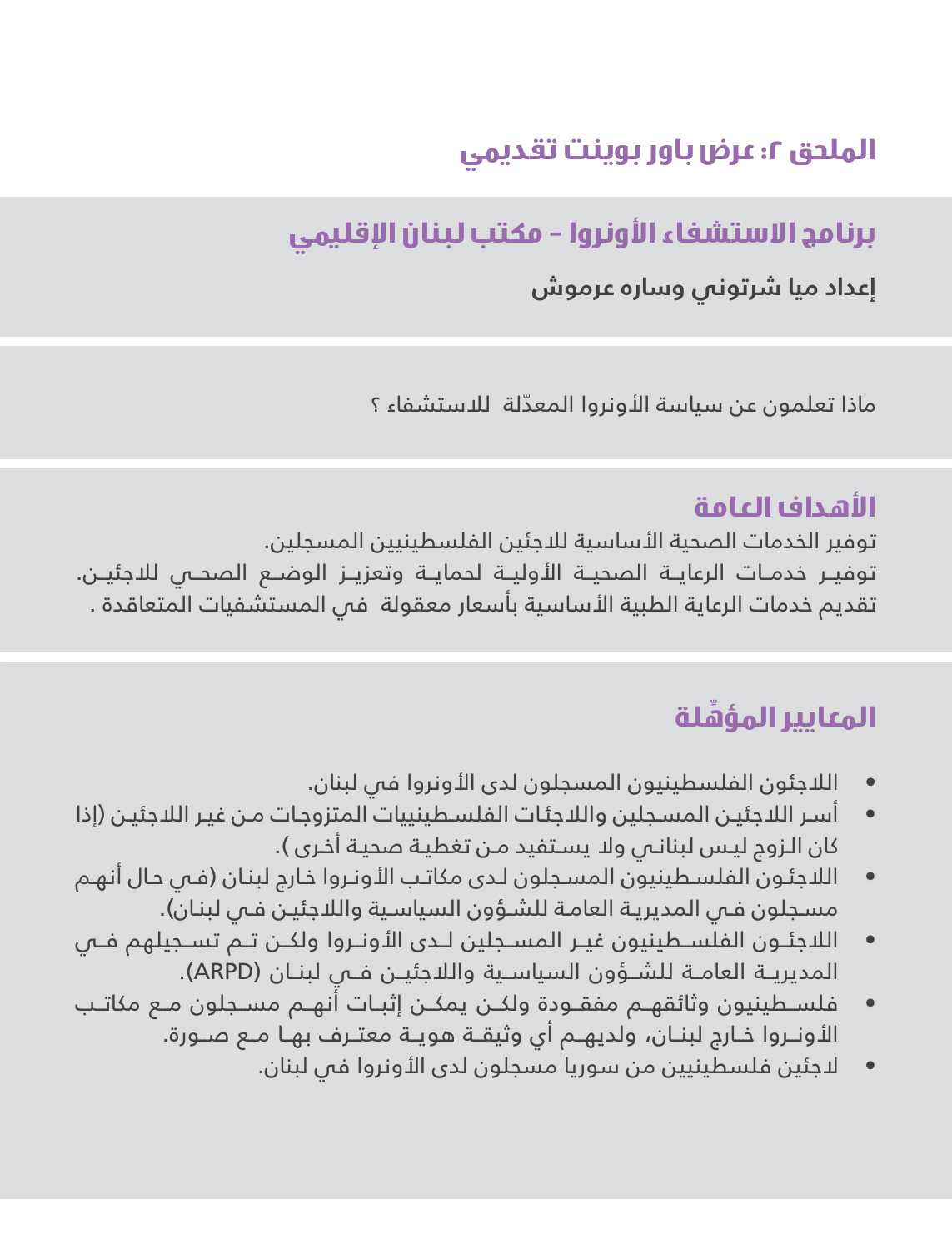## الملحق ٢: عرض باور بوينت تقديمي

## برنامج الاستشفاء الأونروا – مكتب لبنان الإقليمي

**إعداد ميا شرتوني وساره عرموش**

ماذا تعلمون عن سياسة الأونروا المعدّلة للاستشفاء ؟

### الأهداف العامة

توفير الخدمات الصحية الأساسية للاجئين الفلسطينيين المسجلين.
توفير خدمات الرعاية الصحية الأولية لحماية وتعزيز الوضع الصحي للاجئين.
تقديم خدمات الرعاية الطبية الأساسية بأسعار معقولة في المستشفيات المتعاقدة .

### المعايير المؤهِّلة

- اللاجئون الفلسطينيون المسجلون لدى الأونروا في لبنان.
- أسر اللاجئين المسجلين واللاجئات الفلسطينيات المتزوجات من غير اللاجئين (إذا كان الزوج ليس لبناني ولا يستفيد من تغطية صحية أخرى ).
- اللاجئون الفلسطينيون المسجلون لدى مكاتب الأونروا خارج لبنان (في حال أنهم مسجلون في المديرية العامة للشؤون السياسية واللاجئين في لبنان).
- اللاجئون الفلسطينيون غير المسجلين لدى الأونروا ولكن تم تسجيلهم في المديرية العامة للشؤون السياسية واللاجئين في لبنان (ARPD).
- فلسطينيون وثائقهم مفقودة ولكن يمكن إثبات أنهم مسجلون مع مكاتب الأونروا خارج لبنان، ولديهم أي وثيقة هوية معترف بها مع صورة.
- لاجئين فلسطينيين من سوريا مسجلون لدى الأونروا في لبنان.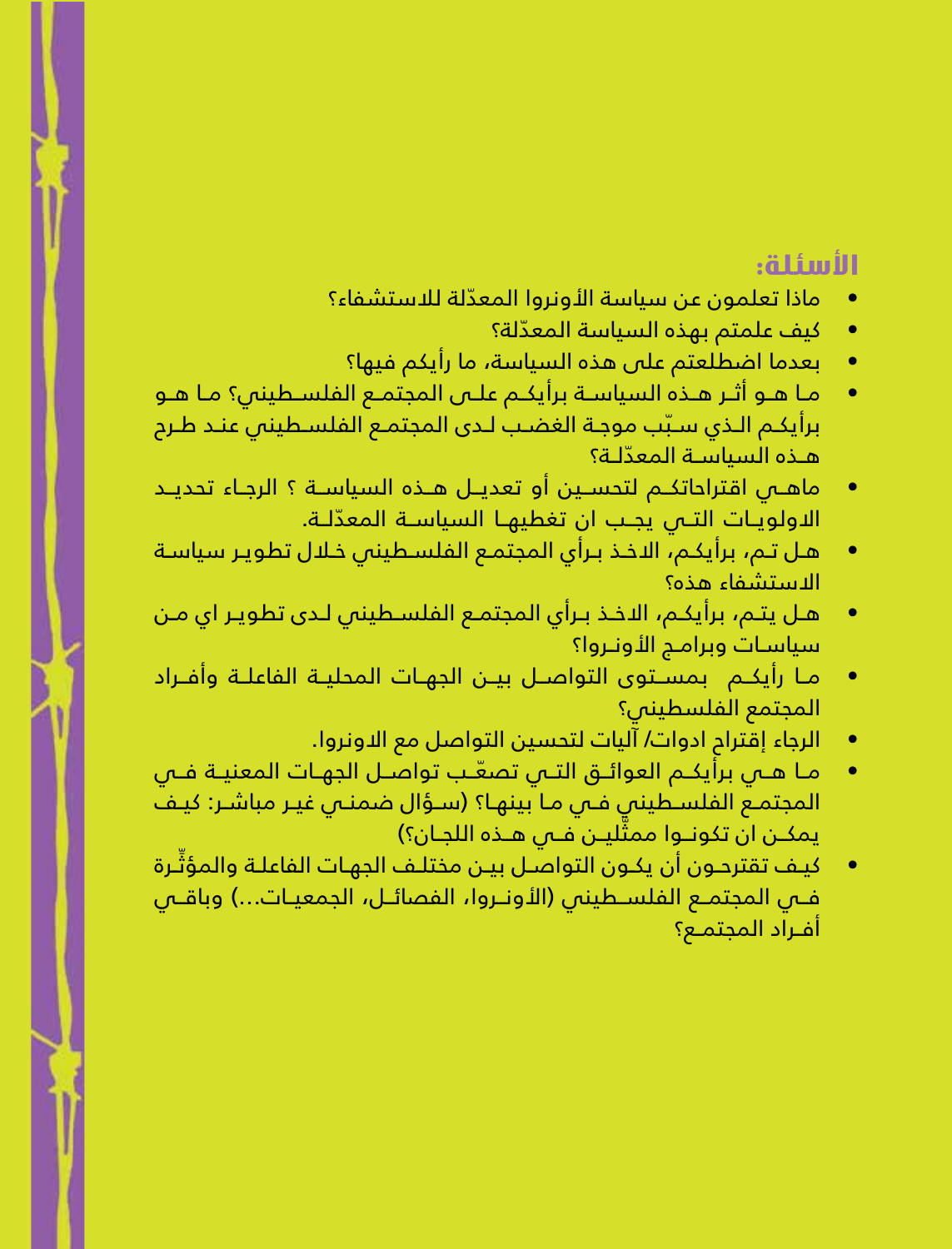## الأسئلة:

- ماذا تعلمون عن سياسة الأونروا المعدّلة للاستشفاء؟
- كيف علمتم بهذه السياسة المعدّلة؟
- بعدما اضطلعتم على هذه السياسة، ما رأيكم فيها؟
- ما هو أثر هذه السياسة برأيكم على المجتمع الفلسطيني؟ ما هو برأيكم الذي سبّب موجة الغضب لدى المجتمع الفلسطيني عند طرح هذه السياسة المعدّلة؟
- ماهي اقتراحاتكم لتحسين أو تعديل هذه السياسة ؟ الرجاء تحديد الاولويات التي يجب ان تغطيها السياسة المعدّلة.
- هل تم، برأيكم، الاخذ برأي المجتمع الفلسطيني خلال تطوير سياسة الاستشفاء هذه؟
- هل يتم، برأيكم، الاخذ برأي المجتمع الفلسطيني لدى تطوير اي من سياسات وبرامج الأونروا؟
- ما رأيكم بمستوى التواصل بين الجهات المحلية الفاعلة وأفراد المجتمع الفلسطيني؟
- الرجاء إقتراح ادوات/ آليات لتحسين التواصل مع الاونروا.
- ما هي برأيكم العوائق التي تصعّب تواصل الجهات المعنية في المجتمع الفلسطيني في ما بينها؟ (سؤال ضمني غير مباشر: كيف يمكن ان تكونوا ممثّلين في هذه اللجان؟)
- كيف تقترحون أن يكون التواصل بين مختلف الجهات الفاعلة والمؤثّرة في المجتمع الفلسطيني (الأونروا، الفصائل، الجمعيات...) وباقي أفراد المجتمع؟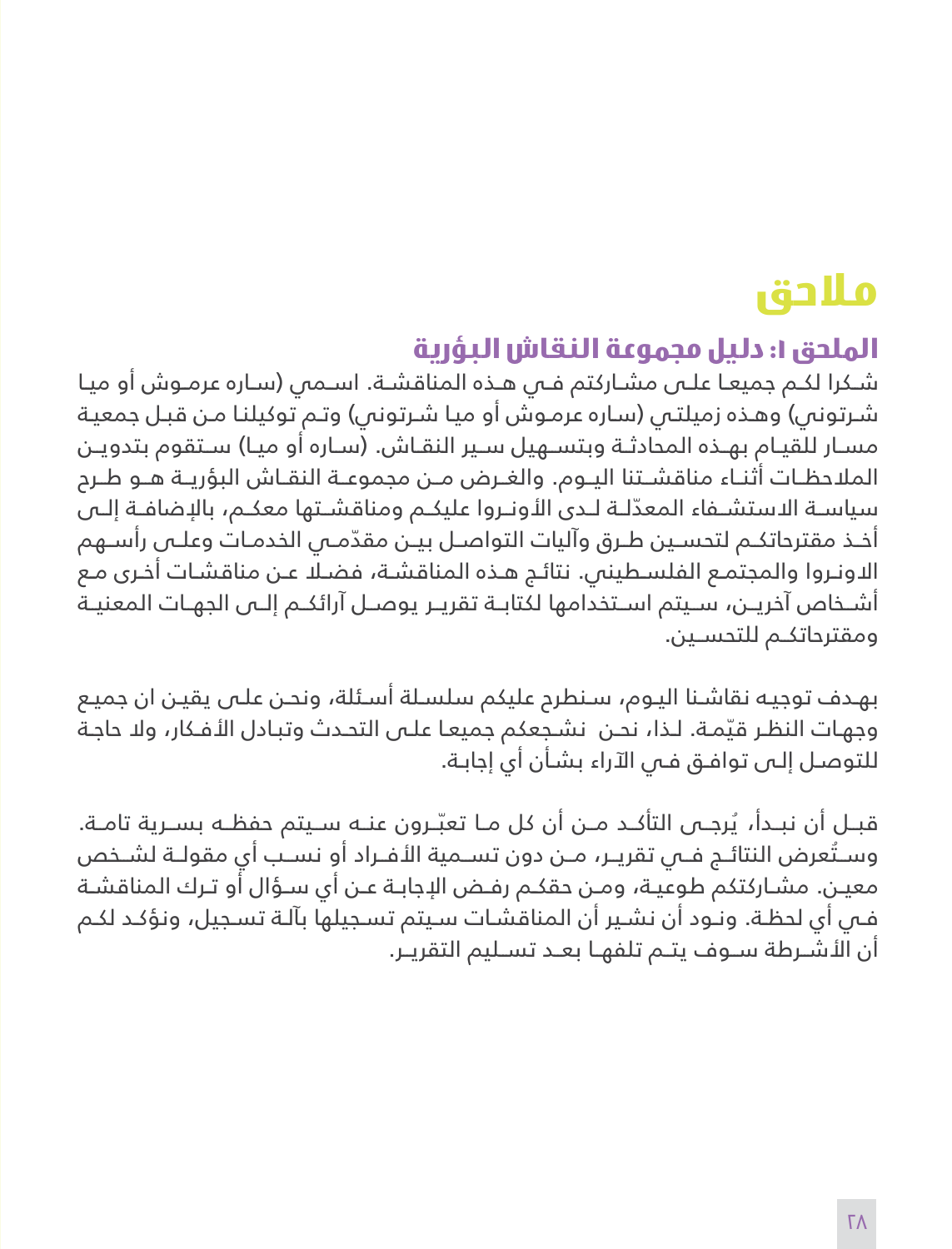# ملاحق

## الملحق ١: دليل مجموعة النقاش البؤرية

شكرا لكم جميعا على مشاركتم في هذه المناقشة. اسمي (ساره عرموش أو ميا شرتوني) وهذه زميلتي (ساره عرموش أو ميا شرتوني) وتم توكيلنا من قبل جمعية مسار للقيام بهذه المحادثة وبتسهيل سير النقاش. (ساره أو ميا) ستقوم بتدوين الملاحظات أثناء مناقشتنا اليوم. والغرض من مجموعة النقاش البؤرية هو طرح سياسة الاستشفاء المعدّلة لدى الأونروا عليكم ومناقشتها معكم، بالإضافة إلى أخذ مقترحاتكم لتحسين طرق وآليات التواصل بين مقدّمي الخدمات وعلى رأسهم الاونروا والمجتمع الفلسطيني. نتائج هذه المناقشة، فضلا عن مناقشات أخرى مع أشخاص آخرين، سيتم استخدامها لكتابة تقرير يوصل آرائكم إلى الجهات المعنية ومقترحاتكم للتحسين.

بهدف توجيه نقاشنا اليوم، سنطرح عليكم سلسلة أسئلة، ونحن على يقين ان جميع وجهات النظر قيّمة. لذا، نحن نشجعكم جميعا على التحدث وتبادل الأفكار، ولا حاجة للتوصل إلى توافق في الآراء بشأن أي إجابة.

قبل أن نبدأ، يُرجى التأكد من أن كل ما تعبّرون عنه سيتم حفظه بسرية تامة. وستُعرض النتائج في تقرير، من دون تسمية الأفراد أو نسب أي مقولة لشخص معين. مشاركتكم طوعية، ومن حقكم رفض الإجابة عن أي سؤال أو ترك المناقشة في أي لحظة. ونود أن نشير أن المناقشات سيتم تسجيلها بآلة تسجيل، ونؤكد لكم أن الأشرطة سوف يتم تلفها بعد تسليم التقرير.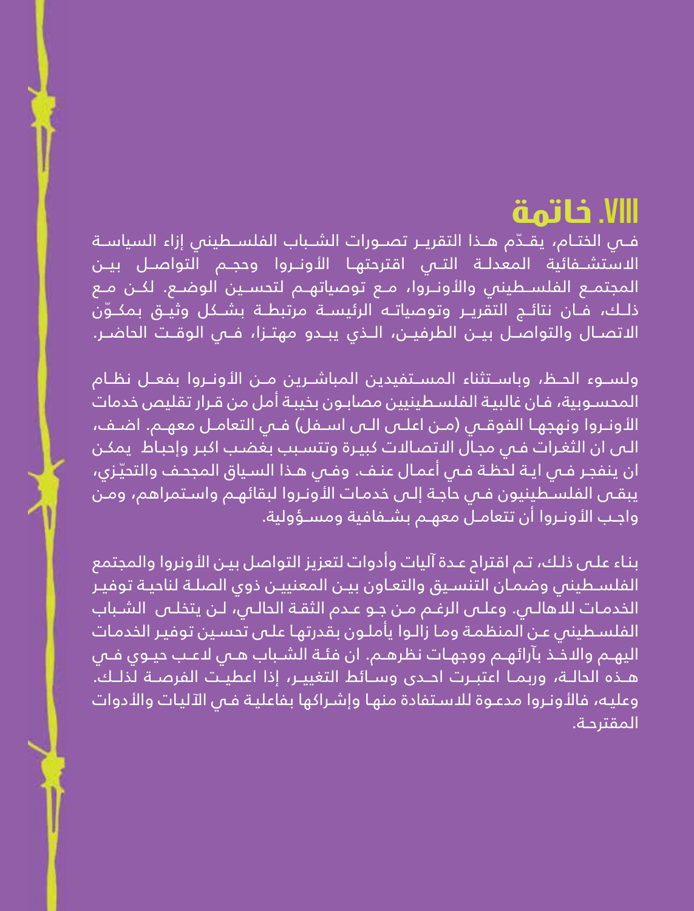# VIII. خاتمة

في الختام، يقدّم هذا التقرير تصورات الشباب الفلسطيني إزاء السياسة الاستشفائية المعدلة التي اقترحتها الأونروا وحجم التواصل بين المجتمع الفلسطيني والأونروا، مع توصياتهم لتحسين الوضع. لكن مع ذلك، فان نتائج التقرير وتوصياته الرئيسة مرتبطة بشكل وثيق بمكوّن الاتصال والتواصل بين الطرفين، الذي يبدو مهتزا، في الوقت الحاضر.

ولسوء الحظ، وباستثناء المستفيدين المباشرين من الأونروا بفعل نظام المحسوبية، فان غالبية الفلسطينيين مصابون بخيبة أمل من قرار تقليص خدمات الأونروا ونهجها الفوقي (من اعلى الى اسفل) في التعامل معهم. اضف، الى ان الثغرات في مجال الاتصالات كبيرة وتتسبب بغضب اكبر وإحباط يمكن ان ينفجر في اية لحظة في أعمال عنف. وفي هذا السياق المجحف والتحيّزي، يبقى الفلسطينيون في حاجة إلى خدمات الأونروا لبقائهم واستمراهم، ومن واجب الأونروا أن تتعامل معهم بشفافية ومسؤولية.

بناء على ذلك، تم اقتراح عدة آليات وأدوات لتعزيز التواصل بين الأونروا والمجتمع الفلسطيني وضمان التنسيق والتعاون بين المعنيين ذوي الصلة لناحية توفير الخدمات للاهالي. وعلى الرغم من جو عدم الثقة الحالي، لن يتخلى الشباب الفلسطيني عن المنظمة وما زالوا يأملون بقدرتها على تحسين توفير الخدمات اليهم والاخذ بآرائهم ووجهات نظرهم. ان فئة الشباب هي لاعب حيوي في هذه الحالة، وربما اعتبرت احدى وسائط التغيير، إذا اعطيت الفرصة لذلك. وعليه، فالأونروا مدعوة للاستفادة منها وإشراكها بفاعلية في الآليات والأدوات المقترحة.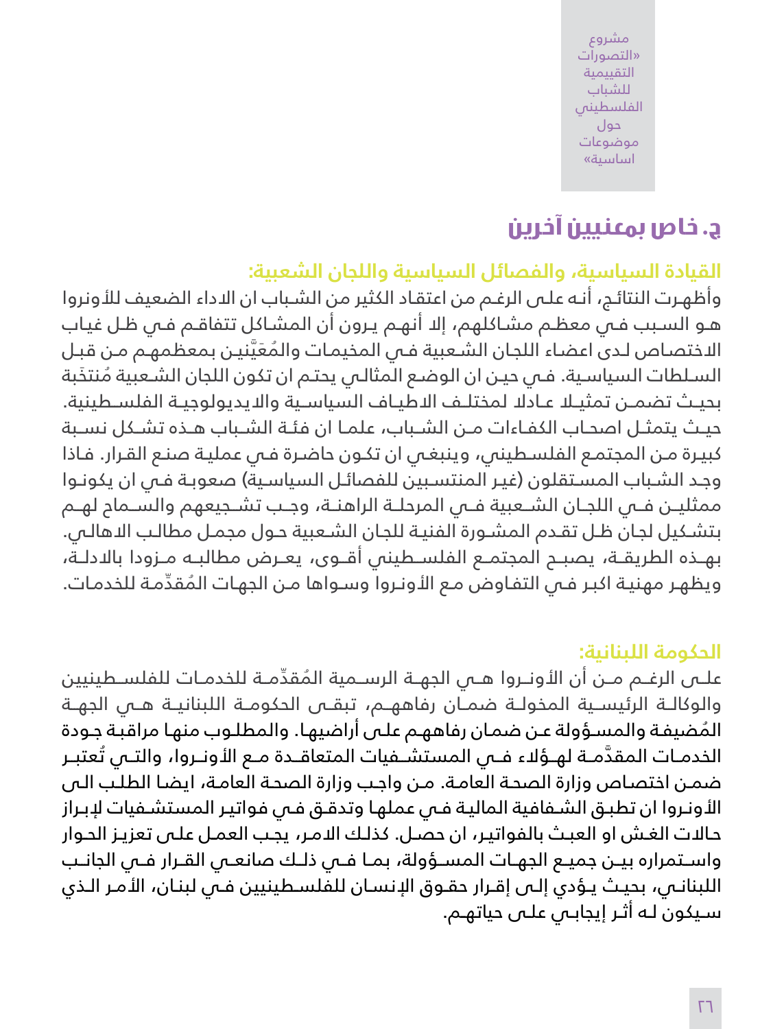## ج. خاص بمعنيين آخرين

### القيادة السياسية، والفصائل السياسية واللجان الشعبية:

وأظهرت النتائج، أنه على الرغم من اعتقاد الكثير من الشباب ان الاداء الضعيف للأونروا هو السبب في معظم مشاكلهم، إلا أنهم يرون أن المشاكل تتفاقم في ظل غياب الاختصاص لدى اعضاء اللجان الشعبية في المخيمات والمُعَيَّنين بمعظمهم من قبل السلطات السياسية. في حين ان الوضع المثالي يحتم ان تكون اللجان الشعبية مُنتخَبة بحيث تضمن تمثيلا عادلا لمختلف الاطياف السياسية والايديولوجية الفلسطينية. حيث يتمثل اصحاب الكفاءات من الشباب، علما ان فئة الشباب هذه تشكل نسبة كبيرة من المجتمع الفلسطيني، وينبغي ان تكون حاضرة في عملية صنع القرار. فاذا وجد الشباب المستقلون (غير المنتسبين للفصائل السياسية) صعوبة في ان يكونوا ممثلين في اللجان الشعبية في المرحلة الراهنة، وجب تشجيعهم والسماح لهم بتشكيل لجان ظل تقدم المشورة الفنية للجان الشعبية حول مجمل مطالب الاهالي. بهذه الطريقة، يصبح المجتمع الفلسطيني أقوى، يعرض مطالبه مزودا بالادلة، ويظهر مهنية اكبر في التفاوض مع الأونروا وسواها من الجهات المُقدِّمة للخدمات.

### الحكومة اللبنانية:

على الرغم من أن الأونروا هي الجهة الرسمية المُقدِّمة للخدمات للفلسطينيين والوكالة الرئيسية المخولة ضمان رفاههم، تبقى الحكومة اللبنانية هي الجهة المُضيفة والمسؤولة عن ضمان رفاههم على أراضيها. والمطلوب منها مراقبة جودة الخدمات المقدَّمة لهؤلاء في المستشفيات المتعاقدة مع الأونروا، والتي تُعتبر ضمن اختصاص وزارة الصحة العامة. من واجب وزارة الصحة العامة، ايضا الطلب الى الأونروا ان تطبق الشفافية المالية في عملها وتدقق في فواتير المستشفيات لإبراز حالات الغش او العبث بالفواتير، ان حصل. كذلك الامر، يجب العمل على تعزيز الحوار واستمراره بين جميع الجهات المسؤولة، بما في ذلك صانعي القرار في الجانب اللبناني، بحيث يؤدي إلى إقرار حقوق الإنسان للفلسطينيين في لبنان، الأمر الذي سيكون له أثر إيجابي على حياتهم.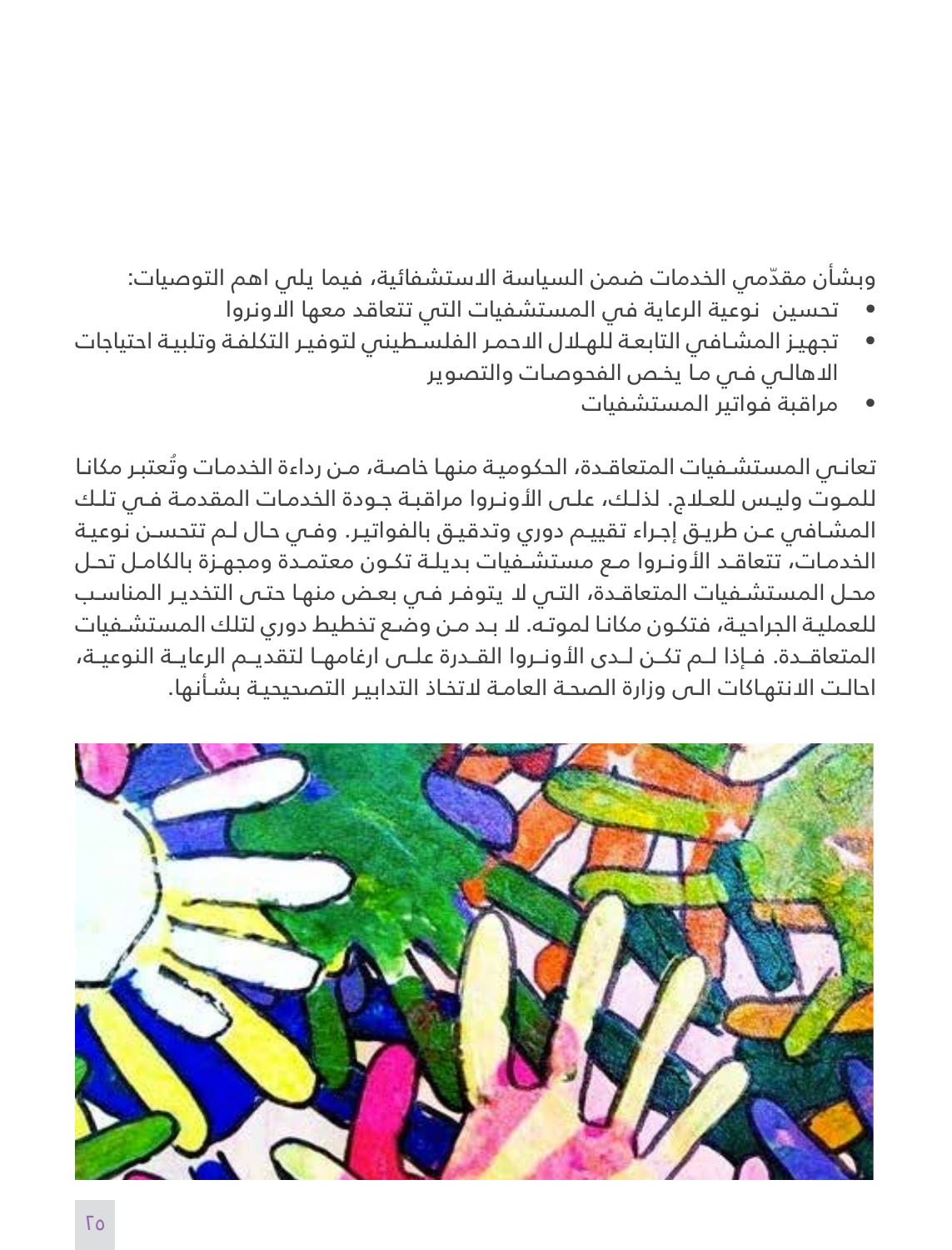وبشأن مقدّمي الخدمات ضمن السياسة الاستشفائية، فيما يلي اهم التوصيات:

- تحسين نوعية الرعاية في المستشفيات التي تتعاقد معها الاونروا
- تجهيز المشافي التابعة للهلال الاحمر الفلسطيني لتوفير التكلفة وتلبية احتياجات الاهالي في ما يخص الفحوصات والتصوير
- مراقبة فواتير المستشفيات

تعاني المستشفيات المتعاقدة، الحكومية منها خاصة، من رداءة الخدمات وتُعتبر مكانا للموت وليس للعلاج. لذلك، على الأونروا مراقبة جودة الخدمات المقدمة في تلك المشافي عن طريق إجراء تقييم دوري وتدقيق بالفواتير. وفي حال لم تتحسن نوعية الخدمات، تتعاقد الأونروا مع مستشفيات بديلة تكون معتمدة ومجهزة بالكامل تحل محل المستشفيات المتعاقدة، التي لا يتوفر في بعض منها حتى التخدير المناسب للعملية الجراحية، فتكون مكانا لموته. لا بد من وضع تخطيط دوري لتلك المستشفيات المتعاقدة. فإذا لم تكن لدى الأونروا القدرة على ارغامها لتقديم الرعاية النوعية، احالت الانتهاكات الى وزارة الصحة العامة لاتخاذ التدابير التصحيحية بشأنها.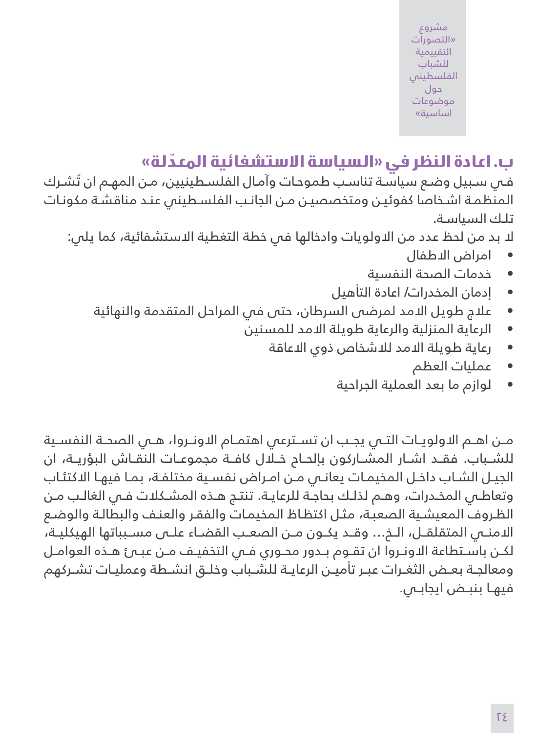## ب. اعادة النظر في «السياسة الاستشفائية المعدّلة»

فـي سـبيل وضـع سياسـة تناسـب طموحـات وآمـال الفلسـطينيين، مـن المهـم ان تُشـرك المنظمـة اشـخاصا كفوئيـن ومتخصصيـن مـن الجانـب الفلسـطيني عنـد مناقشـة مكونـات تلـك السياسـة.

لا بد من لحظ عدد من الاولويات وادخالها في خطة التغطية الاستشفائية، كما يلي:

- امراض الاطفال
- خدمات الصحة النفسية
- إدمان المخدرات/ اعادة التأهيل
- علاج طويل الامد لمرضى السرطان، حتى في المراحل المتقدمة والنهائية
- الرعاية المنزلية والرعاية طويلة الامد للمسنين
- رعاية طويلة الامد للاشخاص ذوي الاعاقة
- عمليات العظم
- لوازم ما بعد العملية الجراحية

مـن اهـم الاولويـات التـي يجـب ان تسـترعي اهتمـام الاونـروا، هـي الصحـة النفسـية للشـباب. فقـد اشـار المشـاركون بإلحـاح خـلال كافـة مجموعـات النقـاش البؤريـة، ان الجيـل الشـاب داخـل المخيمـات يعانـي مـن امـراض نفسـية مختلفـة، بمـا فيهـا الاكتئـاب وتعاطـي المخـدرات، وهـم لذلـك بحاجـة للرعايـة. تنتـج هـذه المشـكلات فـي الغالـب مـن الظـروف المعيشـية الصعبـة، مثـل اكتظـاظ المخيمـات والفقـر والعنـف والبطالـة والوضـع الامنـي المتقلقـل، الـخ... وقـد يكـون مـن الصعـب القضـاء علـى مسـبباتها الهيكليـة، لكـن باسـتطاعة الاونـروا ان تقـوم بـدور محـوري فـي التخفيـف مـن عبـئ هـذه العوامـل ومعالجـة بعـض الثغـرات عبـر تأميـن الرعايـة للشـباب وخلـق انشـطة وعمليـات تشـركهم فيهـا بنبـض ايجابـي.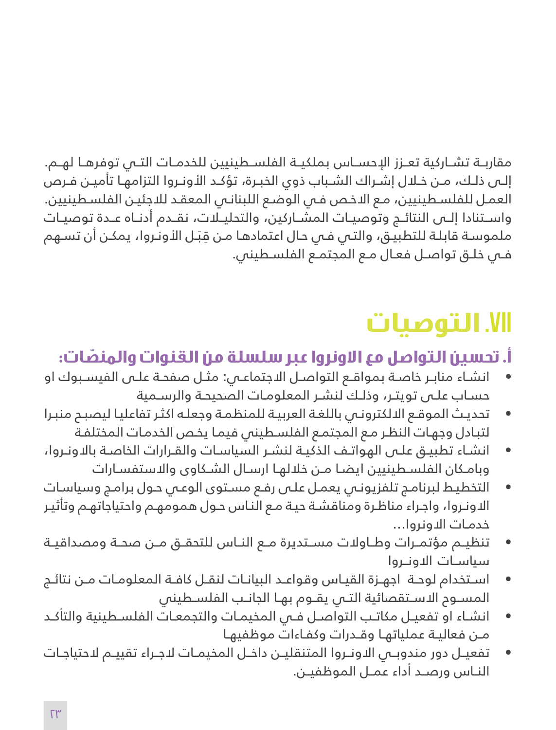مقاربـة تشـاركية تعـزز الإحسـاس بملكيـة الفلسـطينيين للخدمـات التـي توفرهـا لهـم. إلـى ذلـك، مـن خـلال إشـراك الشـباب ذوي الخبـرة، تؤكـد الأونـروا التزامهـا تأميـن فـرص العمـل للفلسـطينيين، مـع الاخـص فـي الوضـع اللبنانـي المعقـد للاجئيـن الفلسـطينيين. واسـتنادا إلـى النتائـج وتوصيـات المشـاركين، والتحليـلات، نقـدم أدنـاه عـدة توصيـات ملموسـة قابلـة للتطبيـق، والتـي فـي حـال اعتمادهـا مـن قِبَـل الأونـروا، يمكـن أن تسـهم فـي خلـق تواصـل فعـال مـع المجتمـع الفلسـطيني.

# VII. التوصيات

## أ. تحسين التواصل مع الاونروا عبر سلسلة من القنوات والمنصّات:

- انشـاء منابـر خاصـة بمواقـع التواصـل الاجتماعـي: مثـل صفحـة علـى الفيسـبوك او حسـاب علـى تويتـر، وذلـك لنشـر المعلومـات الصحيحـة والرسـمية
- تحديـث الموقـع الالكترونـي باللغـة العربيـة للمنظمـة وجعلـه اكثر تفاعليا ليصبـح منبـرا لتبـادل وجهـات النظـر مـع المجتمـع الفلسـطيني فيمـا يخـص الخدمـات المختلفـة
- انشـاء تطبيـق علـى الهواتـف الذكيـة لنشـر السياسـات والقـرارات الخاصـة بالاونـروا، وبامـكان الفلسـطينيين ايضـا مـن خلالهـا ارسـال الشـكاوى والاستفسـارات
- التخطيـط لبرنامـج تلفزيونـي يعمـل علـى رفـع مسـتوى الوعـي حـول برامـج وسياسـات الاونـروا، واجـراء مناظـرة ومناقشـة حيـة مـع النـاس حـول همومهـم واحتياجاتهـم وتأثيـر خدمـات الاونروا...
- تنظيـم مؤتمـرات وطـاولات مسـتديرة مـع النـاس للتحقـق مـن صحـة ومصداقيـة سياسـات الاونـروا
- اسـتخدام لوحـة اجهـزة القيـاس وقواعـد البيانـات لنقـل كافـة المعلومـات مـن نتائـج المسـوح الاسـتقصائية التـي يقـوم بهـا الجانـب الفلسـطيني
- انشـاء او تفعيـل مكاتـب التواصـل فـي المخيمـات والتجمعـات الفلسـطينية والتأكـد مـن فعاليـة عملياتهـا وقـدرات وكفـاءات موظفيهـا
- تفعيـل دور مندوبـي الاونـروا المتنقليـن داخـل المخيمـات لاجـراء تقييـم لاحتياجـات النـاس ورصـد أداء عمـل الموظفيـن.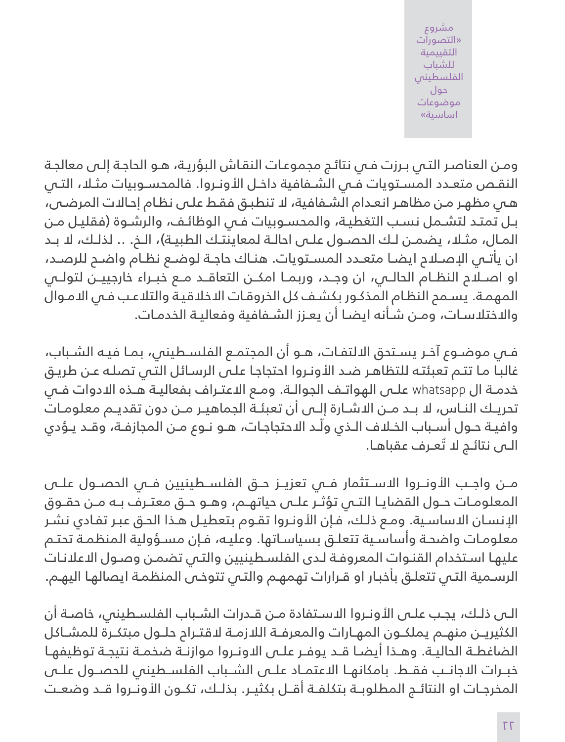ومن العناصر التي برزت في نتائج مجموعات النقاش البؤرية، هو الحاجة إلى معالجة النقص متعدد المستويات في الشفافية داخل الأونروا. فالمحسوبيات مثلا، التي هي مظهر من مظاهر انعدام الشفافية، لا تنطبق فقط على نظام إحالات المرضى، بل تمتد لتشمل نسب التغطية، والمحسوبيات في الوظائف، والرشوة (فقليل من المال، مثلا، يضمن لك الحصول على احالة لمعاينتك الطبية)، الخ. .. لذلك، لا بد ان يأتي الإصلاح ايضا متعدد المستويات. هناك حاجة لوضع نظام واضح للرصد، او اصلاح النظام الحالي، ان وجد، وربما امكن التعاقد مع خبراء خارجيين لتولي المهمة. يسمح النظام المذكور بكشف كل الخروقات الاخلاقية والتلاعب في الاموال والاختلاسات، ومن شأنه ايضا أن يعزز الشفافية وفعالية الخدمات.

في موضوع آخر يستحق الالتفات، هو أن المجتمع الفلسطيني، بما فيه الشباب، غالبا ما تتم تعبئته للتظاهر ضد الأونروا احتجاجا على الرسائل التي تصله عن طريق خدمة ال whatsapp على الهواتف الجوالة. ومع الاعتراف بفعالية هذه الادوات في تحريك الناس، لا بد من الاشارة إلى أن تعبئة الجماهير من دون تقديم معلومات وافية حول أسباب الخلاف الذي ولّد الاحتجاجات، هو نوع من المجازفة، وقد يؤدي الى نتائج لا تُعرف عقباها.

من واجب الأونروا الاستثمار في تعزيز حق الفلسطينيين في الحصول على المعلومات حول القضايا التي تؤثر على حياتهم، وهو حق معترف به من حقوق الإنسان الاساسية. ومع ذلك، فإن الأونروا تقوم بتعطيل هذا الحق عبر تفادي نشر معلومات واضحة وأساسية تتعلق بسياساتها. وعليه، فإن مسؤولية المنظمة تحتم عليها استخدام القنوات المعروفة لدى الفلسطينيين والتي تضمن وصول الاعلانات الرسمية التي تتعلق بأخبار او قرارات تهمهم والتي تتوخى المنظمة ايصالها اليهم.

الى ذلك، يجب على الأونروا الاستفادة من قدرات الشباب الفلسطيني، خاصة أن الكثيرين منهم يملكون المهارات والمعرفة اللازمة لاقتراح حلول مبتكرة للمشاكل الضاغطة الحالية. وهذا أيضا قد يوفر على الاونروا موازنة ضخمة نتيجة توظيفها خبرات الاجانب فقط. بامكانها الاعتماد على الشباب الفلسطيني للحصول على المخرجات او النتائج المطلوبة بتكلفة أقل بكثير. بذلك، تكون الأونروا قد وضعت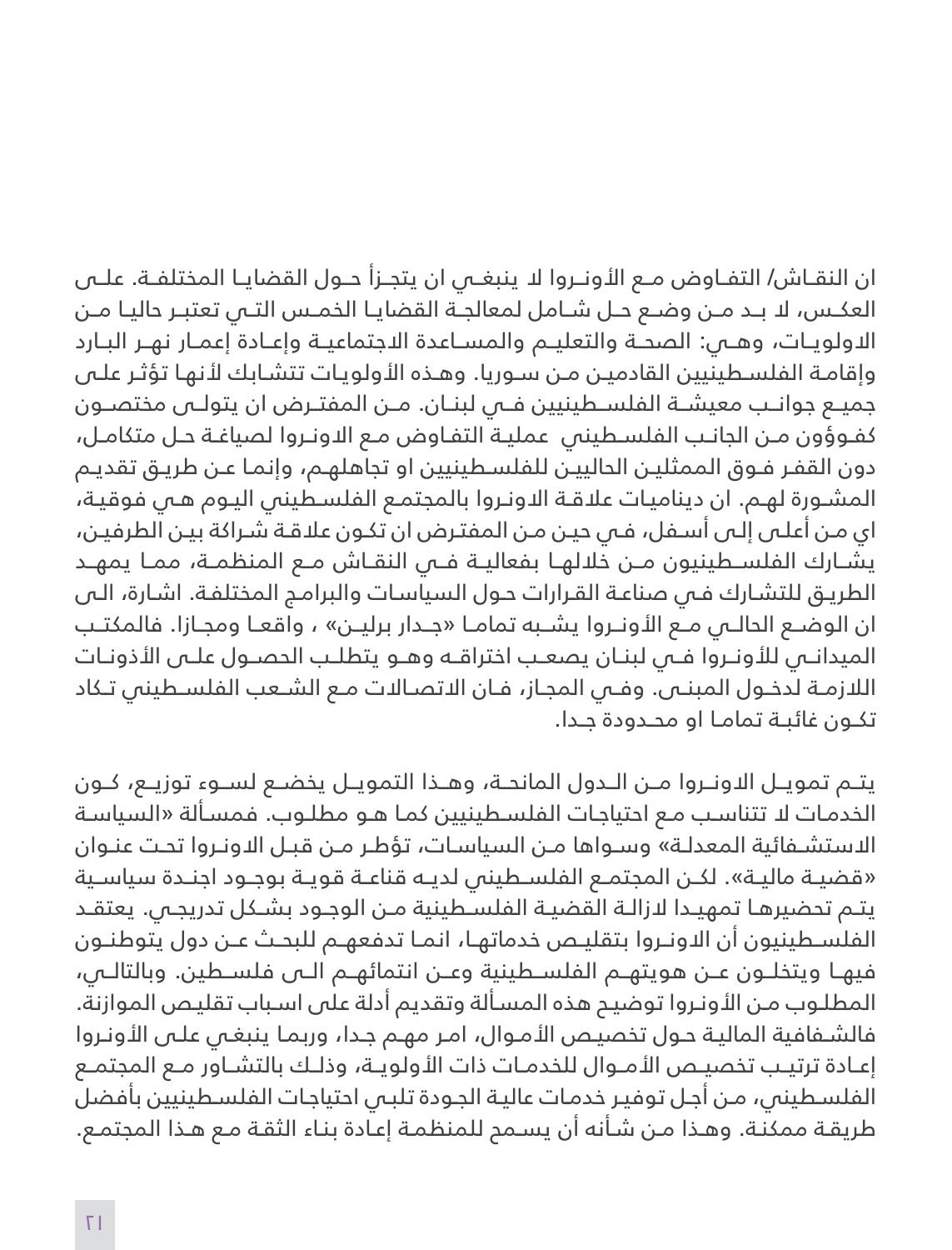ان النقاش/ التفاوض مع الأونروا لا ينبغي ان يتجزأ حول القضايا المختلفة. على العكس، لا بد من وضع حل شامل لمعالجة القضايا الخمس التي تعتبر حاليا من الاولويات، وهي: الصحة والتعليم والمساعدة الاجتماعية وإعادة إعمار نهر البارد وإقامة الفلسطينيين القادمين من سوريا. وهذه الأولويات تتشابك لأنها تؤثر على جميع جوانب معيشة الفلسطينيين في لبنان. من المفترض ان يتولى مختصون كفوؤون من الجانب الفلسطيني عملية التفاوض مع الاونروا لصياغة حل متكامل، دون القفز فوق الممثلين الحاليين للفلسطينيين او تجاهلهم، وإنما عن طريق تقديم المشورة لهم. ان ديناميات علاقة الاونروا بالمجتمع الفلسطيني اليوم هي فوقية، اي من أعلى إلى أسفل، في حين من المفترض ان تكون علاقة شراكة بين الطرفين، يشارك الفلسطينيون من خلالها بفعالية في النقاش مع المنظمة، مما يمهد الطريق للتشارك في صناعة القرارات حول السياسات والبرامج المختلفة. اشارة، الى ان الوضع الحالي مع الأونروا يشبه تماما «جدار برلين» ، واقعا ومجازا. فالمكتب الميداني للأونروا في لبنان يصعب اختراقه وهو يتطلب الحصول على الأذونات اللازمة لدخول المبنى. وفي المجاز، فان الاتصالات مع الشعب الفلسطيني تكاد تكون غائبة تماما او محدودة جدا.

يتم تمويل الاونروا من الدول المانحة، وهذا التمويل يخضع لسوء توزيع، كون الخدمات لا تتناسب مع احتياجات الفلسطينيين كما هو مطلوب. فمسألة «السياسة الاستشفائية المعدلة» وسواها من السياسات، تؤطر من قبل الاونروا تحت عنوان «قضية مالية». لكن المجتمع الفلسطيني لديه قناعة قوية بوجود اجندة سياسية يتم تحضيرها تمهيدا لازالة القضية الفلسطينية من الوجود بشكل تدريجي. يعتقد الفلسطينيون أن الاونروا بتقليص خدماتها، انما تدفعهم للبحث عن دول يتوطنون فيها ويتخلون عن هويتهم الفلسطينية وعن انتمائهم الى فلسطين. وبالتالي، المطلوب من الأونروا توضيح هذه المسألة وتقديم أدلة على اسباب تقليص الموازنة. فالشفافية المالية حول تخصيص الأموال، امر مهم جدا، وربما ينبغي على الأونروا إعادة ترتيب تخصيص الأموال للخدمات ذات الأولوية، وذلك بالتشاور مع المجتمع الفلسطيني، من أجل توفير خدمات عالية الجودة تلبي احتياجات الفلسطينيين بأفضل طريقة ممكنة. وهذا من شأنه أن يسمح للمنظمة إعادة بناء الثقة مع هذا المجتمع.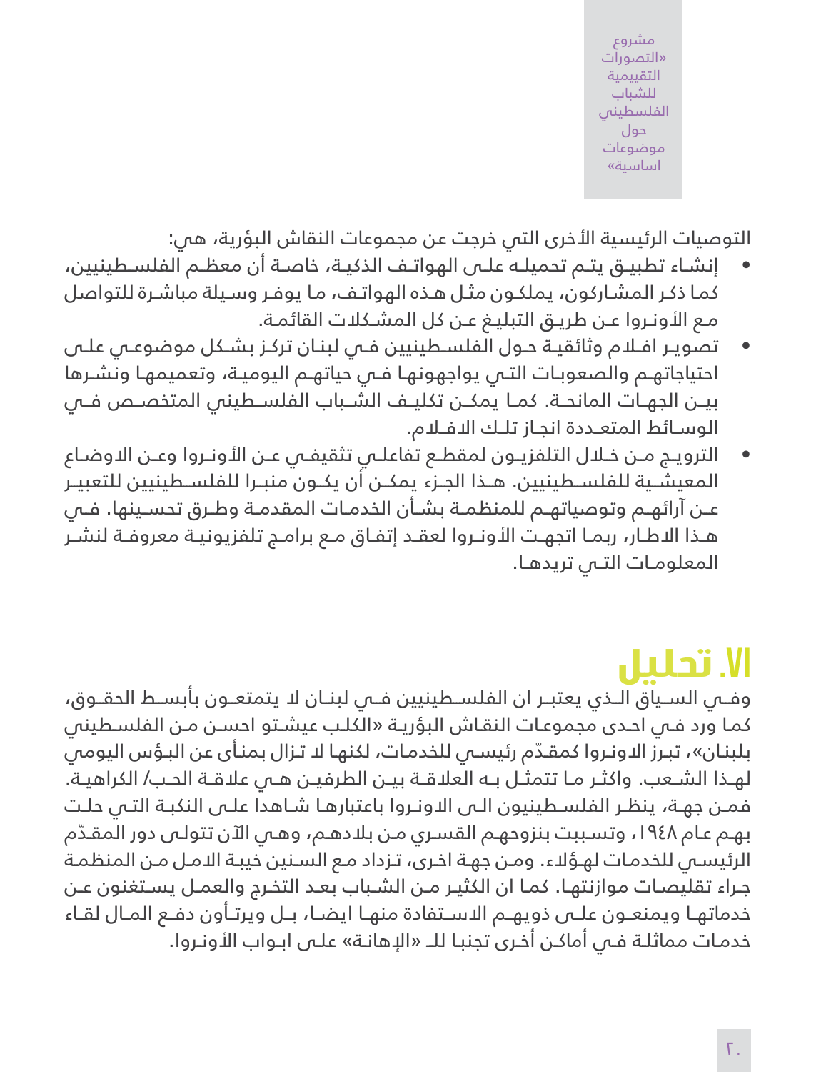التوصيات الرئيسية الأخرى التي خرجت عن مجموعات النقاش البؤرية، هي:

- إنشاء تطبيق يتم تحميله على الهواتف الذكية، خاصة أن معظم الفلسطينيين، كما ذكر المشاركون، يملكون مثل هذه الهواتف، ما يوفر وسيلة مباشرة للتواصل مع الأونروا عن طريق التبليغ عن كل المشكلات القائمة.
- تصوير افلام وثائقية حول الفلسطينيين في لبنان تركز بشكل موضوعي على احتياجاتهم والصعوبات التي يواجهونها في حياتهم اليومية، وتعميمها ونشرها بين الجهات المانحة. كما يمكن تكليف الشباب الفلسطيني المتخصص في الوسائط المتعددة انجاز تلك الافلام.
- الترويج من خلال التلفزيون لمقطع تفاعلي تثقيفي عن الأونروا وعن الاوضاع المعيشية للفلسطينيين. هذا الجزء يمكن أن يكون منبرا للفلسطينيين للتعبير عن آرائهم وتوصياتهم للمنظمة بشأن الخدمات المقدمة وطرق تحسينها. في هذا الاطار، ربما اتجهت الأونروا لعقد إتفاق مع برامج تلفزيونية معروفة لنشر المعلومات التي تريدها.

# VI. تحليل

وفي السياق الذي يعتبر ان الفلسطينيين في لبنان لا يتمتعون بأبسط الحقوق، كما ورد في احدى مجموعات النقاش البؤرية «الكلب عيشتو احسن من الفلسطيني بلبنان»، تبرز الاونروا كمقدّم رئيسي للخدمات، لكنها لا تزال بمنأى عن البؤس اليومي لهذا الشعب. واكثر ما تتمثل به العلاقة بين الطرفين هي علاقة الحب/ الكراهية. فمن جهة، ينظر الفلسطينيون الى الاونروا باعتبارها شاهدا على النكبة التي حلت بهم عام ١٩٤٨، وتسببت بنزوحهم القسري من بلادهم، وهي الآن تتولى دور المقدّم الرئيسي للخدمات لهؤلاء. ومن جهة اخرى، تزداد مع السنين خيبة الامل من المنظمة جراء تقليصات موازنتها. كما ان الكثير من الشباب بعد التخرج والعمل يستغنون عن خدماتها ويمنعون على ذويهم الاستفادة منها ايضا، بل ويرتأون دفع المال لقاء خدمات مماثلة في أماكن أخرى تجنبا للـ «الإهانة» على ابواب الأونروا.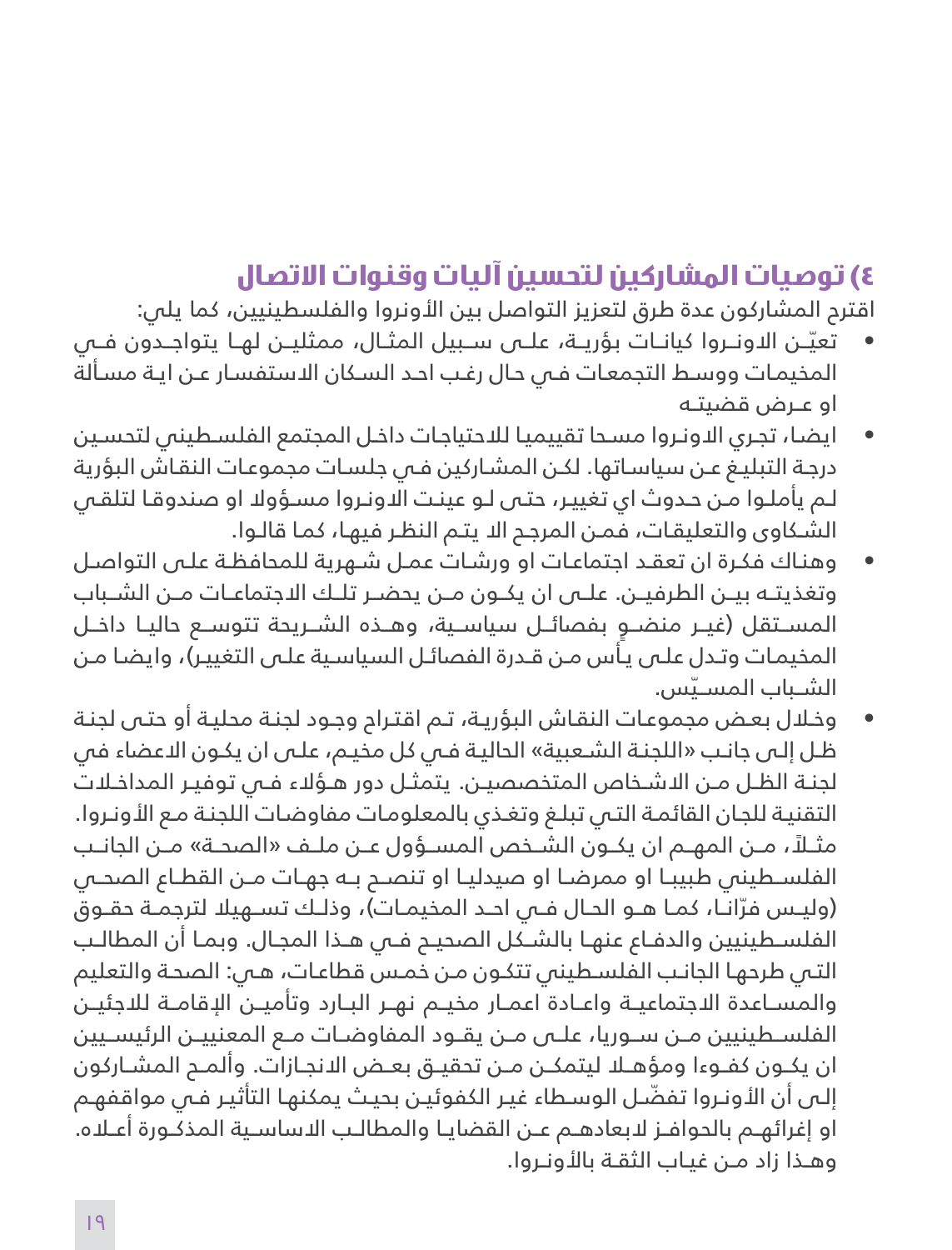## ٤) توصيات المشاركين لتحسين آليات وقنوات الاتصال

اقترح المشاركون عدة طرق لتعزيز التواصل بين الأونروا والفلسطينيين، كما يلي:

- تعيّن الاونروا كيانات بؤرية، على سبيل المثال، ممثلين لها يتواجدون في المخيمات ووسط التجمعات في حال رغب احد السكان الاستفسار عن اية مسألة او عرض قضيته
- ايضا، تجري الاونروا مسحا تقييميا للاحتياجات داخل المجتمع الفلسطيني لتحسين درجة التبليغ عن سياساتها. لكن المشاركين في جلسات مجموعات النقاش البؤرية لم يأملوا من حدوث اي تغيير، حتى لو عينت الاونروا مسؤولا او صندوقا لتلقي الشكاوى والتعليقات، فمن المرجح الا يتم النظر فيها، كما قالوا.
- وهناك فكرة ان تعقد اجتماعات او ورشات عمل شهرية للمحافظة على التواصل وتغذيته بين الطرفين. على ان يكون من يحضر تلك الاجتماعات من الشباب المستقل (غير منضوٍ بفصائل سياسية، وهذه الشريحة تتوسع حاليا داخل المخيمات وتدل على يأس من قدرة الفصائل السياسية على التغيير)، وايضا من الشباب المسيّس.
- وخلال بعض مجموعات النقاش البؤرية، تم اقتراح وجود لجنة محلية أو حتى لجنة ظل إلى جانب «اللجنة الشعبية» الحالية في كل مخيم، على ان يكون الاعضاء في لجنة الظل من الاشخاص المتخصصين. يتمثل دور هؤلاء في توفير المداخلات التقنية للجان القائمة التي تبلغ وتغذي بالمعلومات مفاوضات اللجنة مع الأونروا. مثلاً، من المهم ان يكون الشخص المسؤول عن ملف «الصحة» من الجانب الفلسطيني طبيبا او ممرضا او صيدليا او تنصح به جهات من القطاع الصحي (وليس فرّانا، كما هو الحال في احد المخيمات)، وذلك تسهيلا لترجمة حقوق الفلسطينيين والدفاع عنها بالشكل الصحيح في هذا المجال. وبما أن المطالب التي طرحها الجانب الفلسطيني تتكون من خمس قطاعات، هي: الصحة والتعليم والمساعدة الاجتماعية واعادة اعمار مخيم نهر البارد وتأمين الإقامة للاجئين الفلسطينيين من سوريا، على من يقود المفاوضات مع المعنيين الرئيسيين ان يكون كفوءا ومؤهلا ليتمكن من تحقيق بعض الانجازات. وألمح المشاركون إلى أن الأونروا تفضّل الوسطاء غير الكفوئين بحيث يمكنها التأثير في مواقفهم او إغرائهم بالحوافز لابعادهم عن القضايا والمطالب الاساسية المذكورة أعلاه. وهذا زاد من غياب الثقة بالأونروا.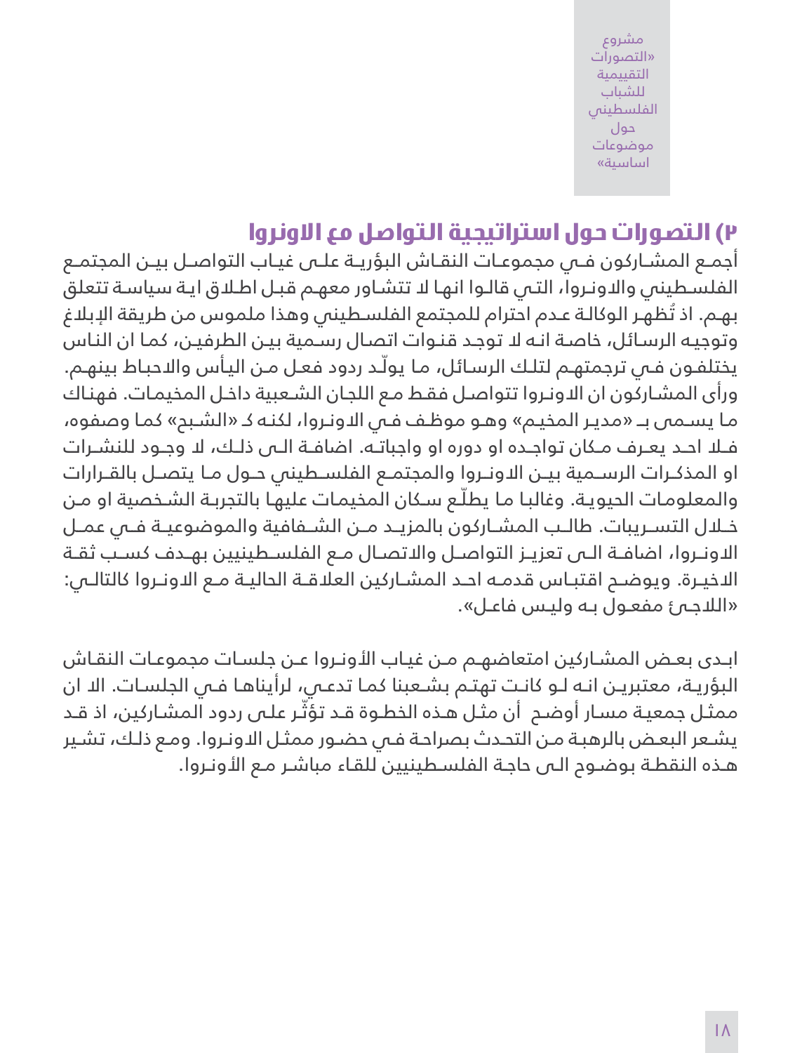## ٢) التصورات حول استراتيجية التواصل مع الاونروا

أجمع المشاركون في مجموعات النقاش البؤرية على غياب التواصل بين المجتمع الفلسطيني والاونروا، التي قالوا انها لا تتشاور معهم قبل اطلاق اية سياسة تتعلق بهم. اذ تُظهر الوكالة عدم احترام للمجتمع الفلسطيني وهذا ملموس من طريقة الإبلاغ وتوجيه الرسائل، خاصة انه لا توجد قنوات اتصال رسمية بين الطرفين، كما ان الناس يختلفون في ترجمتهم لتلك الرسائل، ما يولّد ردود فعل من اليأس والاحباط بينهم. ورأى المشاركون ان الاونروا تتواصل فقط مع اللجان الشعبية داخل المخيمات. فهناك ما يسمى بـ «مدير المخيم» وهو موظف في الاونروا، لكنه كـ «الشبح» كما وصفوه، فلا احد يعرف مكان تواجده او دوره او واجباته. اضافة الى ذلك، لا وجود للنشرات او المذكرات الرسمية بين الاونروا والمجتمع الفلسطيني حول ما يتصل بالقرارات والمعلومات الحيوية. وغالبا ما يطلّع سكان المخيمات عليها بالتجربة الشخصية او من خلال التسريبات. طالب المشاركون بالمزيد من الشفافية والموضوعية في عمل الاونروا، اضافة الى تعزيز التواصل والاتصال مع الفلسطينيين بهدف كسب ثقة الاخيرة. ويوضح اقتباس قدمه احد المشاركين العلاقة الحالية مع الاونروا كالتالي: «اللاجئ مفعول به وليس فاعل».

ابدى بعض المشاركين امتعاضهم من غياب الأونروا عن جلسات مجموعات النقاش البؤرية، معتبرين انه لو كانت تهتم بشعبنا كما تدعي، لرأيناها في الجلسات. الا ان ممثل جمعية مسار أوضح أن مثل هذه الخطوة قد تؤثّر على ردود المشاركين، اذ قد يشعر البعض بالرهبة من التحدث بصراحة في حضور ممثل الاونروا. ومع ذلك، تشير هذه النقطة بوضوح الى حاجة الفلسطينيين للقاء مباشر مع الأونروا.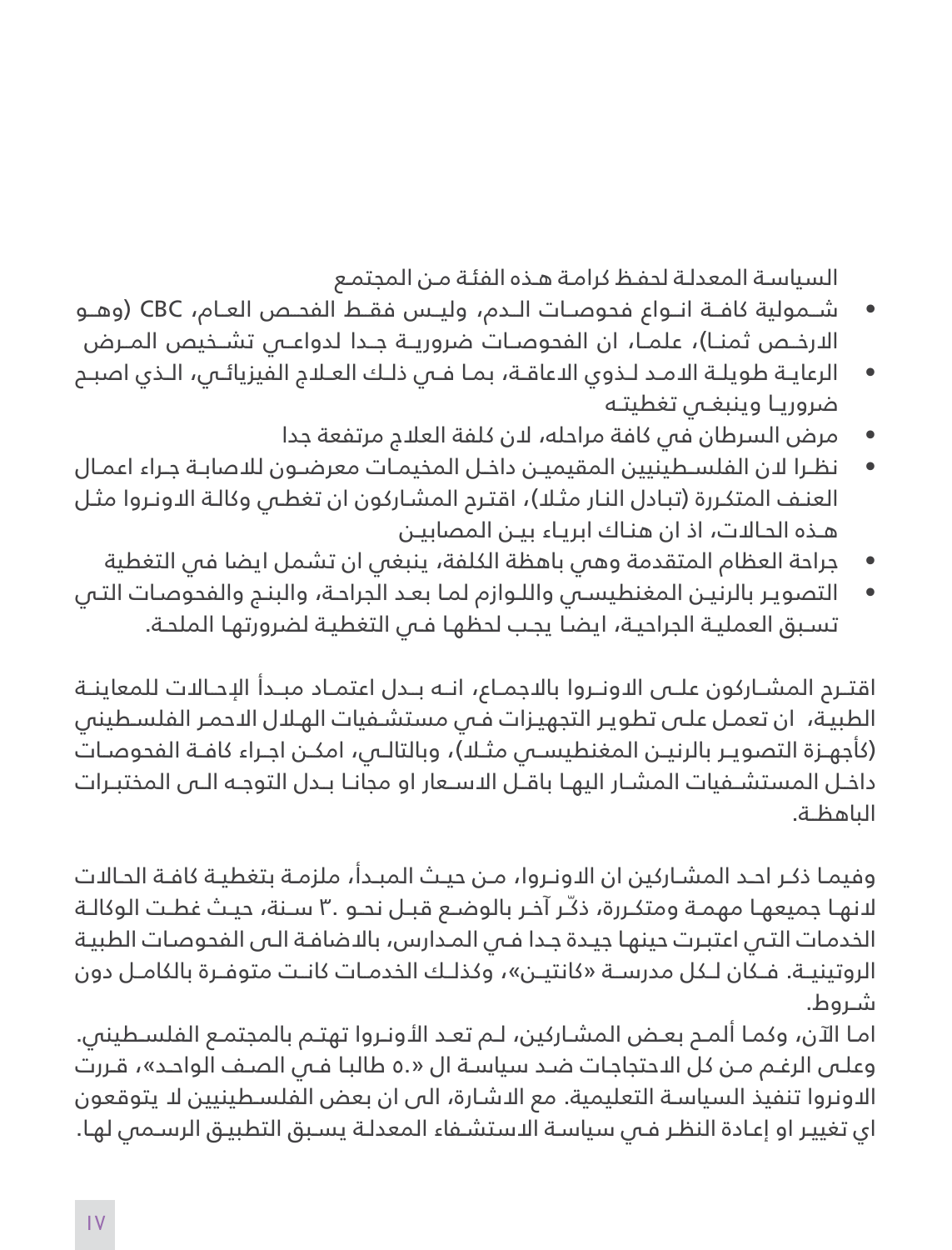السياسة المعدلة لحفظ كرامة هذه الفئة من المجتمع

- شمولية كافة انواع فحوصات الدم، وليس فقط الفحص العام، CBC (وهو الارخص ثمنا)، علما، ان الفحوصات ضرورية جدا لدواعي تشخيص المرض
- الرعاية طويلة الامد لذوي الاعاقة، بما في ذلك العلاج الفيزيائي، الذي اصبح ضروريا وينبغي تغطيته
- مرض السرطان في كافة مراحله، لان كلفة العلاج مرتفعة جدا
- نظرا لان الفلسطينيين المقيمين داخل المخيمات معرضون للاصابة جراء اعمال العنف المتكررة (تبادل النار مثلا)، اقترح المشاركون ان تغطي وكالة الاونروا مثل هذه الحالات، اذ ان هناك ابرياء بين المصابين
- جراحة العظام المتقدمة وهي باهظة الكلفة، ينبغي ان تشمل ايضا في التغطية
- التصوير بالرنين المغنطيسي واللوازم لما بعد الجراحة، والبنج والفحوصات التي تسبق العملية الجراحية، ايضا يجب لحظها في التغطية لضرورتها الملحة.

اقترح المشاركون على الاونروا بالاجماع، انه بدل اعتماد مبدأ الإحالات للمعاينة الطبية، ان تعمل على تطوير التجهيزات في مستشفيات الهلال الاحمر الفلسطيني (كأجهزة التصوير بالرنين المغنطيسي مثلا)، وبالتالي، امكن اجراء كافة الفحوصات داخل المستشفيات المشار اليها باقل الاسعار او مجانا بدل التوجه الى المختبرات الباهظة.

وفيما ذكر احد المشاركين ان الاونروا، من حيث المبدأ، ملزمة بتغطية كافة الحالات لانها جميعها مهمة ومتكررة، ذكّر آخر بالوضع قبل نحو ٣٠ سنة، حيث غطت الوكالة الخدمات التي اعتبرت حينها جيدة جدا في المدارس، بالاضافة الى الفحوصات الطبية الروتينية. فكان لكل مدرسة «كانتين»، وكذلك الخدمات كانت متوفرة بالكامل دون شروط.
اما الآن، وكما ألمح بعض المشاركين، لم تعد الأونروا تهتم بالمجتمع الفلسطيني. وعلى الرغم من كل الاحتجاجات ضد سياسة ال «٥٠ طالبا في الصف الواحد»، قررت الاونروا تنفيذ السياسة التعليمية. مع الاشارة، الى ان بعض الفلسطينيين لا يتوقعون اي تغيير او إعادة النظر في سياسة الاستشفاء المعدلة يسبق التطبيق الرسمي لها.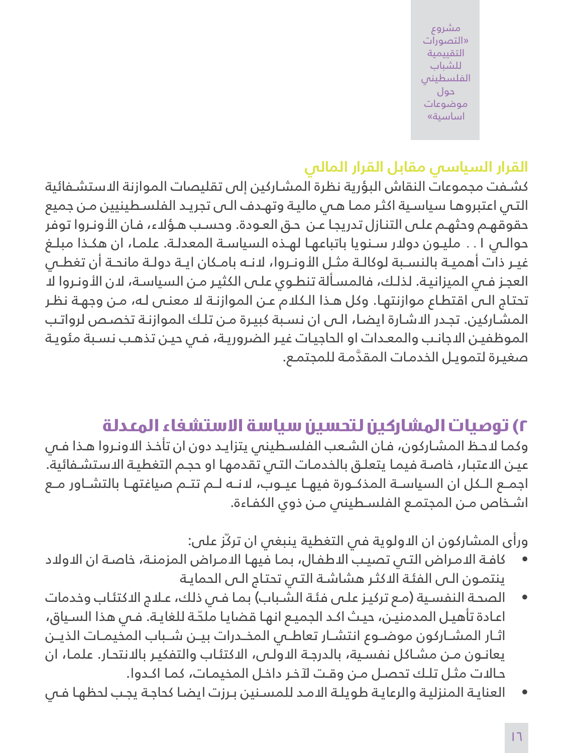## القرار السياسي مقابل القرار المالي

كشفت مجموعات النقاش البؤرية نظرة المشاركين إلى تقليصات الموازنة الاستشفائية التي اعتبروها سياسية اكثر مما هي مالية وتهدف الى تجريد الفلسطينيين من جميع حقوقهم وحثهم على التنازل تدريجا عن حق العودة. وحسب هؤلاء، فان الأونروا توفر حوالي ١٠٠ مليون دولار سنويا باتباعها لهذه السياسة المعدلة. علما، ان هكذا مبلغ غير ذات أهمية بالنسبة لوكالة مثل الأونروا، لانه بامكان اية دولة مانحة أن تغطي العجز في الميزانية. لذلك، فالمسألة تنطوي على الكثير من السياسة، لان الأونروا لا تحتاج الى اقتطاع موازنتها. وكل هذا الكلام عن الموازنة لا معنى له، من وجهة نظر المشاركين. تجدر الاشارة ايضا، الى ان نسبة كبيرة من تلك الموازنة تخصص لرواتب الموظفين الاجانب والمعدات او الحاجيات غير الضرورية، في حين تذهب نسبة مئوية صغيرة لتمويل الخدمات المقدَّمة للمجتمع.

## ٢) توصيات المشاركين لتحسين سياسة الاستشفاء المعدلة

وكما لاحظ المشاركون، فان الشعب الفلسطيني يتزايد دون ان تأخذ الاونروا هذا في عين الاعتبار، خاصة فيما يتعلق بالخدمات التي تقدمها او حجم التغطية الاستشفائية. اجمع الكل ان السياسة المذكورة فيها عيوب، لانه لم تتم صياغتها بالتشاور مع اشخاص من المجتمع الفلسطيني من ذوي الكفاءة.

ورأى المشاركون ان الاولوية في التغطية ينبغي ان تركّز على:

- كافة الامراض التي تصيب الاطفال، بما فيها الامراض المزمنة، خاصة ان الاولاد ينتمون الى الفئة الاكثر هشاشة التي تحتاج الى الحماية
- الصحة النفسية (مع تركيز على فئة الشباب) بما في ذلك، علاج الاكتئاب وخدمات اعادة تأهيل المدمنين، حيث اكد الجميع انها قضايا ملحّة للغاية. في هذا السياق، اثار المشاركون موضوع انتشار تعاطي المخدرات بين شباب المخيمات الذين يعانون من مشاكل نفسية، بالدرجة الاولى، الاكتئاب والتفكير بالانتحار. علما، ان حالات مثل تلك تحصل من وقت لآخر داخل المخيمات، كما اكدوا.
- العناية المنزلية والرعاية طويلة الامد للمسنين برزت ايضا كحاجة يجب لحظها في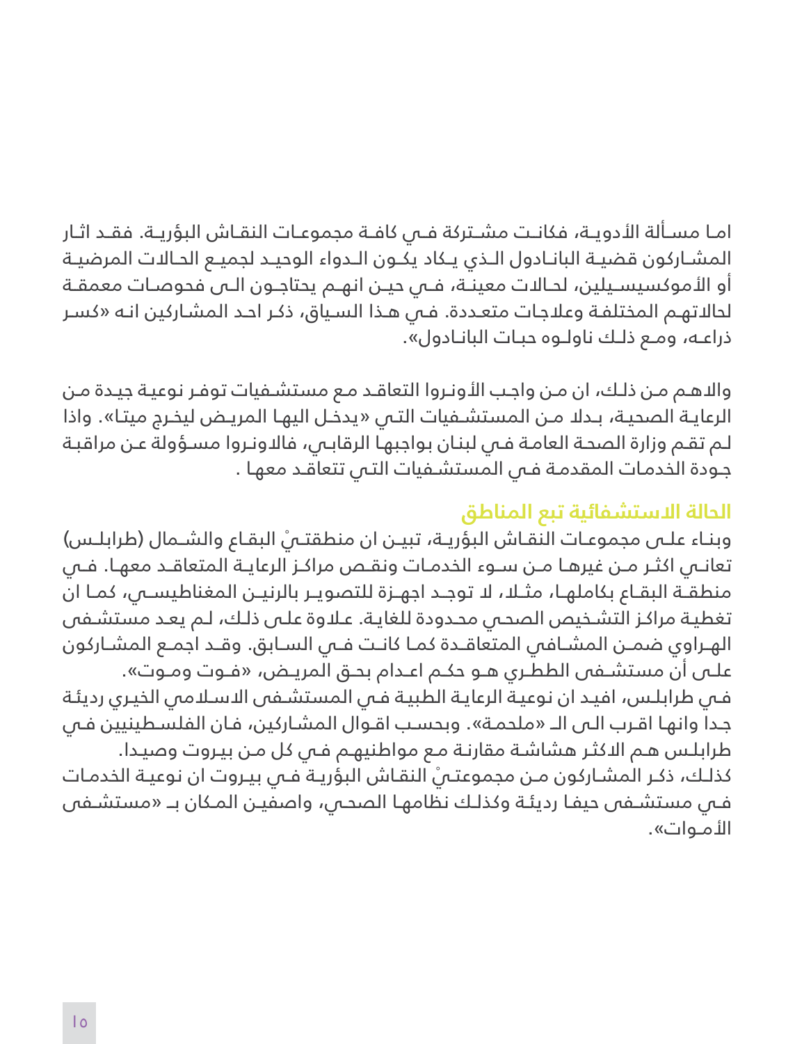اما مسألة الأدوية، فكانت مشتركة في كافة مجموعات النقاش البؤرية. فقد اثار المشاركون قضية البانادول الذي يكاد يكون الدواء الوحيد لجميع الحالات المرضية أو الأموكسيسيلين، لحالات معينة، في حين انهم يحتاجون الى فحوصات معمقة لحالاتهم المختلفة وعلاجات متعددة. في هذا السياق، ذكر احد المشاركين انه «كسر ذراعه، ومع ذلك ناولوه حبات البانادول».

والاهم من ذلك، ان من واجب الأونروا التعاقد مع مستشفيات توفر نوعية جيدة من الرعاية الصحية، بدلا من المستشفيات التي «يدخل اليها المريض ليخرج ميتا». واذا لم تقم وزارة الصحة العامة في لبنان بواجبها الرقابي، فالاونروا مسؤولة عن مراقبة جودة الخدمات المقدمة في المستشفيات التي تتعاقد معها .

## الحالة الاستشفائية تبع المناطق

وبناء على مجموعات النقاش البؤرية، تبين ان منطقتيْ البقاع والشمال (طرابلس) تعاني اكثر من غيرها من سوء الخدمات ونقص مراكز الرعاية المتعاقد معها. في منطقة البقاع بكاملها، مثلا، لا توجد اجهزة للتصوير بالرنين المغناطيسي، كما ان تغطية مراكز التشخيص الصحي محدودة للغاية. علاوة على ذلك، لم يعد مستشفى الهراوي ضمن المشافي المتعاقدة كما كانت في السابق. وقد اجمع المشاركون على أن مستشفى الططري هو حكم اعدام بحق المريض، «فوت وموت».
في طرابلس، افيد ان نوعية الرعاية الطبية في المستشفى الاسلامي الخيري رديئة جدا وانها اقرب الى الـ «ملحمة». وبحسب اقوال المشاركين، فان الفلسطينيين في طرابلس هم الاكثر هشاشة مقارنة مع مواطنيهم في كل من بيروت وصيدا.
كذلك، ذكر المشاركون من مجموعتيْ النقاش البؤرية في بيروت ان نوعية الخدمات في مستشفى حيفا رديئة وكذلك نظامها الصحي، واصفين المكان بـ «مستشفى الأموات».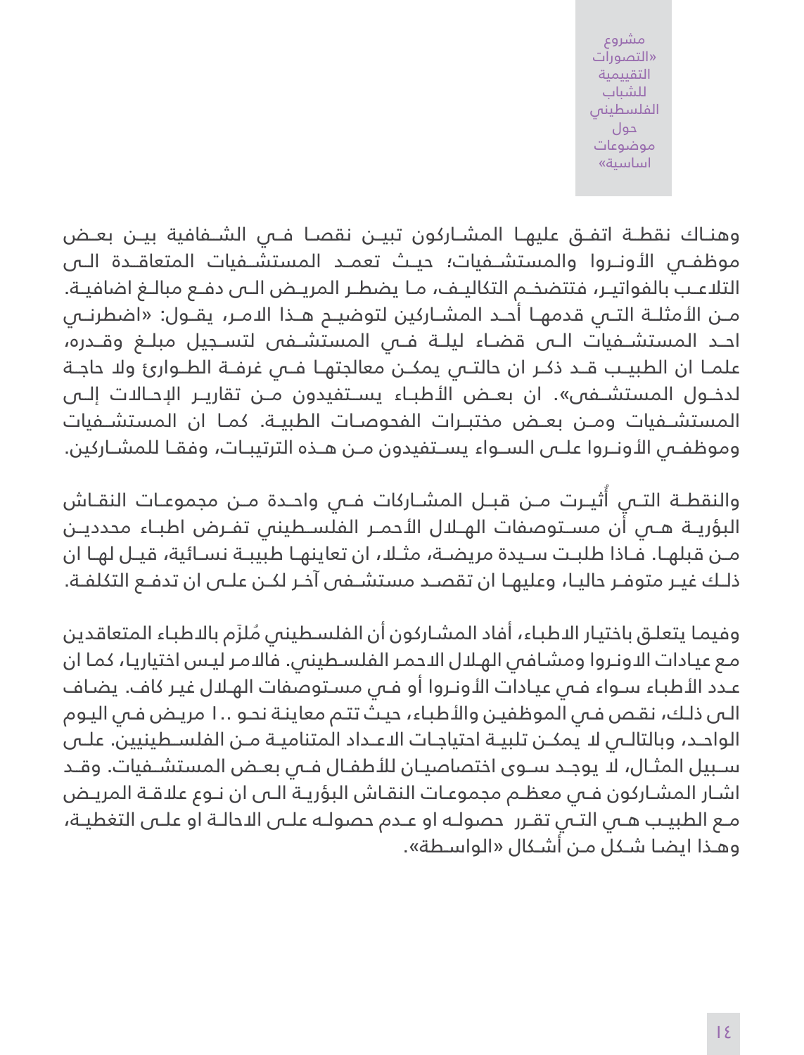وهنـاك نقطـة اتفـق عليهـا المشـاركون تبيـن نقصـا فـي الشـفافية بيـن بعـض موظفـي الأونـروا والمستشـفيات؛ حيـث تعمـد المستشـفيات المتعاقـدة الـى التلاعـب بالفواتيـر، فتتضخـم التكاليـف، مـا يضطـر المريـض الـى دفـع مبالـغ اضافيـة. مـن الأمثلـة التـي قدمهـا أحـد المشـاركين لتوضيـح هـذا الامـر، يقـول: «اضطرنـي احـد المستشـفيات الـى قضـاء ليلـة فـي المستشـفى لتسـجيل مبلـغ وقـدره، علمـا ان الطبيـب قـد ذكـر ان حالتـي يمكـن معالجتهـا فـي غرفـة الطـوارئ ولا حاجـة لدخـول المستشـفى». ان بعـض الأطبـاء يسـتفيدون مـن تقاريـر الإحـالات إلـى المستشـفيات ومـن بعـض مختبـرات الفحوصـات الطبيـة. كمـا ان المستشـفيات وموظفـي الأونـروا علـى السـواء يسـتفيدون مـن هـذه الترتيبـات، وفقـا للمشـاركين.

والنقطـة التـي أُثيـرت مـن قبـل المشـاركات فـي واحـدة مـن مجموعـات النقـاش البؤريـة هـي أن مسـتوصفات الهـلال الأحمـر الفلسـطيني تفـرض اطبـاء محدديـن مـن قبلهـا. فـاذا طلبـت سـيدة مريضـة، مثـلا، ان تعاينهـا طبيبـة نسـائية، قيـل لهـا ان ذلـك غيـر متوفـر حاليـا، وعليهـا ان تقصـد مستشـفى آخـر لكـن علـى ان تدفـع التكلفـة.

وفيمـا يتعلـق باختيـار الاطبـاء، أفـاد المشـاركون أن الفلسـطيني مُلزَم بالاطبـاء المتعاقدين مـع عيـادات الاونـروا ومشـافي الهـلال الاحمـر الفلسـطيني. فالامـر ليـس اختياريـا، كمـا ان عـدد الأطبـاء سـواء فـي عيـادات الأونـروا أو فـي مسـتوصفات الهـلال غيـر كاف. يضـاف الـى ذلـك، نقـص فـي الموظفيـن والأطبـاء، حيـث تتـم معاينـة نحـو ١٠٠ مريـض فـي اليـوم الواحـد، وبالتالـي لا يمكـن تلبيـة احتياجـات الاعـداد المتناميـة مـن الفلسـطينيين. علـى سـبيل المثـال، لا يوجـد سـوى اختصاصيـان للأطفـال فـي بعـض المستشـفيات. وقـد اشـار المشـاركون فـي معظـم مجموعـات النقـاش البؤريـة الـى ان نـوع علاقـة المريـض مـع الطبيـب هـي التـي تقـرر حصولـه او عـدم حصولـه علـى الاحالـة او علـى التغطيـة، وهـذا ايضـا شـكل مـن أشـكال «الواسـطة».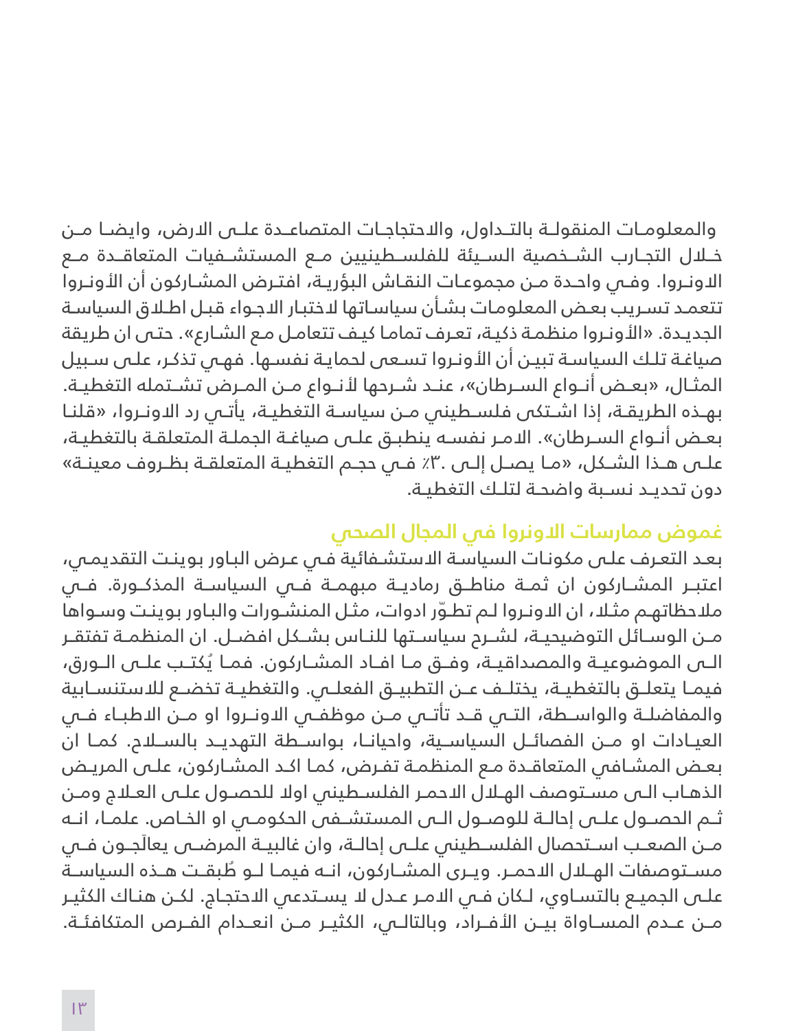والمعلومات المنقولة بالتداول، والاحتجاجات المتصاعدة على الارض، وايضا من خلال التجارب الشخصية السيئة للفلسطينيين مع المستشفيات المتعاقدة مع الاونروا. وفي واحدة من مجموعات النقاش البؤرية، افترض المشاركون أن الأونروا تتعمد تسريب بعض المعلومات بشأن سياساتها لاختبار الاجواء قبل اطلاق السياسة الجديدة. «الأونروا منظمة ذكية، تعرف تماما كيف تتعامل مع الشارع». حتى ان طريقة صياغة تلك السياسة تبين أن الأونروا تسعى لحماية نفسها. فهي تذكر، على سبيل المثال، «بعض أنواع السرطان»، عند شرحها لأنواع من المرض تشتمله التغطية. بهذه الطريقة، إذا اشتكى فلسطيني من سياسة التغطية، يأتي رد الاونروا، «قلنا بعض أنواع السرطان». الامر نفسه ينطبق على صياغة الجملة المتعلقة بالتغطية، على هذا الشكل، «ما يصل إلى ٣٠٪ في حجم التغطية المتعلقة بظروف معينة» دون تحديد نسبة واضحة لتلك التغطية.

## غموض ممارسات الاونروا في المجال الصحي

بعد التعرف على مكونات السياسة الاستشفائية في عرض الباور بوينت التقديمي، اعتبر المشاركون ان ثمة مناطق رمادية مبهمة في السياسة المذكورة. في ملاحظاتهم مثلا، ان الاونروا لم تطوّر ادوات، مثل المنشورات والباور بوينت وسواها من الوسائل التوضيحية، لشرح سياستها للناس بشكل افضل. ان المنظمة تفتقر الى الموضوعية والمصداقية، وفق ما افاد المشاركون. فما يُكتب على الورق، فيما يتعلق بالتغطية، يختلف عن التطبيق الفعلي. والتغطية تخضع للاستنسابية والمفاضلة والواسطة، التي قد تأتي من موظفي الاونروا او من الاطباء في العيادات او من الفصائل السياسية، واحيانا، بواسطة التهديد بالسلاح. كما ان بعض المشافي المتعاقدة مع المنظمة تفرض، كما اكد المشاركون، على المريض الذهاب الى مستوصف الهلال الاحمر الفلسطيني اولا للحصول على العلاج ومن ثم الحصول على إحالة للوصول الى المستشفى الحكومي او الخاص. علما، انه من الصعب استحصال الفلسطيني على إحالة، وان غالبية المرضى يعالَجون في مستوصفات الهلال الاحمر. ويرى المشاركون، انه فيما لو طُبقت هذه السياسة على الجميع بالتساوي، لكان في الامر عدل لا يستدعي الاحتجاج. لكن هناك الكثير من عدم المساواة بين الأفراد، وبالتالي، الكثير من انعدام الفرص المتكافئة.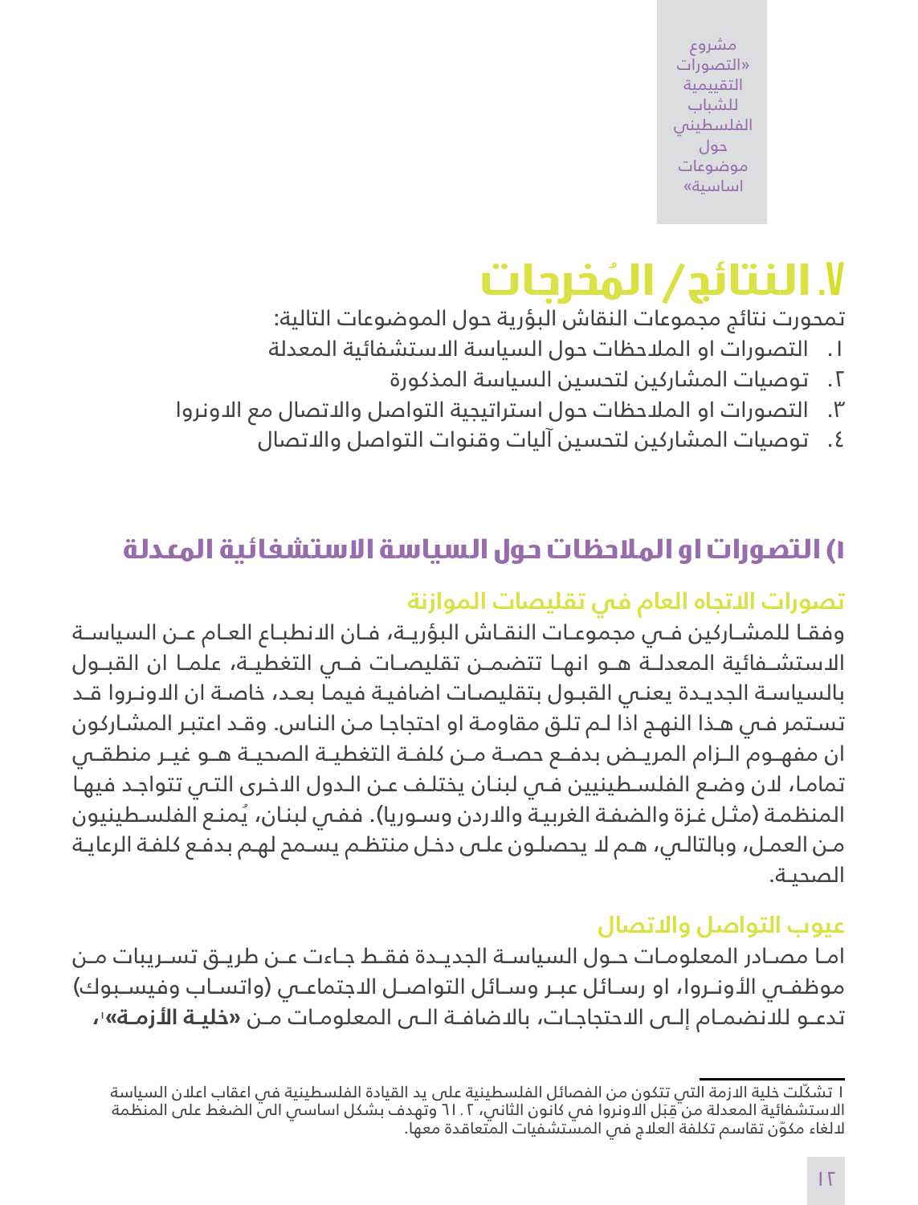# ٧. النتائج / المُخرجات

تمحورت نتائج مجموعات النقاش البؤرية حول الموضوعات التالية:

١. التصورات او الملاحظات حول السياسة الاستشفائية المعدلة
٢. توصيات المشاركين لتحسين السياسة المذكورة
٣. التصورات او الملاحظات حول استراتيجية التواصل والاتصال مع الاونروا
٤. توصيات المشاركين لتحسين آليات وقنوات التواصل والاتصال

## ١) التصورات او الملاحظات حول السياسة الاستشفائية المعدلة

### تصورات الاتجاه العام في تقليصات الموازنة

وفقا للمشاركين في مجموعات النقاش البؤرية، فان الانطباع العام عن السياسة الاستشفائية المعدلة هو انها تتضمن تقليصات في التغطية، علما ان القبول بالسياسة الجديدة يعني القبول بتقليصات اضافية فيما بعد، خاصة ان الاونروا قد تستمر في هذا النهج اذا لم تلق مقاومة او احتجاجا من الناس. وقد اعتبر المشاركون ان مفهوم الزام المريض بدفع حصة من كلفة التغطية الصحية هو غير منطقي تماما، لان وضع الفلسطينيين في لبنان يختلف عن الدول الاخرى التي تتواجد فيها المنظمة (مثل غزة والضفة الغربية والاردن وسوريا). ففي لبنان، يُمنع الفلسطينيون من العمل، وبالتالي، هم لا يحصلون على دخل منتظم يسمح لهم بدفع كلفة الرعاية الصحية.

### عيوب التواصل والاتصال

اما مصادر المعلومات حول السياسة الجديدة فقط جاءت عن طريق تسريبات من موظفي الأونروا، او رسائل عبر وسائل التواصل الاجتماعي (واتساب وفيسبوك) تدعو للانضمام إلى الاحتجاجات، بالاضافة الى المعلومات من **«خلية الأزمة»**[١]**،**

---

١ تشكّلت خلية الازمة التي تتكون من الفصائل الفلسطينية على يد القيادة الفلسطينية في اعقاب اعلان السياسة الاستشفائية المعدلة من قبل الاونروا في كانون الثاني، ٢٠١٦ وتهدف بشكل اساسي الى الضغط على المنظمة لالغاء مكوّن تقاسم تكلفة العلاج في المستشفيات المتعاقدة معها.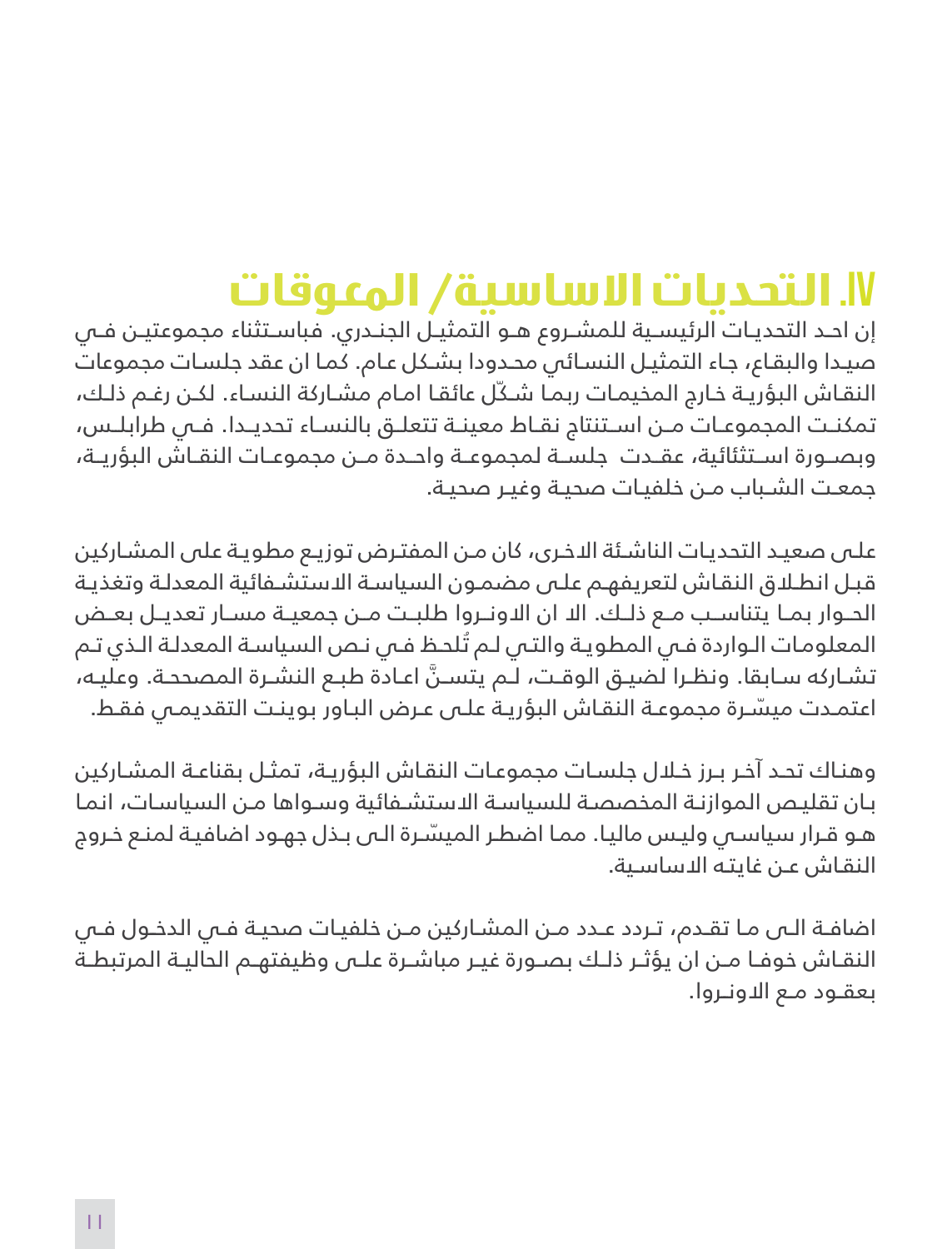# ١٧. التحديات الاساسية/ المعوقات

إن احد التحديات الرئيسية للمشروع هو التمثيل الجندري. فباستثناء مجموعتين في صيدا والبقاع، جاء التمثيل النسائي محدودا بشكل عام. كما ان عقد جلسات مجموعات النقاش البؤرية خارج المخيمات ربما شكّل عائقا امام مشاركة النساء. لكن رغم ذلك، تمكنت المجموعات من استنتاج نقاط معينة تتعلق بالنساء تحديدا. في طرابلس، وبصورة استثائية، عقدت جلسة لمجموعة واحدة من مجموعات النقاش البؤرية، جمعت الشباب من خلفيات صحية وغير صحية.

على صعيد التحديات الناشئة الاخرى، كان من المفترض توزيع مطوية على المشاركين قبل انطلاق النقاش لتعريفهم على مضمون السياسة الاستشفائية المعدلة وتغذية الحوار بما يتناسب مع ذلك. الا ان الاونروا طلبت من جمعية مسار تعديل بعض المعلومات الواردة في المطوية والتي لم تُلحظ في نص السياسة المعدلة الذي تم تشاركه سابقا. ونظرا لضيق الوقت، لم يتسنَّ اعادة طبع النشرة المصححة. وعليه، اعتمدت ميسّرة مجموعة النقاش البؤرية على عرض الباور بوينت التقديمي فقط.

وهناك تحد آخر برز خلال جلسات مجموعات النقاش البؤرية، تمثل بقناعة المشاركين بان تقليص الموازنة المخصصة للسياسة الاستشفائية وسواها من السياسات، انما هو قرار سياسي وليس ماليا. مما اضطر الميسّرة الى بذل جهود اضافية لمنع خروج النقاش عن غايته الاساسية.

اضافة الى ما تقدم، تردد عدد من المشاركين من خلفيات صحية في الدخول في النقاش خوفا من ان يؤثر ذلك بصورة غير مباشرة على وظيفتهم الحالية المرتبطة بعقود مع الاونروا.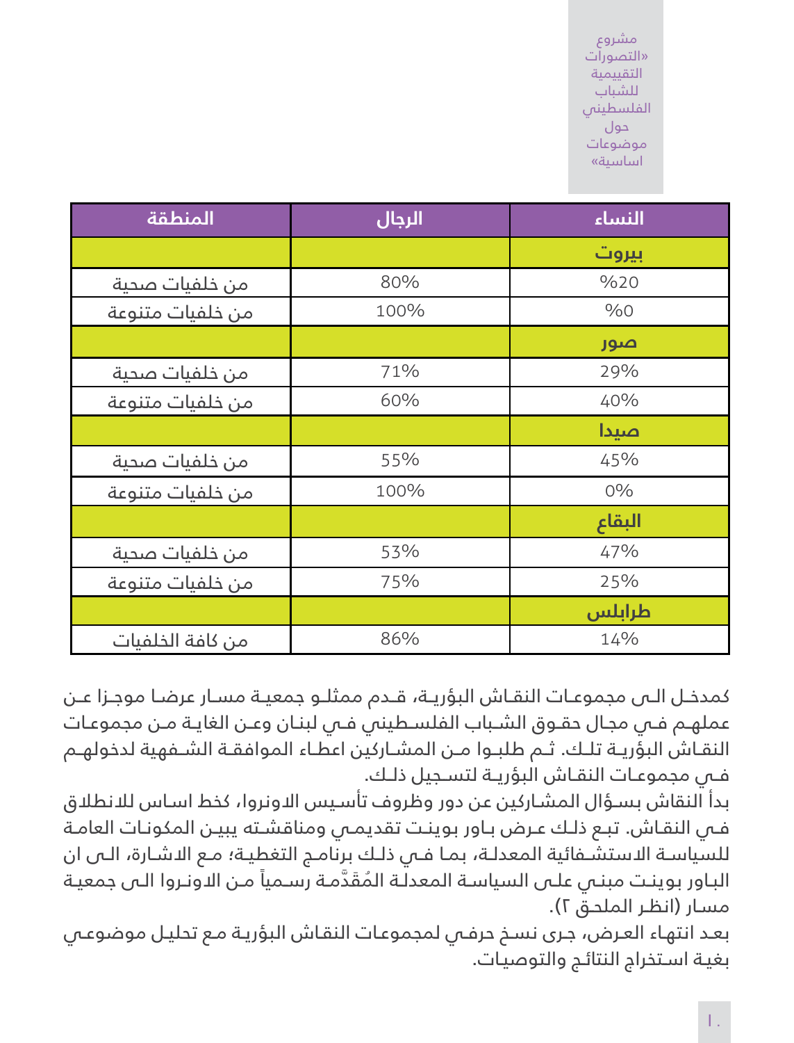| النساء | الرجال | المنطقة |
|---|---|---|
| **بيروت** | | |
| %20 | 80% | من خلفيات صحية |
| %0 | 100% | من خلفيات متنوعة |
| **صور** | | |
| 29% | 71% | من خلفيات صحية |
| 40% | 60% | من خلفيات متنوعة |
| **صيدا** | | |
| 45% | 55% | من خلفيات صحية |
| 0% | 100% | من خلفيات متنوعة |
| **البقاع** | | |
| 47% | 53% | من خلفيات صحية |
| 25% | 75% | من خلفيات متنوعة |
| **طرابلس** | | |
| 14% | 86% | من كافة الخلفيات |

كمدخل الى مجموعات النقاش البؤرية، قدم ممثلو جمعية مسار عرضا موجزا عن عملهم في مجال حقوق الشباب الفلسطيني في لبنان وعن الغاية من مجموعات النقاش البؤرية تلك. ثم طلبوا من المشاركين اعطاء الموافقة الشفهية لدخولهم في مجموعات النقاش البؤرية لتسجيل ذلك.

بدأ النقاش بسؤال المشاركين عن دور وظروف تأسيس الاونروا، كخط اساس للانطلاق في النقاش. تبع ذلك عرض باور بوينت تقديمي ومناقشته يبين المكونات العامة للسياسة الاستشفائية المعدلة، بما في ذلك برنامج التغطية؛ مع الاشارة، الى ان الباور بوينت مبني على السياسة المعدلة المُقدَّمة رسمياً من الاونروا الى جمعية مسار (انظر الملحق ٢).

بعد انتهاء العرض، جرى نسخ حرفي لمجموعات النقاش البؤرية مع تحليل موضوعي بغية استخراج النتائج والتوصيات.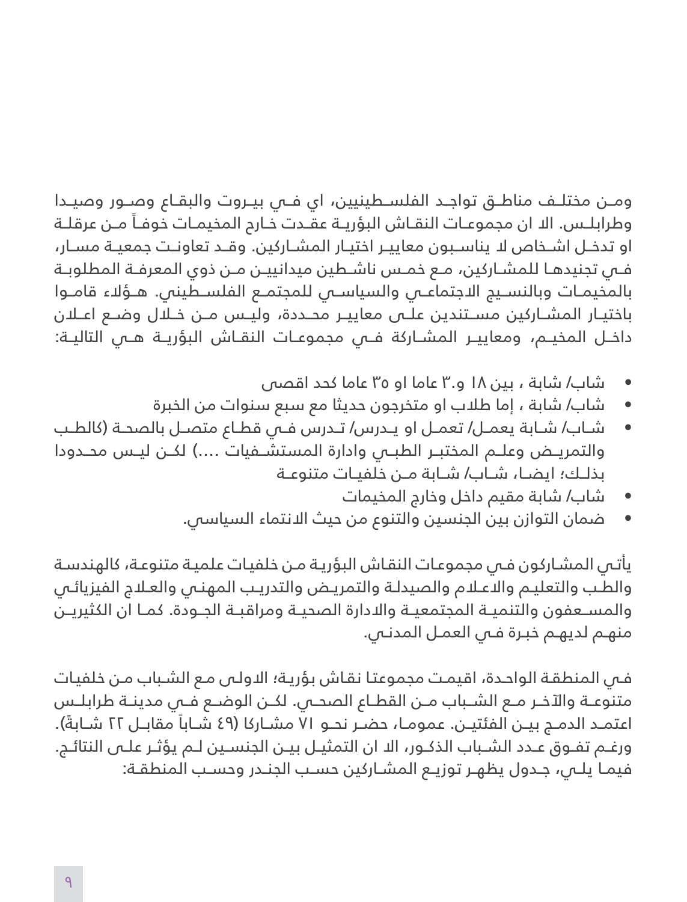ومن مختلف مناطق تواجد الفلسطينيين، اي في بيروت والبقاع وصور وصيدا وطرابلس. الا ان مجموعات النقاش البؤرية عقدت خارج المخيمات خوفاً من عرقلة او تدخل اشخاص لا يناسبون معايير اختيار المشاركين. وقد تعاونت جمعية مسار، في تجنيدها للمشاركين، مع خمس ناشطين ميدانيين من ذوي المعرفة المطلوبة بالمخيمات وبالنسيج الاجتماعي والسياسي للمجتمع الفلسطيني. هؤلاء قاموا باختيار المشاركين مستندين على معايير محددة، وليس من خلال وضع اعلان داخل المخيم، ومعايير المشاركة في مجموعات النقاش البؤرية هي التالية:

- شاب/ شابة ، بين ١٨ و٣٠ عاما او ٣٥ عاما كحد اقصى
- شاب/ شابة ، إما طلاب او متخرجون حديثا مع سبع سنوات من الخبرة
- شاب/ شابة يعمل/ تعمل او يدرس/ تدرس في قطاع متصل بالصحة (كالطب والتمريض وعلم المختبر الطبي وادارة المستشفيات ....) لكن ليس محدودا بذلك؛ ايضا، شاب/ شابة من خلفيات متنوعة
- شاب/ شابة مقيم داخل وخارج المخيمات
- ضمان التوازن بين الجنسين والتنوع من حيث الانتماء السياسي.

يأتي المشاركون في مجموعات النقاش البؤرية من خلفيات علمية متنوعة، كالهندسة والطب والتعليم والاعلام والصيدلة والتمريض والتدريب المهني والعلاج الفيزيائي والمسعفون والتنمية المجتمعية والادارة الصحية ومراقبة الجودة. كما ان الكثيرين منهم لديهم خبرة في العمل المدني.

في المنطقة الواحدة، اقيمت مجموعتا نقاش بؤرية؛ الاولى مع الشباب من خلفيات متنوعة والآخر مع الشباب من القطاع الصحي. لكن الوضع في مدينة طرابلس اعتمد الدمج بين الفئتين. عموما، حضر نحو ٧١ مشاركا (٤٩ شاباً مقابل ٢٢ شابةً). ورغم تفوق عدد الشباب الذكور، الا ان التمثيل بين الجنسين لم يؤثر على النتائج. فيما يلي، جدول يظهر توزيع المشاركين حسب الجندر وحسب المنطقة: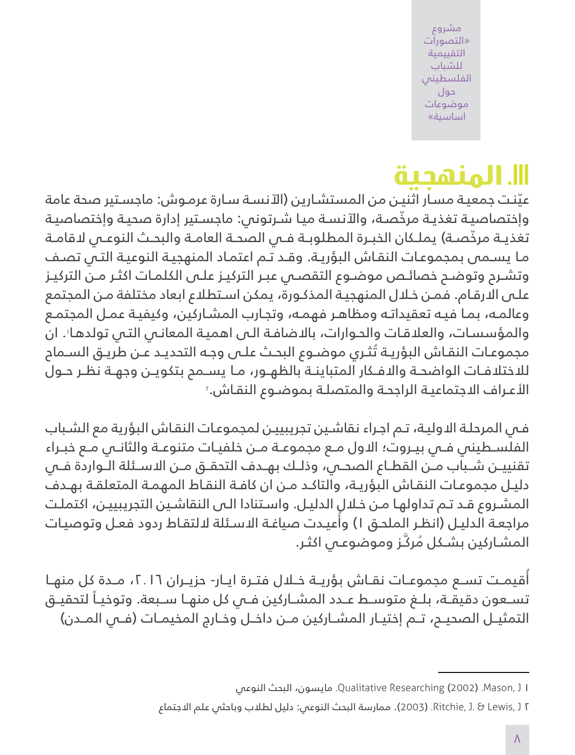# III. المنهجية

عيّنت جمعية مسار اثنين من المستشارين (الآنسة سارة عرموش: ماجستير صحة عامة وإختصاصية تغذية مرخّصة، والآنسة ميا شرتوني: ماجستير إدارة صحية وإختصاصية تغذية مرخّصة) يملكان الخبرة المطلوبة في الصحة العامة والبحث النوعي لاقامة ما يسمى بمجموعات النقاش البؤرية. وقد تم اعتماد المنهجية النوعية التي تصف وتشرح وتوضح خصائص موضوع التقصي عبر التركيز على الكلمات اكثر من التركيز على الارقام. فمن خلال المنهجية المذكورة، يمكن استطلاع ابعاد مختلفة من المجتمع وعالمه، بما فيه تعقيداته ومظاهر فهمه، وتجارب المشاركين، وكيفية عمل المجتمع والمؤسسات، والعلاقات والحوارات، بالاضافة الى اهمية المعاني التي تولدها[1]. ان مجموعات النقاش البؤرية تُثري موضوع البحث على وجه التحديد عن طريق السماح للاختلافات الواضحة والافكار المتباينة بالظهور، ما يسمح بتكوين وجهة نظر حول الأعراف الاجتماعية الراجحة والمتصلة بموضوع النقاش.[2]

في المرحلة الاولية، تم اجراء نقاشين تجريبيين لمجموعات النقاش البؤرية مع الشباب الفلسطيني في بيروت؛ الاول مع مجموعة من خلفيات متنوعة والثاني مع خبراء تقنيين شباب من القطاع الصحي، وذلك بهدف التحقق من الاسئلة الواردة في دليل مجموعات النقاش البؤرية، والتاكد من ان كافة النقاط المهمة المتعلقة بهدف المشروع قد تم تداولها من خلال الدليل. واستنادا الى النقاشين التجريبيين، اكتملت مراجعة الدليل (انظر الملحق ١) وأُعيدت صياغة الاسئلة لالتقاط ردود فعل وتوصيات المشاركين بشكل مُركّز وموضوعي اكثر.

أُقيمت تسع مجموعات نقاش بؤرية خلال فترة ايار- حزيران ٢٠١٦، مدة كل منها تسعون دقيقة، بلغ متوسط عدد المشاركين في كل منها سبعة. وتوخياً لتحقيق التمثيل الصحيح، تم إختيار المشاركين من داخل وخارج المخيمات (في المدن)

---

١ Mason, J. (2002) Qualitative Researching. مايسون، البحث النوعي

٢ Ritchie, J. & Lewis, J. (2003). ممارسة البحث النوعي: دليل لطلاب وباحثي علم الاجتماع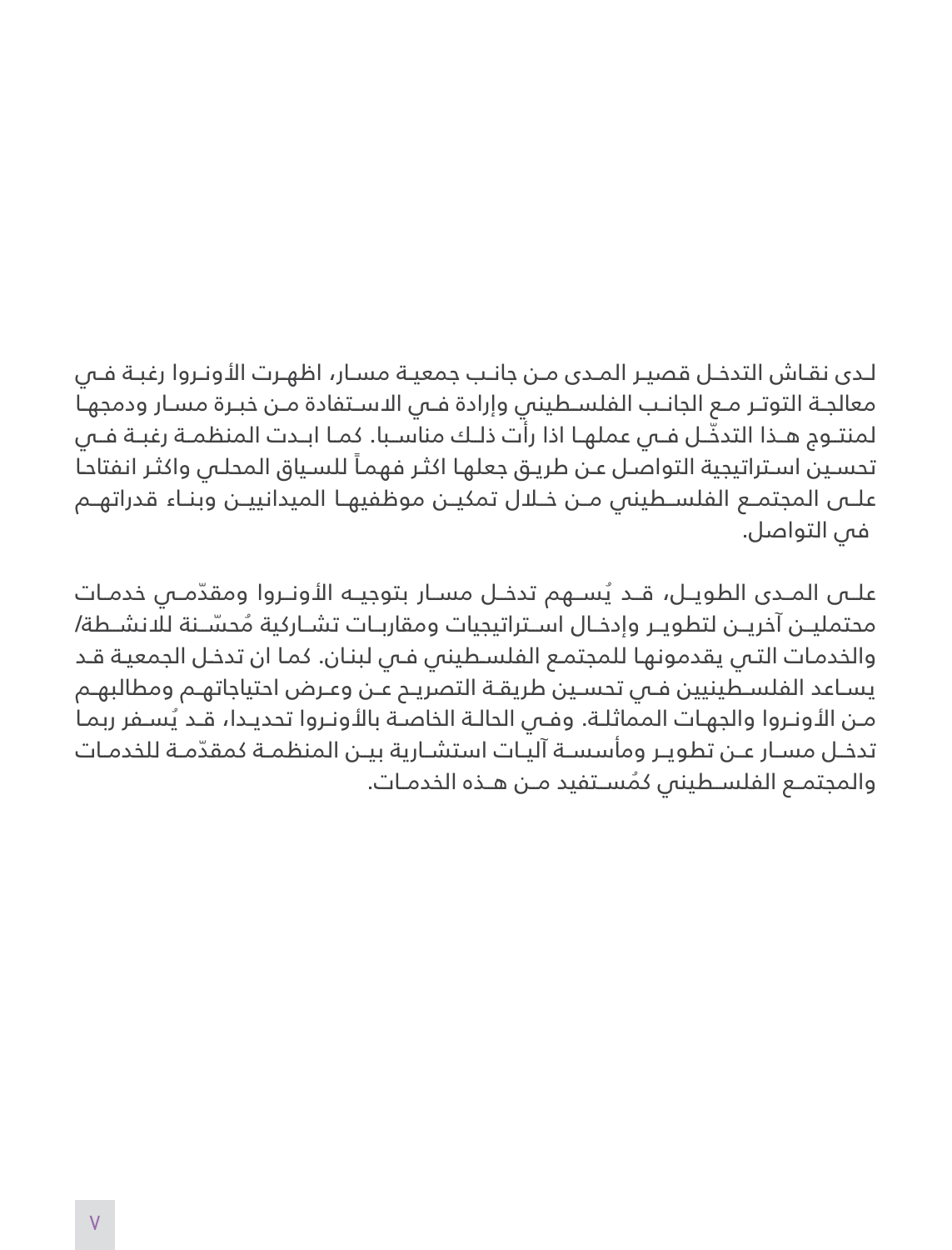لدى نقاش التدخل قصير المدى من جانب جمعية مسار، اظهرت الأونروا رغبة في معالجة التوتر مع الجانب الفلسطيني وإرادة في الاستفادة من خبرة مسار ودمجها لمنتوج هذا التدخّل في عملها اذا رأت ذلك مناسبا. كما ابدت المنظمة رغبة في تحسين استراتيجية التواصل عن طريق جعلها اكثر فهماً للسياق المحلي واكثر انفتاحا على المجتمع الفلسطيني من خلال تمكين موظفيها الميدانيين وبناء قدراتهم في التواصل.

على المدى الطويل، قد يُسهم تدخل مسار بتوجيه الأونروا ومقدّمي خدمات محتملين آخرين لتطوير وإدخال استراتيجيات ومقاربات تشاركية مُحسّنة للانشطة/ والخدمات التي يقدمونها للمجتمع الفلسطيني في لبنان. كما ان تدخل الجمعية قد يساعد الفلسطينيين في تحسين طريقة التصريح عن وعرض احتياجاتهم ومطالبهم من الأونروا والجهات المماثلة. وفي الحالة الخاصة بالأونروا تحديدا، قد يُسفر ربما تدخل مسار عن تطوير ومأسسة آليات استشارية بين المنظمة كمقدّمة للخدمات والمجتمع الفلسطيني كمُستفيد من هذه الخدمات.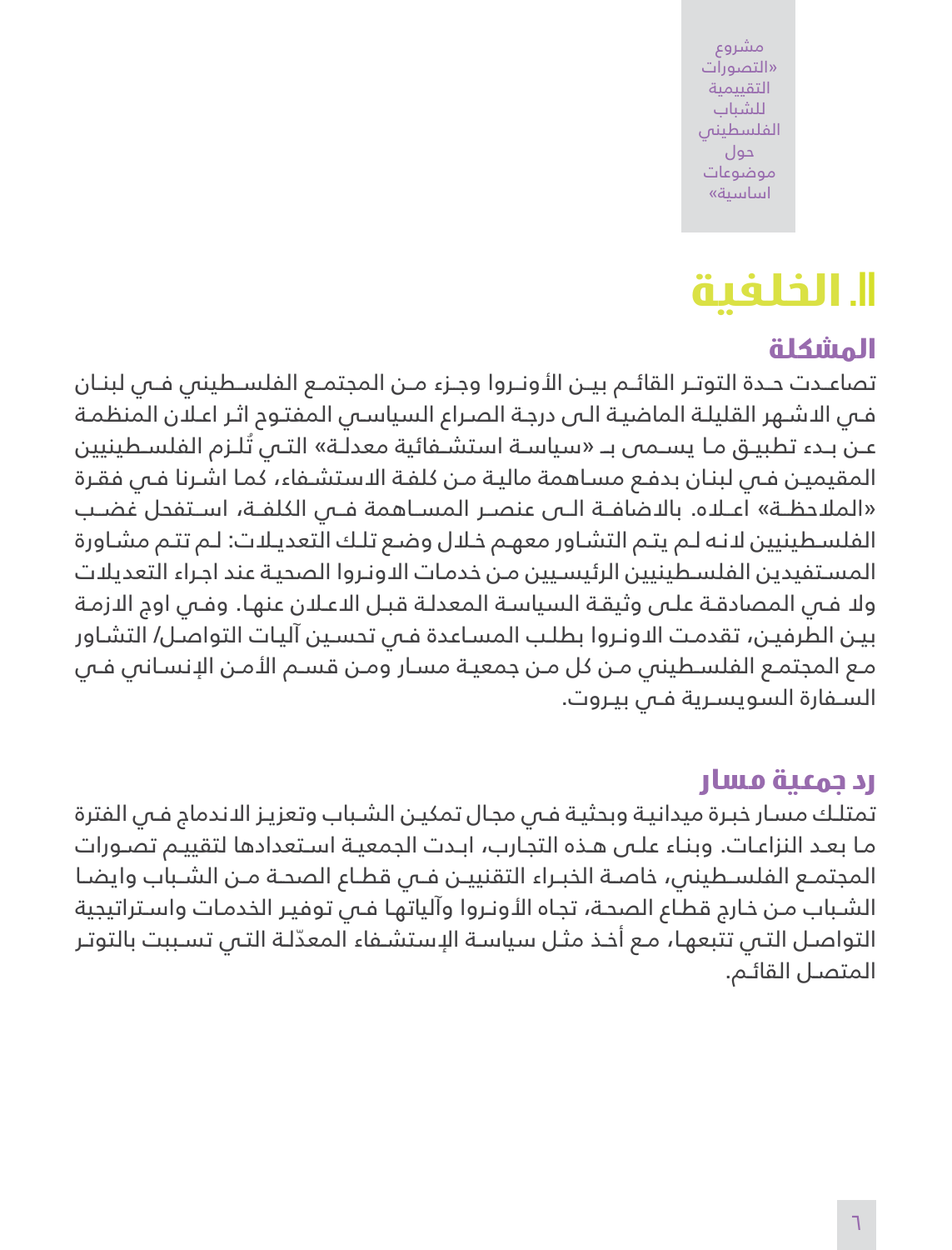# II. الخلفية

## المشكلة

تصاعدت حدة التوتر القائم بين الأونروا وجزء من المجتمع الفلسطيني في لبنان في الاشهر القليلة الماضية الى درجة الصراع السياسي المفتوح اثر اعلان المنظمة عن بدء تطبيق ما يسمى بـ «سياسة استشفائية معدلة» التي تُلزم الفلسطينيين المقيمين في لبنان بدفع مساهمة مالية من كلفة الاستشفاء، كما اشرنا في فقرة «الملاحظة» اعلاه. بالاضافة الى عنصر المساهمة في الكلفة، استفحل غضب الفلسطينيين لانه لم يتم التشاور معهم خلال وضع تلك التعديلات: لم تتم مشاورة المستفيدين الفلسطينيين الرئيسيين من خدمات الاونروا الصحية عند اجراء التعديلات ولا في المصادقة على وثيقة السياسة المعدلة قبل الاعلان عنها. وفي اوج الازمة بين الطرفين، تقدمت الاونروا بطلب المساعدة في تحسين آليات التواصل/ التشاور مع المجتمع الفلسطيني من كل من جمعية مسار ومن قسم الأمن الإنساني في السفارة السويسرية في بيروت.

## رد جمعية مسار

تمتلك مسار خبرة ميدانية وبحثية في مجال تمكين الشباب وتعزيز الاندماج في الفترة ما بعد النزاعات. وبناء على هذه التجارب، ابدت الجمعية استعدادها لتقييم تصورات المجتمع الفلسطيني، خاصة الخبراء التقنيين في قطاع الصحة من الشباب وايضا الشباب من خارج قطاع الصحة، تجاه الأونروا وآلياتها في توفير الخدمات واستراتيجية التواصل التي تتبعها، مع أخذ مثل سياسة الإستشفاء المعدّلة التي تسببت بالتوتر المتصل القائم.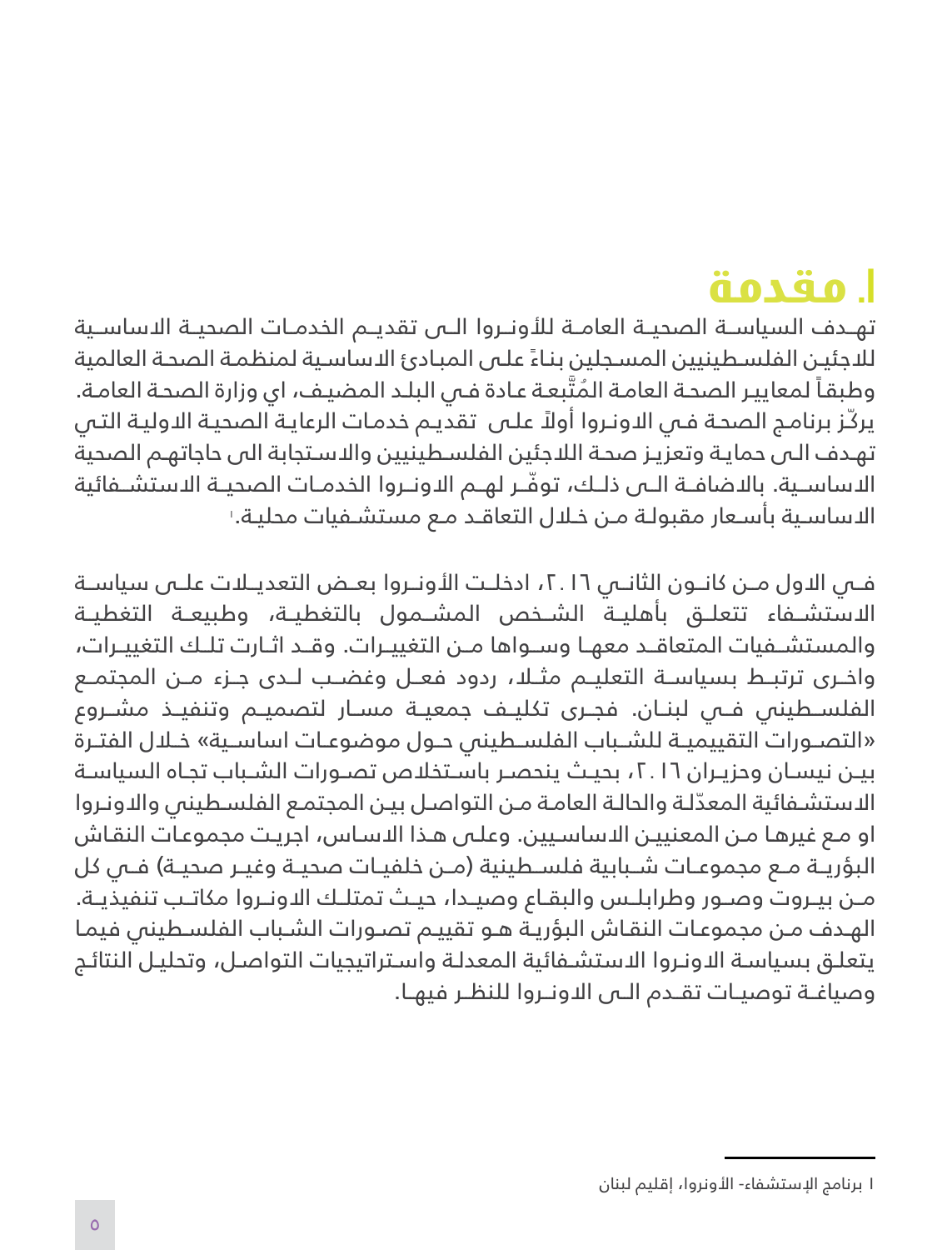# ١. مقدمة

تهدف السياسة الصحية العامة للأونروا الى تقديم الخدمات الصحية الاساسية للاجئين الفلسطينيين المسجلين بناءً على المبادئ الاساسية لمنظمة الصحة العالمية وطبقاً لمعايير الصحة العامة المُتَّبعة عادة في البلد المضيف، اي وزارة الصحة العامة. يركّز برنامج الصحة في الاونروا أولاً على تقديم خدمات الرعاية الصحية الاولية التي تهدف الى حماية وتعزيز صحة اللاجئين الفلسطينيين والاستجابة الى حاجاتهم الصحية الاساسية. بالاضافة الى ذلك، توفّر لهم الاونروا الخدمات الصحية الاستشفائية الاساسية بأسعار مقبولة من خلال التعاقد مع مستشفيات محلية.[١]

في الاول من كانون الثاني ٢٠١٦، ادخلت الأونروا بعض التعديلات على سياسة الاستشفاء تتعلق بأهلية الشخص المشمول بالتغطية، وطبيعة التغطية والمستشفيات المتعاقد معها وسواها من التغييرات. وقد اثارت تلك التغييرات، واخرى ترتبط بسياسة التعليم مثلا، ردود فعل وغضب لدى جزء من المجتمع الفلسطيني في لبنان. فجرى تكليف جمعية مسار لتصميم وتنفيذ مشروع «التصورات التقييمية للشباب الفلسطيني حول موضوعات اساسية» خلال الفترة بين نيسان وحزيران ٢٠١٦، بحيث ينحصر باستخلاص تصورات الشباب تجاه السياسة الاستشفائية المعدّلة والحالة العامة من التواصل بين المجتمع الفلسطيني والاونروا او مع غيرها من المعنيين الاساسيين. وعلى هذا الاساس، اجريت مجموعات النقاش البؤرية مع مجموعات شبابية فلسطينية (من خلفيات صحية وغير صحية) في كل من بيروت وصور وطرابلس والبقاع وصيدا، حيث تمتلك الاونروا مكاتب تنفيذية. الهدف من مجموعات النقاش البؤرية هو تقييم تصورات الشباب الفلسطيني فيما يتعلق بسياسة الاونروا الاستشفائية المعدلة واستراتيجيات التواصل، وتحليل النتائج وصياغة توصيات تقدم الى الاونروا للنظر فيها.

---

١ برنامج الإستشفاء- الأونروا، إقليم لبنان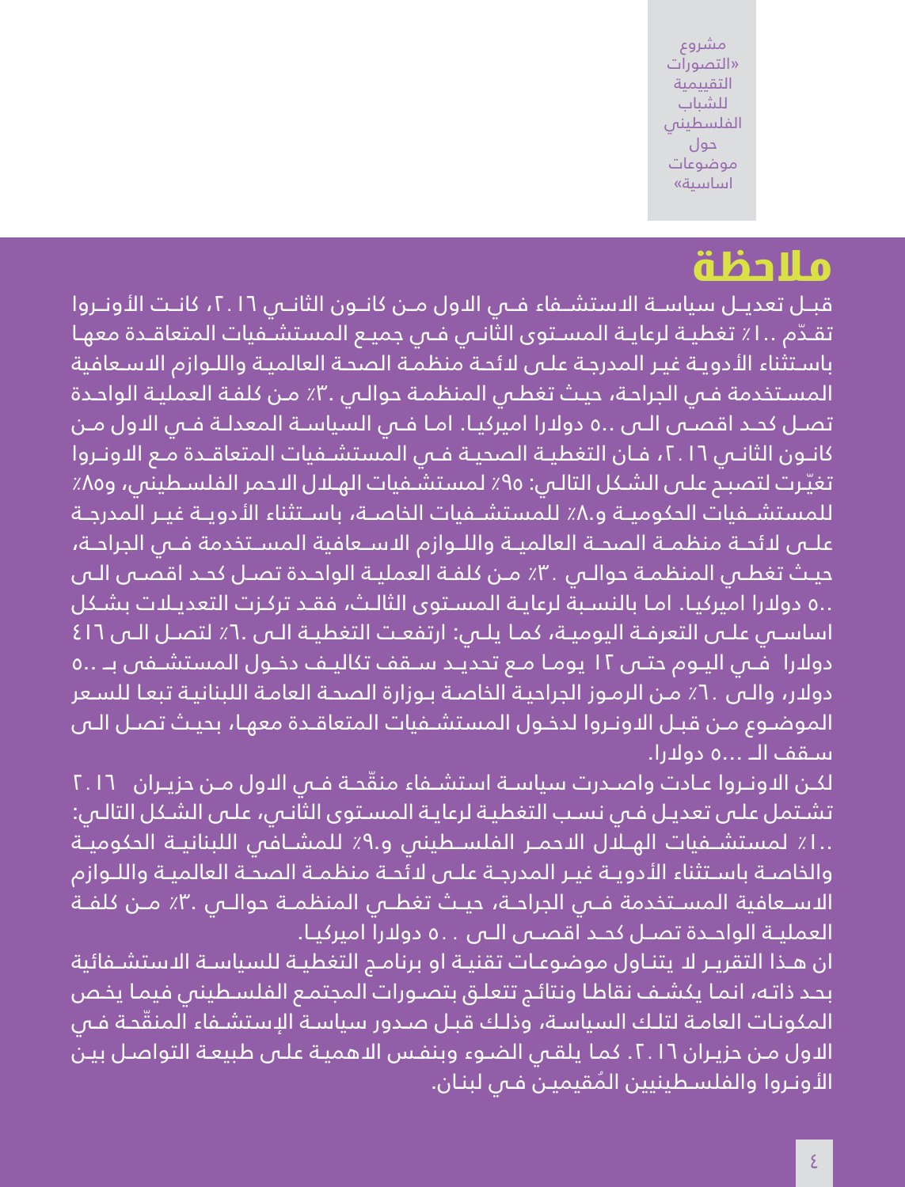# ملاحظة

قبل تعديل سياسة الاستشفاء في الاول من كانون الثاني ٢٠١٦، كانت الأونروا تقدّم ١٠٠٪ تغطية لرعاية المستوى الثاني في جميع المستشفيات المتعاقدة معها باستثناء الأدوية غير المدرجة على لائحة منظمة الصحة العالمية واللوازم الاسعافية المستخدمة في الجراحة، حيث تغطي المنظمة حوالي ٣٠٪ من كلفة العملية الواحدة تصل كحد اقصى الى ٥٠٠ دولارا اميركيا. اما في السياسة المعدلة في الاول من كانون الثاني ٢٠١٦، فان التغطية الصحية في المستشفيات المتعاقدة مع الاونروا تغيّرت لتصبح على الشكل التالي: ٩٥٪ لمستشفيات الهلال الاحمر الفلسطيني، و٨٥٪ للمستشفيات الحكومية و٨٠٪ للمستشفيات الخاصة، باستثناء الأدوية غير المدرجة على لائحة منظمة الصحة العالمية واللوازم الاسعافية المستخدمة في الجراحة، حيث تغطي المنظمة حوالي ٣٠٪ من كلفة العملية الواحدة تصل كحد اقصى الى ٥٠٠ دولارا اميركيا. اما بالنسبة لرعاية المستوى الثالث، فقد تركزت التعديلات بشكل اساسي على التعرفة اليومية، كما يلي: ارتفعت التغطية الى ٦٠٪ لتصل الى ٤١٦ دولارا في اليوم حتى ١٢ يوما مع تحديد سقف تكاليف دخول المستشفى بـ ٥٠٠ دولار، والى ٦٠٪ من الرموز الجراحية الخاصة بوزارة الصحة العامة اللبنانية تبعا للسعر الموضوع من قبل الاونروا لدخول المستشفيات المتعاقدة معها، بحيث تصل الى سقف الـ ٥٠٠٠ دولارا.

لكن الاونروا عادت واصدرت سياسة استشفاء منقّحة في الاول من حزيران ٢٠١٦ تشتمل على تعديل في نسب التغطية لرعاية المستوى الثاني، على الشكل التالي: ١٠٠٪ لمستشفيات الهلال الاحمر الفلسطيني و٩٠٪ للمشافي اللبنانية الحكومية والخاصة باستثناء الأدوية غير المدرجة على لائحة منظمة الصحة العالمية واللوازم الاسعافية المستخدمة في الجراحة، حيث تغطي المنظمة حوالي ٣٠٪ من كلفة العملية الواحدة تصل كحد اقصى الى ٥٠٠ دولارا اميركيا.

ان هذا التقرير لا يتناول موضوعات تقنية او برنامج التغطية للسياسة الاستشفائية بحد ذاته، انما يكشف نقاطا ونتائج تتعلق بتصورات المجتمع الفلسطيني فيما يخص المكونات العامة لتلك السياسة، وذلك قبل صدور سياسة الإستشفاء المنقّحة في الاول من حزيران ٢٠١٦. كما يلقي الضوء وبنفس الاهمية على طبيعة التواصل بين الأونروا والفلسطينيين المُقيمين في لبنان.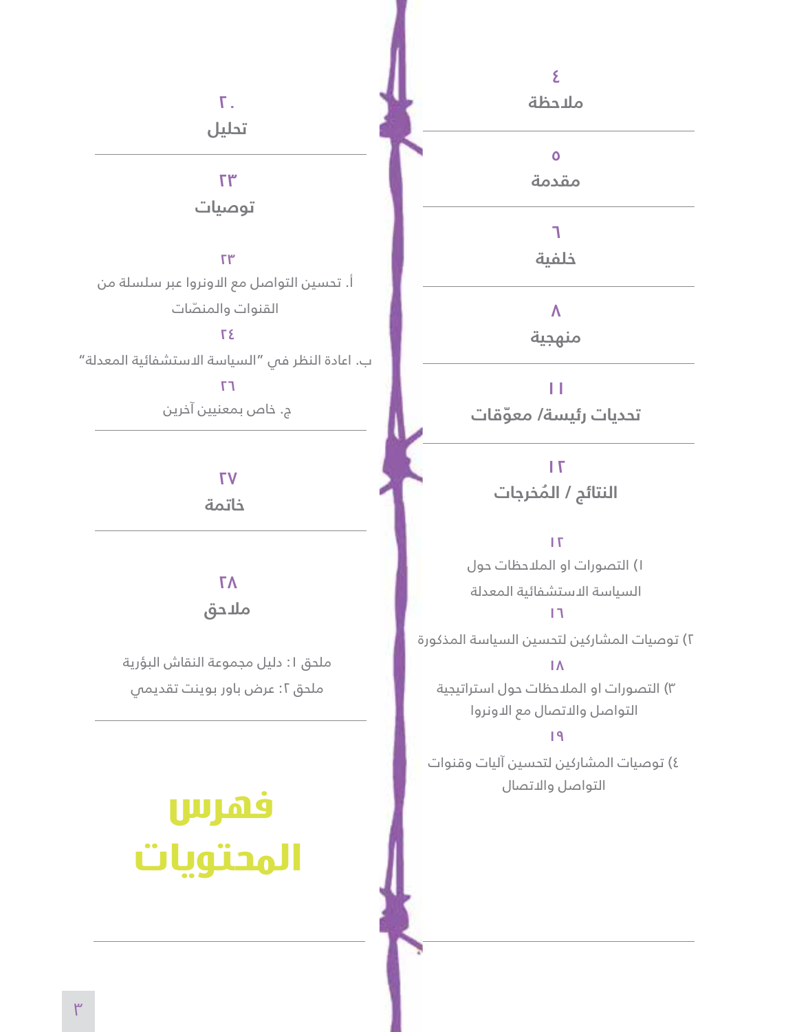# فهرس المحتويات

٤
**ملاحظة**

٥
**مقدمة**

٦
**خلفية**

٨
**منهجية**

١١
**تحديات رئيسة/ معوّقات**

١٢
**النتائج / المُخرجات**

١٢
١) التصورات او الملاحظات حول السياسة الاستشفائية المعدلة

١٦
٢) توصيات المشاركين لتحسين السياسة المذكورة

١٨
٣) التصورات او الملاحظات حول استراتيجية التواصل والاتصال مع الاونروا

١٩
٤) توصيات المشاركين لتحسين آليات وقنوات التواصل والاتصال

٢٠
**تحليل**

٢٣
**توصيات**

٢٣
أ. تحسين التواصل مع الاونروا عبر سلسلة من القنوات والمنصّات

٢٤
ب. اعادة النظر في "السياسة الاستشفائية المعدلة"

٢٦
ج. خاص بمعنيين آخرين

٢٧
**خاتمة**

٢٨
**ملاحق**

ملحق ١: دليل مجموعة النقاش البؤرية
ملحق ٢: عرض باور بوينت تقديمي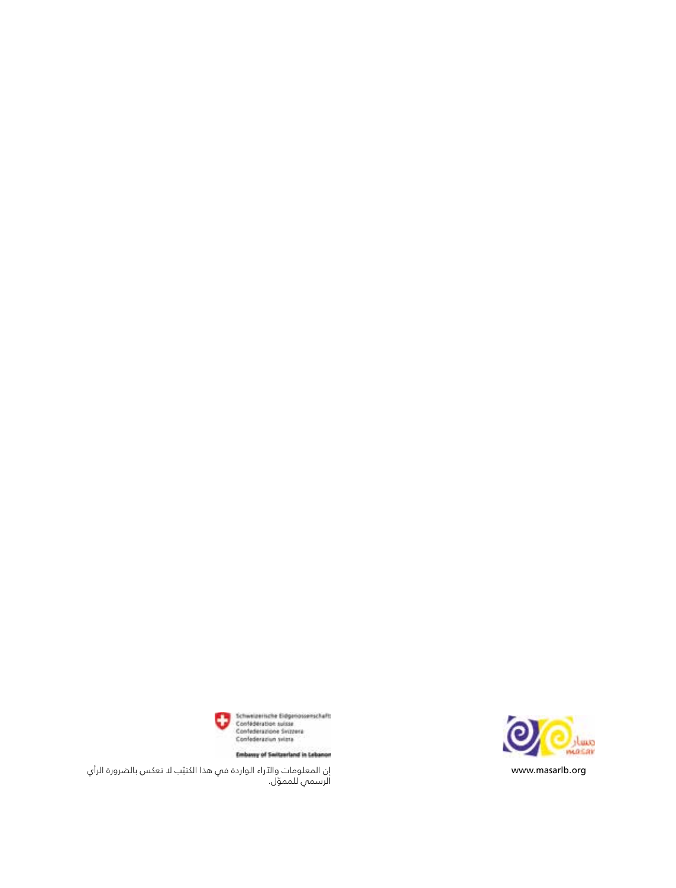Schweizerische Eidgenossenschaft
Confédération suisse
Confederazione Svizzera
Confederaziun svizra

Embassy of Switzerland in Lebanon

إن المعلومات والآراء الواردة في هذا الكتيّب لا تعكس بالضرورة الرأي الرسمي للمموّل.

مسار
MASAR

www.masarlb.org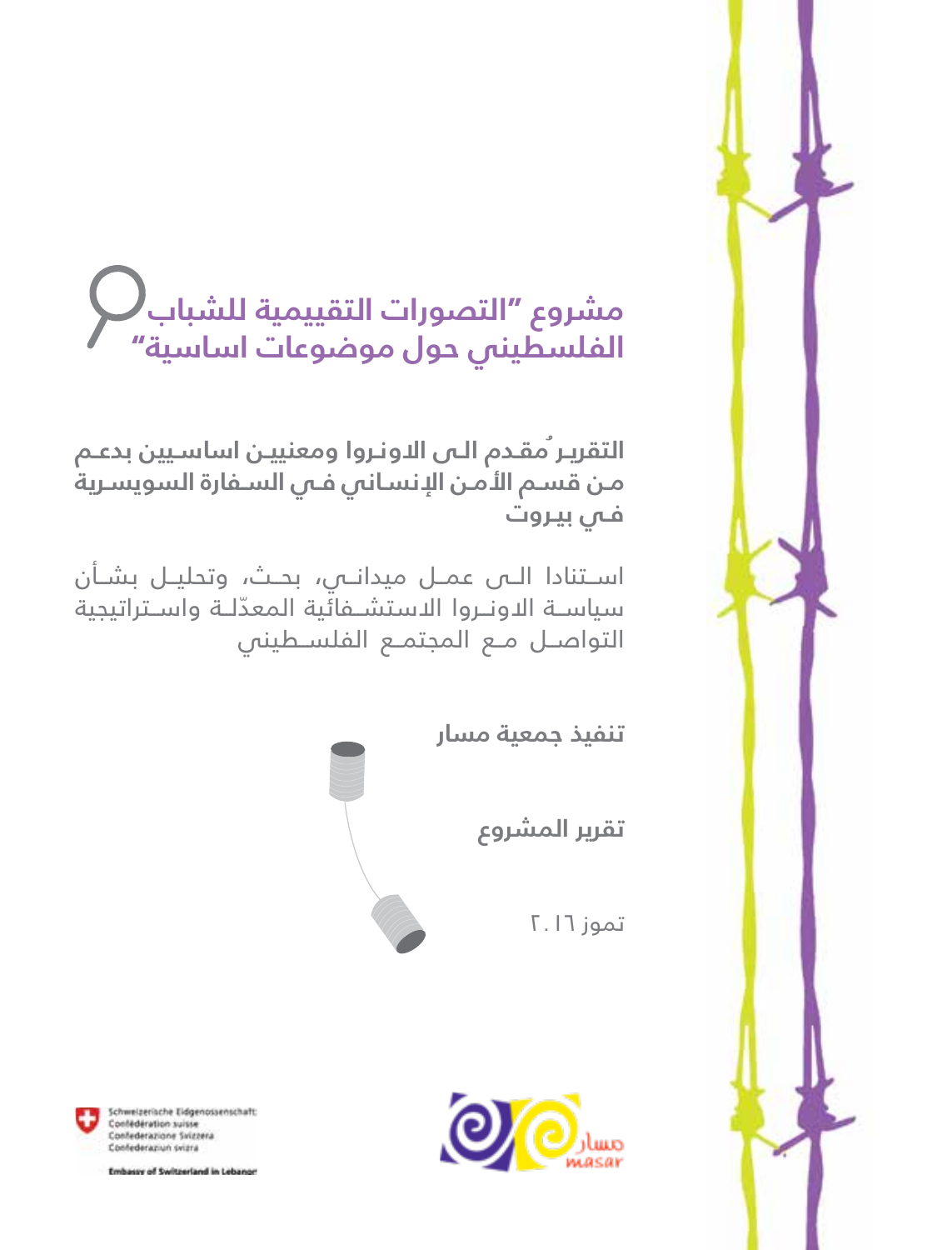# مشروع "التصورات التقييمية للشباب الفلسطيني حول موضوعات اساسية"

**التقرير مُقدم الى الاونروا ومعنيين اساسيين بدعم من قسم الأمن الإنساني في السفارة السويسرية في بيروت**

استنادا الى عمل ميداني، بحث، وتحليل بشأن سياسة الاونروا الاستشفائية المعدّلة واستراتيجية التواصل مع المجتمع الفلسطيني

**تنفيذ جمعية مسار**

**تقرير المشروع**

تموز ٢٠١٦

مسار
masar

Schweizerische Eidgenossenschaft
Confédération suisse
Confederazione Svizzera
Confederaziun svizra

Embassy of Switzerland in Lebanon